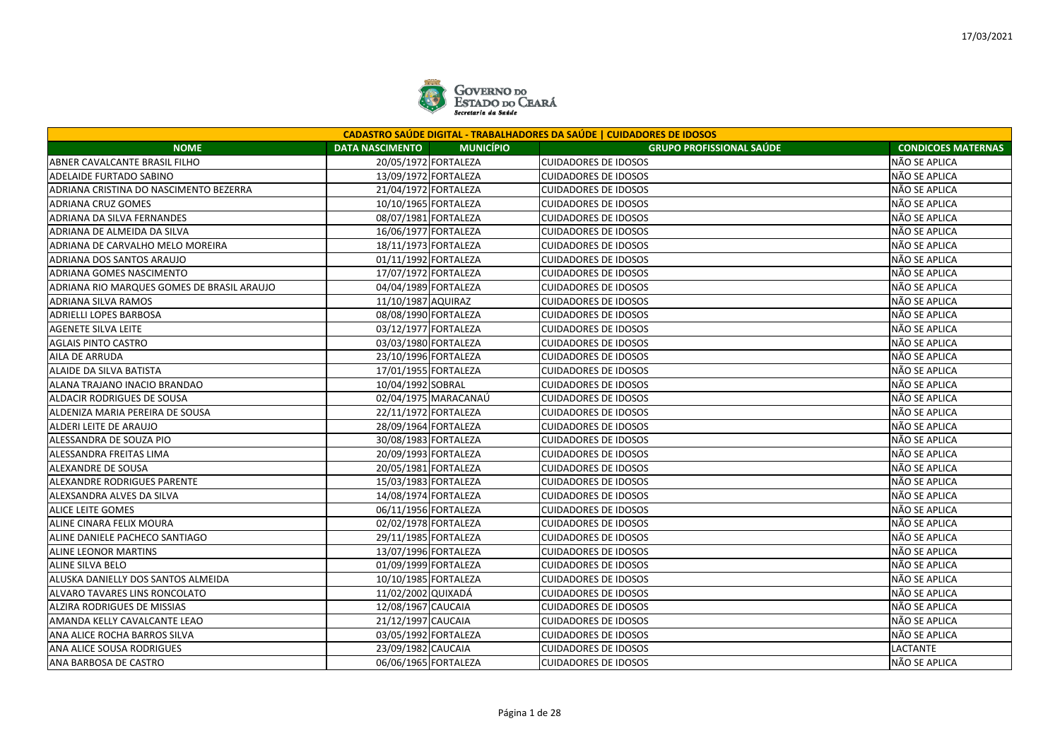| CADASTRO SAÚDE DIGITAL - TRABALHADORES DA SAÚDE \| CUIDADORES DE IDOSOS | | | | |
|---|---|---|---|---|
| **NOME** | **DATA NASCIMENTO** | **MUNICÍPIO** | **GRUPO PROFISSIONAL SAÚDE** | **CONDICOES MATERNAS** |
| ABNER CAVALCANTE BRASIL FILHO | 20/05/1972 | FORTALEZA | CUIDADORES DE IDOSOS | NÃO SE APLICA |
| ADELAIDE FURTADO SABINO | 13/09/1972 | FORTALEZA | CUIDADORES DE IDOSOS | NÃO SE APLICA |
| ADRIANA CRISTINA DO NASCIMENTO BEZERRA | 21/04/1972 | FORTALEZA | CUIDADORES DE IDOSOS | NÃO SE APLICA |
| ADRIANA CRUZ GOMES | 10/10/1965 | FORTALEZA | CUIDADORES DE IDOSOS | NÃO SE APLICA |
| ADRIANA DA SILVA FERNANDES | 08/07/1981 | FORTALEZA | CUIDADORES DE IDOSOS | NÃO SE APLICA |
| ADRIANA DE ALMEIDA DA SILVA | 16/06/1977 | FORTALEZA | CUIDADORES DE IDOSOS | NÃO SE APLICA |
| ADRIANA DE CARVALHO MELO MOREIRA | 18/11/1973 | FORTALEZA | CUIDADORES DE IDOSOS | NÃO SE APLICA |
| ADRIANA DOS SANTOS ARAUJO | 01/11/1992 | FORTALEZA | CUIDADORES DE IDOSOS | NÃO SE APLICA |
| ADRIANA GOMES NASCIMENTO | 17/07/1972 | FORTALEZA | CUIDADORES DE IDOSOS | NÃO SE APLICA |
| ADRIANA RIO MARQUES GOMES DE BRASIL ARAUJO | 04/04/1989 | FORTALEZA | CUIDADORES DE IDOSOS | NÃO SE APLICA |
| ADRIANA SILVA RAMOS | 11/10/1987 | AQUIRAZ | CUIDADORES DE IDOSOS | NÃO SE APLICA |
| ADRIELLI LOPES BARBOSA | 08/08/1990 | FORTALEZA | CUIDADORES DE IDOSOS | NÃO SE APLICA |
| AGENETE SILVA LEITE | 03/12/1977 | FORTALEZA | CUIDADORES DE IDOSOS | NÃO SE APLICA |
| AGLAIS PINTO CASTRO | 03/03/1980 | FORTALEZA | CUIDADORES DE IDOSOS | NÃO SE APLICA |
| AILA DE ARRUDA | 23/10/1996 | FORTALEZA | CUIDADORES DE IDOSOS | NÃO SE APLICA |
| ALAIDE DA SILVA BATISTA | 17/01/1955 | FORTALEZA | CUIDADORES DE IDOSOS | NÃO SE APLICA |
| ALANA TRAJANO INACIO BRANDAO | 10/04/1992 | SOBRAL | CUIDADORES DE IDOSOS | NÃO SE APLICA |
| ALDACIR RODRIGUES DE SOUSA | 02/04/1975 | MARACANAÚ | CUIDADORES DE IDOSOS | NÃO SE APLICA |
| ALDENIZA MARIA PEREIRA DE SOUSA | 22/11/1972 | FORTALEZA | CUIDADORES DE IDOSOS | NÃO SE APLICA |
| ALDERI LEITE DE ARAUJO | 28/09/1964 | FORTALEZA | CUIDADORES DE IDOSOS | NÃO SE APLICA |
| ALESSANDRA DE SOUZA PIO | 30/08/1983 | FORTALEZA | CUIDADORES DE IDOSOS | NÃO SE APLICA |
| ALESSANDRA FREITAS LIMA | 20/09/1993 | FORTALEZA | CUIDADORES DE IDOSOS | NÃO SE APLICA |
| ALEXANDRE DE SOUSA | 20/05/1981 | FORTALEZA | CUIDADORES DE IDOSOS | NÃO SE APLICA |
| ALEXANDRE RODRIGUES PARENTE | 15/03/1983 | FORTALEZA | CUIDADORES DE IDOSOS | NÃO SE APLICA |
| ALEXSANDRA ALVES DA SILVA | 14/08/1974 | FORTALEZA | CUIDADORES DE IDOSOS | NÃO SE APLICA |
| ALICE LEITE GOMES | 06/11/1956 | FORTALEZA | CUIDADORES DE IDOSOS | NÃO SE APLICA |
| ALINE CINARA FELIX MOURA | 02/02/1978 | FORTALEZA | CUIDADORES DE IDOSOS | NÃO SE APLICA |
| ALINE DANIELE PACHECO SANTIAGO | 29/11/1985 | FORTALEZA | CUIDADORES DE IDOSOS | NÃO SE APLICA |
| ALINE LEONOR MARTINS | 13/07/1996 | FORTALEZA | CUIDADORES DE IDOSOS | NÃO SE APLICA |
| ALINE SILVA BELO | 01/09/1999 | FORTALEZA | CUIDADORES DE IDOSOS | NÃO SE APLICA |
| ALUSKA DANIELLY DOS SANTOS ALMEIDA | 10/10/1985 | FORTALEZA | CUIDADORES DE IDOSOS | NÃO SE APLICA |
| ALVARO TAVARES LINS RONCOLATO | 11/02/2002 | QUIXADÁ | CUIDADORES DE IDOSOS | NÃO SE APLICA |
| ALZIRA RODRIGUES DE MISSIAS | 12/08/1967 | CAUCAIA | CUIDADORES DE IDOSOS | NÃO SE APLICA |
| AMANDA KELLY CAVALCANTE LEAO | 21/12/1997 | CAUCAIA | CUIDADORES DE IDOSOS | NÃO SE APLICA |
| ANA ALICE ROCHA BARROS SILVA | 03/05/1992 | FORTALEZA | CUIDADORES DE IDOSOS | NÃO SE APLICA |
| ANA ALICE SOUSA RODRIGUES | 23/09/1982 | CAUCAIA | CUIDADORES DE IDOSOS | LACTANTE |
| ANA BARBOSA DE CASTRO | 06/06/1965 | FORTALEZA | CUIDADORES DE IDOSOS | NÃO SE APLICA |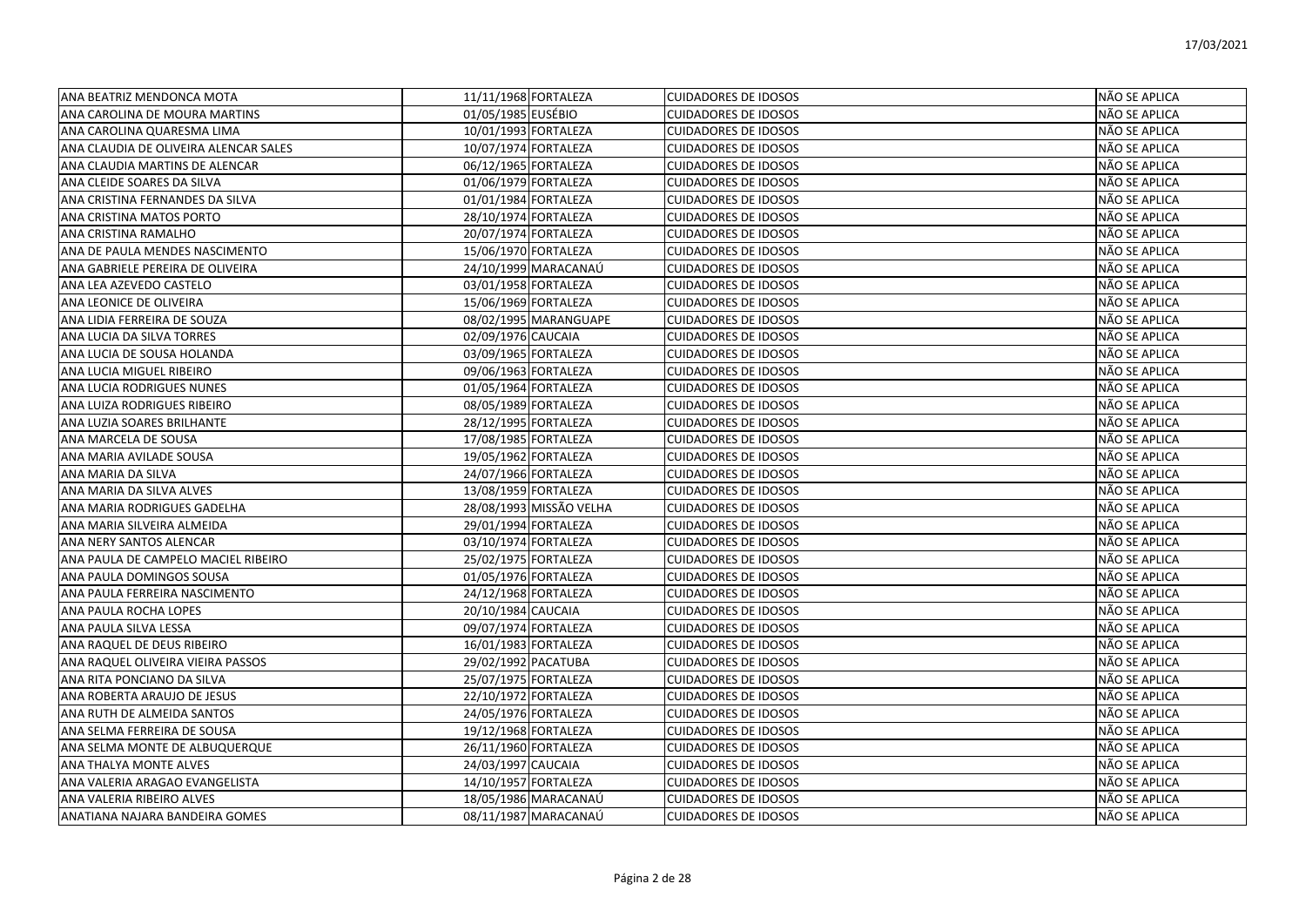| | | | | |
|---|---|---|---|---|
| ANA BEATRIZ MENDONCA MOTA | 11/11/1968 | FORTALEZA | CUIDADORES DE IDOSOS | NÃO SE APLICA |
| ANA CAROLINA DE MOURA MARTINS | 01/05/1985 | EUSÉBIO | CUIDADORES DE IDOSOS | NÃO SE APLICA |
| ANA CAROLINA QUARESMA LIMA | 10/01/1993 | FORTALEZA | CUIDADORES DE IDOSOS | NÃO SE APLICA |
| ANA CLAUDIA DE OLIVEIRA ALENCAR SALES | 10/07/1974 | FORTALEZA | CUIDADORES DE IDOSOS | NÃO SE APLICA |
| ANA CLAUDIA MARTINS DE ALENCAR | 06/12/1965 | FORTALEZA | CUIDADORES DE IDOSOS | NÃO SE APLICA |
| ANA CLEIDE SOARES DA SILVA | 01/06/1979 | FORTALEZA | CUIDADORES DE IDOSOS | NÃO SE APLICA |
| ANA CRISTINA FERNANDES DA SILVA | 01/01/1984 | FORTALEZA | CUIDADORES DE IDOSOS | NÃO SE APLICA |
| ANA CRISTINA MATOS PORTO | 28/10/1974 | FORTALEZA | CUIDADORES DE IDOSOS | NÃO SE APLICA |
| ANA CRISTINA RAMALHO | 20/07/1974 | FORTALEZA | CUIDADORES DE IDOSOS | NÃO SE APLICA |
| ANA DE PAULA MENDES NASCIMENTO | 15/06/1970 | FORTALEZA | CUIDADORES DE IDOSOS | NÃO SE APLICA |
| ANA GABRIELE PEREIRA DE OLIVEIRA | 24/10/1999 | MARACANAÚ | CUIDADORES DE IDOSOS | NÃO SE APLICA |
| ANA LEA AZEVEDO CASTELO | 03/01/1958 | FORTALEZA | CUIDADORES DE IDOSOS | NÃO SE APLICA |
| ANA LEONICE DE OLIVEIRA | 15/06/1969 | FORTALEZA | CUIDADORES DE IDOSOS | NÃO SE APLICA |
| ANA LIDIA FERREIRA DE SOUZA | 08/02/1995 | MARANGUAPE | CUIDADORES DE IDOSOS | NÃO SE APLICA |
| ANA LUCIA DA SILVA TORRES | 02/09/1976 | CAUCAIA | CUIDADORES DE IDOSOS | NÃO SE APLICA |
| ANA LUCIA DE SOUSA HOLANDA | 03/09/1965 | FORTALEZA | CUIDADORES DE IDOSOS | NÃO SE APLICA |
| ANA LUCIA MIGUEL RIBEIRO | 09/06/1963 | FORTALEZA | CUIDADORES DE IDOSOS | NÃO SE APLICA |
| ANA LUCIA RODRIGUES NUNES | 01/05/1964 | FORTALEZA | CUIDADORES DE IDOSOS | NÃO SE APLICA |
| ANA LUIZA RODRIGUES RIBEIRO | 08/05/1989 | FORTALEZA | CUIDADORES DE IDOSOS | NÃO SE APLICA |
| ANA LUZIA SOARES BRILHANTE | 28/12/1995 | FORTALEZA | CUIDADORES DE IDOSOS | NÃO SE APLICA |
| ANA MARCELA DE SOUSA | 17/08/1985 | FORTALEZA | CUIDADORES DE IDOSOS | NÃO SE APLICA |
| ANA MARIA AVILADE SOUSA | 19/05/1962 | FORTALEZA | CUIDADORES DE IDOSOS | NÃO SE APLICA |
| ANA MARIA DA SILVA | 24/07/1966 | FORTALEZA | CUIDADORES DE IDOSOS | NÃO SE APLICA |
| ANA MARIA DA SILVA ALVES | 13/08/1959 | FORTALEZA | CUIDADORES DE IDOSOS | NÃO SE APLICA |
| ANA MARIA RODRIGUES GADELHA | 28/08/1993 | MISSÃO VELHA | CUIDADORES DE IDOSOS | NÃO SE APLICA |
| ANA MARIA SILVEIRA ALMEIDA | 29/01/1994 | FORTALEZA | CUIDADORES DE IDOSOS | NÃO SE APLICA |
| ANA NERY SANTOS ALENCAR | 03/10/1974 | FORTALEZA | CUIDADORES DE IDOSOS | NÃO SE APLICA |
| ANA PAULA DE CAMPELO MACIEL RIBEIRO | 25/02/1975 | FORTALEZA | CUIDADORES DE IDOSOS | NÃO SE APLICA |
| ANA PAULA DOMINGOS SOUSA | 01/05/1976 | FORTALEZA | CUIDADORES DE IDOSOS | NÃO SE APLICA |
| ANA PAULA FERREIRA NASCIMENTO | 24/12/1968 | FORTALEZA | CUIDADORES DE IDOSOS | NÃO SE APLICA |
| ANA PAULA ROCHA LOPES | 20/10/1984 | CAUCAIA | CUIDADORES DE IDOSOS | NÃO SE APLICA |
| ANA PAULA SILVA LESSA | 09/07/1974 | FORTALEZA | CUIDADORES DE IDOSOS | NÃO SE APLICA |
| ANA RAQUEL DE DEUS RIBEIRO | 16/01/1983 | FORTALEZA | CUIDADORES DE IDOSOS | NÃO SE APLICA |
| ANA RAQUEL OLIVEIRA VIEIRA PASSOS | 29/02/1992 | PACATUBA | CUIDADORES DE IDOSOS | NÃO SE APLICA |
| ANA RITA PONCIANO DA SILVA | 25/07/1975 | FORTALEZA | CUIDADORES DE IDOSOS | NÃO SE APLICA |
| ANA ROBERTA ARAUJO DE JESUS | 22/10/1972 | FORTALEZA | CUIDADORES DE IDOSOS | NÃO SE APLICA |
| ANA RUTH DE ALMEIDA SANTOS | 24/05/1976 | FORTALEZA | CUIDADORES DE IDOSOS | NÃO SE APLICA |
| ANA SELMA FERREIRA DE SOUSA | 19/12/1968 | FORTALEZA | CUIDADORES DE IDOSOS | NÃO SE APLICA |
| ANA SELMA MONTE DE ALBUQUERQUE | 26/11/1960 | FORTALEZA | CUIDADORES DE IDOSOS | NÃO SE APLICA |
| ANA THALYA MONTE ALVES | 24/03/1997 | CAUCAIA | CUIDADORES DE IDOSOS | NÃO SE APLICA |
| ANA VALERIA ARAGAO EVANGELISTA | 14/10/1957 | FORTALEZA | CUIDADORES DE IDOSOS | NÃO SE APLICA |
| ANA VALERIA RIBEIRO ALVES | 18/05/1986 | MARACANAÚ | CUIDADORES DE IDOSOS | NÃO SE APLICA |
| ANATIANA NAJARA BANDEIRA GOMES | 08/11/1987 | MARACANAÚ | CUIDADORES DE IDOSOS | NÃO SE APLICA |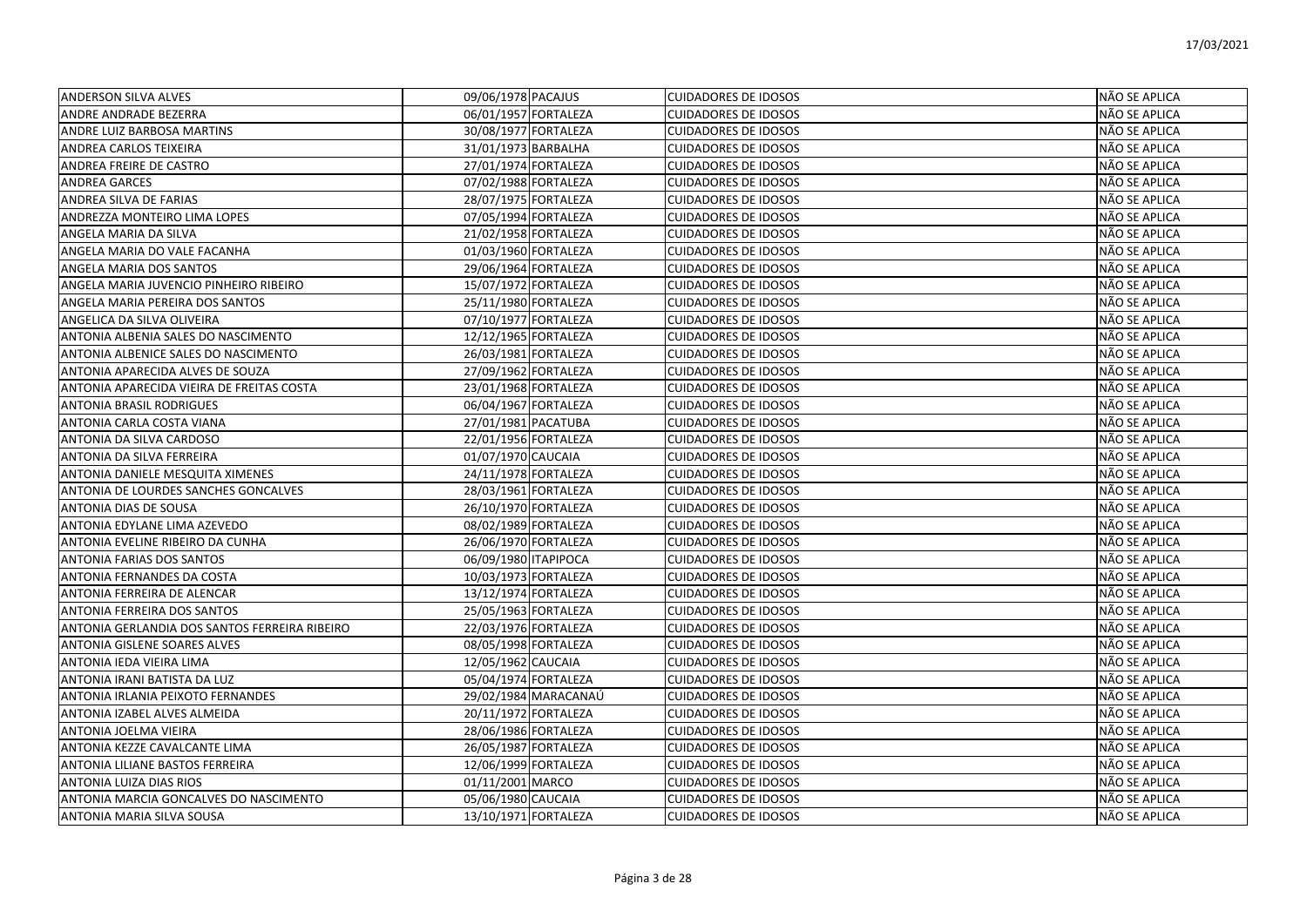| ANDERSON SILVA ALVES | 09/06/1978 | PACAJUS | CUIDADORES DE IDOSOS | NÃO SE APLICA |
|---|---|---|---|---|
| ANDRE ANDRADE BEZERRA | 06/01/1957 | FORTALEZA | CUIDADORES DE IDOSOS | NÃO SE APLICA |
| ANDRE LUIZ BARBOSA MARTINS | 30/08/1977 | FORTALEZA | CUIDADORES DE IDOSOS | NÃO SE APLICA |
| ANDREA CARLOS TEIXEIRA | 31/01/1973 | BARBALHA | CUIDADORES DE IDOSOS | NÃO SE APLICA |
| ANDREA FREIRE DE CASTRO | 27/01/1974 | FORTALEZA | CUIDADORES DE IDOSOS | NÃO SE APLICA |
| ANDREA GARCES | 07/02/1988 | FORTALEZA | CUIDADORES DE IDOSOS | NÃO SE APLICA |
| ANDREA SILVA DE FARIAS | 28/07/1975 | FORTALEZA | CUIDADORES DE IDOSOS | NÃO SE APLICA |
| ANDREZZA MONTEIRO LIMA LOPES | 07/05/1994 | FORTALEZA | CUIDADORES DE IDOSOS | NÃO SE APLICA |
| ANGELA MARIA DA SILVA | 21/02/1958 | FORTALEZA | CUIDADORES DE IDOSOS | NÃO SE APLICA |
| ANGELA MARIA DO VALE FACANHA | 01/03/1960 | FORTALEZA | CUIDADORES DE IDOSOS | NÃO SE APLICA |
| ANGELA MARIA DOS SANTOS | 29/06/1964 | FORTALEZA | CUIDADORES DE IDOSOS | NÃO SE APLICA |
| ANGELA MARIA JUVENCIO PINHEIRO RIBEIRO | 15/07/1972 | FORTALEZA | CUIDADORES DE IDOSOS | NÃO SE APLICA |
| ANGELA MARIA PEREIRA DOS SANTOS | 25/11/1980 | FORTALEZA | CUIDADORES DE IDOSOS | NÃO SE APLICA |
| ANGELICA DA SILVA OLIVEIRA | 07/10/1977 | FORTALEZA | CUIDADORES DE IDOSOS | NÃO SE APLICA |
| ANTONIA ALBENIA SALES DO NASCIMENTO | 12/12/1965 | FORTALEZA | CUIDADORES DE IDOSOS | NÃO SE APLICA |
| ANTONIA ALBENICE SALES DO NASCIMENTO | 26/03/1981 | FORTALEZA | CUIDADORES DE IDOSOS | NÃO SE APLICA |
| ANTONIA APARECIDA ALVES DE SOUZA | 27/09/1962 | FORTALEZA | CUIDADORES DE IDOSOS | NÃO SE APLICA |
| ANTONIA APARECIDA VIEIRA DE FREITAS COSTA | 23/01/1968 | FORTALEZA | CUIDADORES DE IDOSOS | NÃO SE APLICA |
| ANTONIA BRASIL RODRIGUES | 06/04/1967 | FORTALEZA | CUIDADORES DE IDOSOS | NÃO SE APLICA |
| ANTONIA CARLA COSTA VIANA | 27/01/1981 | PACATUBA | CUIDADORES DE IDOSOS | NÃO SE APLICA |
| ANTONIA DA SILVA CARDOSO | 22/01/1956 | FORTALEZA | CUIDADORES DE IDOSOS | NÃO SE APLICA |
| ANTONIA DA SILVA FERREIRA | 01/07/1970 | CAUCAIA | CUIDADORES DE IDOSOS | NÃO SE APLICA |
| ANTONIA DANIELE MESQUITA XIMENES | 24/11/1978 | FORTALEZA | CUIDADORES DE IDOSOS | NÃO SE APLICA |
| ANTONIA DE LOURDES SANCHES GONCALVES | 28/03/1961 | FORTALEZA | CUIDADORES DE IDOSOS | NÃO SE APLICA |
| ANTONIA DIAS DE SOUSA | 26/10/1970 | FORTALEZA | CUIDADORES DE IDOSOS | NÃO SE APLICA |
| ANTONIA EDYLANE LIMA AZEVEDO | 08/02/1989 | FORTALEZA | CUIDADORES DE IDOSOS | NÃO SE APLICA |
| ANTONIA EVELINE RIBEIRO DA CUNHA | 26/06/1970 | FORTALEZA | CUIDADORES DE IDOSOS | NÃO SE APLICA |
| ANTONIA FARIAS DOS SANTOS | 06/09/1980 | ITAPIPOCA | CUIDADORES DE IDOSOS | NÃO SE APLICA |
| ANTONIA FERNANDES DA COSTA | 10/03/1973 | FORTALEZA | CUIDADORES DE IDOSOS | NÃO SE APLICA |
| ANTONIA FERREIRA DE ALENCAR | 13/12/1974 | FORTALEZA | CUIDADORES DE IDOSOS | NÃO SE APLICA |
| ANTONIA FERREIRA DOS SANTOS | 25/05/1963 | FORTALEZA | CUIDADORES DE IDOSOS | NÃO SE APLICA |
| ANTONIA GERLANDIA DOS SANTOS FERREIRA RIBEIRO | 22/03/1976 | FORTALEZA | CUIDADORES DE IDOSOS | NÃO SE APLICA |
| ANTONIA GISLENE SOARES ALVES | 08/05/1998 | FORTALEZA | CUIDADORES DE IDOSOS | NÃO SE APLICA |
| ANTONIA IEDA VIEIRA LIMA | 12/05/1962 | CAUCAIA | CUIDADORES DE IDOSOS | NÃO SE APLICA |
| ANTONIA IRANI BATISTA DA LUZ | 05/04/1974 | FORTALEZA | CUIDADORES DE IDOSOS | NÃO SE APLICA |
| ANTONIA IRLANIA PEIXOTO FERNANDES | 29/02/1984 | MARACANAÚ | CUIDADORES DE IDOSOS | NÃO SE APLICA |
| ANTONIA IZABEL ALVES ALMEIDA | 20/11/1972 | FORTALEZA | CUIDADORES DE IDOSOS | NÃO SE APLICA |
| ANTONIA JOELMA VIEIRA | 28/06/1986 | FORTALEZA | CUIDADORES DE IDOSOS | NÃO SE APLICA |
| ANTONIA KEZZE CAVALCANTE LIMA | 26/05/1987 | FORTALEZA | CUIDADORES DE IDOSOS | NÃO SE APLICA |
| ANTONIA LILIANE BASTOS FERREIRA | 12/06/1999 | FORTALEZA | CUIDADORES DE IDOSOS | NÃO SE APLICA |
| ANTONIA LUIZA DIAS RIOS | 01/11/2001 | MARCO | CUIDADORES DE IDOSOS | NÃO SE APLICA |
| ANTONIA MARCIA GONCALVES DO NASCIMENTO | 05/06/1980 | CAUCAIA | CUIDADORES DE IDOSOS | NÃO SE APLICA |
| ANTONIA MARIA SILVA SOUSA | 13/10/1971 | FORTALEZA | CUIDADORES DE IDOSOS | NÃO SE APLICA |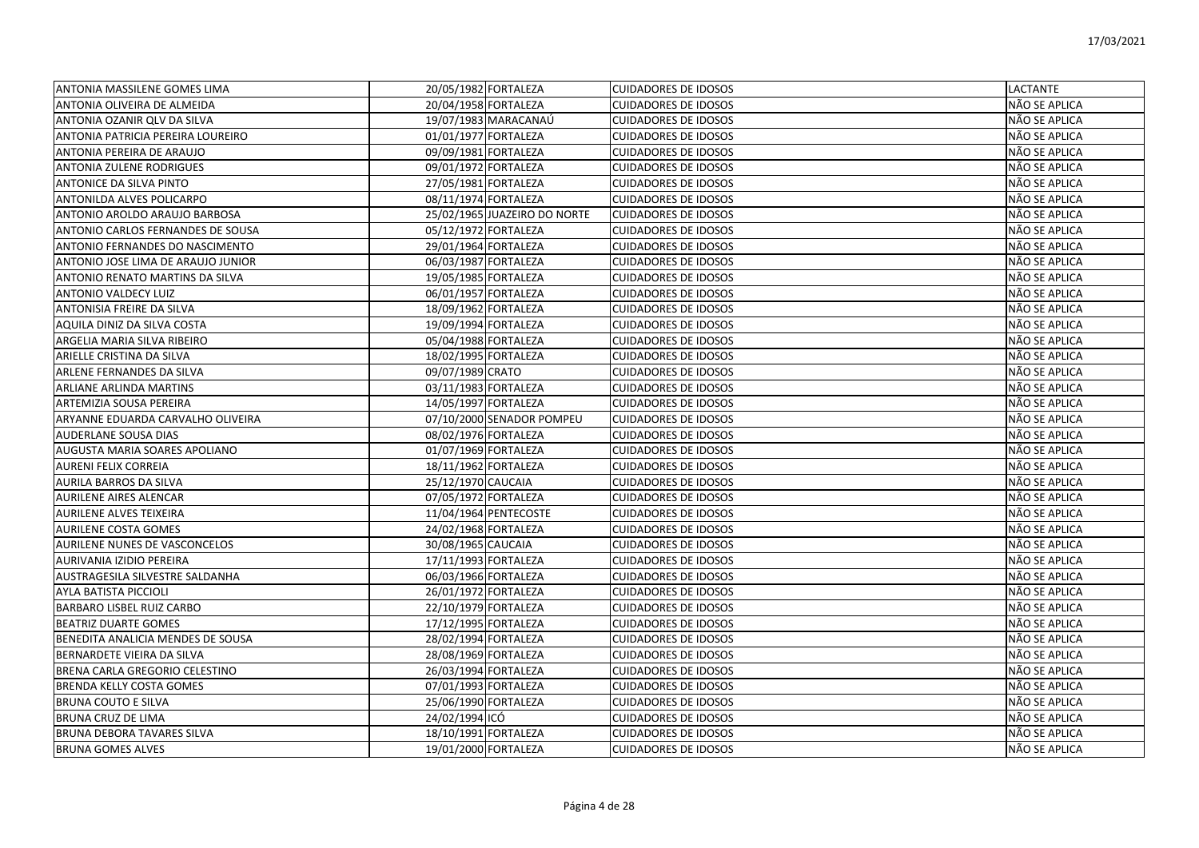| | | | | |
|---|---|---|---|---|
| ANTONIA MASSILENE GOMES LIMA | 20/05/1982 | FORTALEZA | CUIDADORES DE IDOSOS | LACTANTE |
| ANTONIA OLIVEIRA DE ALMEIDA | 20/04/1958 | FORTALEZA | CUIDADORES DE IDOSOS | NÃO SE APLICA |
| ANTONIA OZANIR QLV DA SILVA | 19/07/1983 | MARACANAÚ | CUIDADORES DE IDOSOS | NÃO SE APLICA |
| ANTONIA PATRICIA PEREIRA LOUREIRO | 01/01/1977 | FORTALEZA | CUIDADORES DE IDOSOS | NÃO SE APLICA |
| ANTONIA PEREIRA DE ARAUJO | 09/09/1981 | FORTALEZA | CUIDADORES DE IDOSOS | NÃO SE APLICA |
| ANTONIA ZULENE RODRIGUES | 09/01/1972 | FORTALEZA | CUIDADORES DE IDOSOS | NÃO SE APLICA |
| ANTONICE DA SILVA PINTO | 27/05/1981 | FORTALEZA | CUIDADORES DE IDOSOS | NÃO SE APLICA |
| ANTONILDA ALVES POLICARPO | 08/11/1974 | FORTALEZA | CUIDADORES DE IDOSOS | NÃO SE APLICA |
| ANTONIO AROLDO ARAUJO BARBOSA | 25/02/1965 | JUAZEIRO DO NORTE | CUIDADORES DE IDOSOS | NÃO SE APLICA |
| ANTONIO CARLOS FERNANDES DE SOUSA | 05/12/1972 | FORTALEZA | CUIDADORES DE IDOSOS | NÃO SE APLICA |
| ANTONIO FERNANDES DO NASCIMENTO | 29/01/1964 | FORTALEZA | CUIDADORES DE IDOSOS | NÃO SE APLICA |
| ANTONIO JOSE LIMA DE ARAUJO JUNIOR | 06/03/1987 | FORTALEZA | CUIDADORES DE IDOSOS | NÃO SE APLICA |
| ANTONIO RENATO MARTINS DA SILVA | 19/05/1985 | FORTALEZA | CUIDADORES DE IDOSOS | NÃO SE APLICA |
| ANTONIO VALDECY LUIZ | 06/01/1957 | FORTALEZA | CUIDADORES DE IDOSOS | NÃO SE APLICA |
| ANTONISIA FREIRE DA SILVA | 18/09/1962 | FORTALEZA | CUIDADORES DE IDOSOS | NÃO SE APLICA |
| AQUILA DINIZ DA SILVA COSTA | 19/09/1994 | FORTALEZA | CUIDADORES DE IDOSOS | NÃO SE APLICA |
| ARGELIA MARIA SILVA RIBEIRO | 05/04/1988 | FORTALEZA | CUIDADORES DE IDOSOS | NÃO SE APLICA |
| ARIELLE CRISTINA DA SILVA | 18/02/1995 | FORTALEZA | CUIDADORES DE IDOSOS | NÃO SE APLICA |
| ARLENE FERNANDES DA SILVA | 09/07/1989 | CRATO | CUIDADORES DE IDOSOS | NÃO SE APLICA |
| ARLIANE ARLINDA MARTINS | 03/11/1983 | FORTALEZA | CUIDADORES DE IDOSOS | NÃO SE APLICA |
| ARTEMIZIA SOUSA PEREIRA | 14/05/1997 | FORTALEZA | CUIDADORES DE IDOSOS | NÃO SE APLICA |
| ARYANNE EDUARDA CARVALHO OLIVEIRA | 07/10/2000 | SENADOR POMPEU | CUIDADORES DE IDOSOS | NÃO SE APLICA |
| AUDERLANE SOUSA DIAS | 08/02/1976 | FORTALEZA | CUIDADORES DE IDOSOS | NÃO SE APLICA |
| AUGUSTA MARIA SOARES APOLIANO | 01/07/1969 | FORTALEZA | CUIDADORES DE IDOSOS | NÃO SE APLICA |
| AURENI FELIX CORREIA | 18/11/1962 | FORTALEZA | CUIDADORES DE IDOSOS | NÃO SE APLICA |
| AURILA BARROS DA SILVA | 25/12/1970 | CAUCAIA | CUIDADORES DE IDOSOS | NÃO SE APLICA |
| AURILENE AIRES ALENCAR | 07/05/1972 | FORTALEZA | CUIDADORES DE IDOSOS | NÃO SE APLICA |
| AURILENE ALVES TEIXEIRA | 11/04/1964 | PENTECOSTE | CUIDADORES DE IDOSOS | NÃO SE APLICA |
| AURILENE COSTA GOMES | 24/02/1968 | FORTALEZA | CUIDADORES DE IDOSOS | NÃO SE APLICA |
| AURILENE NUNES DE VASCONCELOS | 30/08/1965 | CAUCAIA | CUIDADORES DE IDOSOS | NÃO SE APLICA |
| AURIVANIA IZIDIO PEREIRA | 17/11/1993 | FORTALEZA | CUIDADORES DE IDOSOS | NÃO SE APLICA |
| AUSTRAGESILA SILVESTRE SALDANHA | 06/03/1966 | FORTALEZA | CUIDADORES DE IDOSOS | NÃO SE APLICA |
| AYLA BATISTA PICCIOLI | 26/01/1972 | FORTALEZA | CUIDADORES DE IDOSOS | NÃO SE APLICA |
| BARBARO LISBEL RUIZ CARBO | 22/10/1979 | FORTALEZA | CUIDADORES DE IDOSOS | NÃO SE APLICA |
| BEATRIZ DUARTE GOMES | 17/12/1995 | FORTALEZA | CUIDADORES DE IDOSOS | NÃO SE APLICA |
| BENEDITA ANALICIA MENDES DE SOUSA | 28/02/1994 | FORTALEZA | CUIDADORES DE IDOSOS | NÃO SE APLICA |
| BERNARDETE VIEIRA DA SILVA | 28/08/1969 | FORTALEZA | CUIDADORES DE IDOSOS | NÃO SE APLICA |
| BRENA CARLA GREGORIO CELESTINO | 26/03/1994 | FORTALEZA | CUIDADORES DE IDOSOS | NÃO SE APLICA |
| BRENDA KELLY COSTA GOMES | 07/01/1993 | FORTALEZA | CUIDADORES DE IDOSOS | NÃO SE APLICA |
| BRUNA COUTO E SILVA | 25/06/1990 | FORTALEZA | CUIDADORES DE IDOSOS | NÃO SE APLICA |
| BRUNA CRUZ DE LIMA | 24/02/1994 | ICÓ | CUIDADORES DE IDOSOS | NÃO SE APLICA |
| BRUNA DEBORA TAVARES SILVA | 18/10/1991 | FORTALEZA | CUIDADORES DE IDOSOS | NÃO SE APLICA |
| BRUNA GOMES ALVES | 19/01/2000 | FORTALEZA | CUIDADORES DE IDOSOS | NÃO SE APLICA |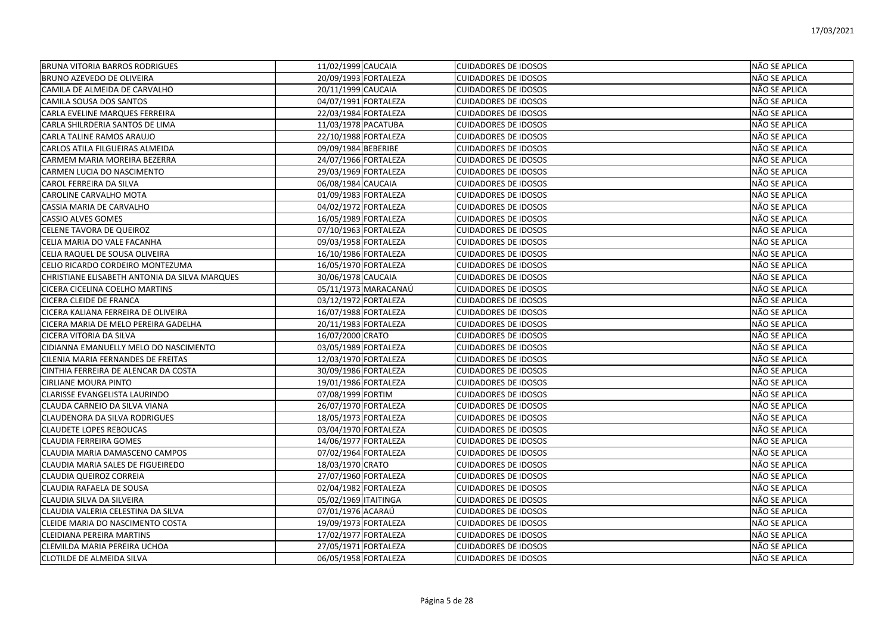| | | | | |
|---|---|---|---|---|
| BRUNA VITORIA BARROS RODRIGUES | 11/02/1999 | CAUCAIA | CUIDADORES DE IDOSOS | NÃO SE APLICA |
| BRUNO AZEVEDO DE OLIVEIRA | 20/09/1993 | FORTALEZA | CUIDADORES DE IDOSOS | NÃO SE APLICA |
| CAMILA DE ALMEIDA DE CARVALHO | 20/11/1999 | CAUCAIA | CUIDADORES DE IDOSOS | NÃO SE APLICA |
| CAMILA SOUSA DOS SANTOS | 04/07/1991 | FORTALEZA | CUIDADORES DE IDOSOS | NÃO SE APLICA |
| CARLA EVELINE MARQUES FERREIRA | 22/03/1984 | FORTALEZA | CUIDADORES DE IDOSOS | NÃO SE APLICA |
| CARLA SHILRDERIA SANTOS DE LIMA | 11/03/1978 | PACATUBA | CUIDADORES DE IDOSOS | NÃO SE APLICA |
| CARLA TALINE RAMOS ARAUJO | 22/10/1988 | FORTALEZA | CUIDADORES DE IDOSOS | NÃO SE APLICA |
| CARLOS ATILA FILGUEIRAS ALMEIDA | 09/09/1984 | BEBERIBE | CUIDADORES DE IDOSOS | NÃO SE APLICA |
| CARMEM MARIA MOREIRA BEZERRA | 24/07/1966 | FORTALEZA | CUIDADORES DE IDOSOS | NÃO SE APLICA |
| CARMEN LUCIA DO NASCIMENTO | 29/03/1969 | FORTALEZA | CUIDADORES DE IDOSOS | NÃO SE APLICA |
| CAROL FERREIRA DA SILVA | 06/08/1984 | CAUCAIA | CUIDADORES DE IDOSOS | NÃO SE APLICA |
| CAROLINE CARVALHO MOTA | 01/09/1983 | FORTALEZA | CUIDADORES DE IDOSOS | NÃO SE APLICA |
| CASSIA MARIA DE CARVALHO | 04/02/1972 | FORTALEZA | CUIDADORES DE IDOSOS | NÃO SE APLICA |
| CASSIO ALVES GOMES | 16/05/1989 | FORTALEZA | CUIDADORES DE IDOSOS | NÃO SE APLICA |
| CELENE TAVORA DE QUEIROZ | 07/10/1963 | FORTALEZA | CUIDADORES DE IDOSOS | NÃO SE APLICA |
| CELIA MARIA DO VALE FACANHA | 09/03/1958 | FORTALEZA | CUIDADORES DE IDOSOS | NÃO SE APLICA |
| CELIA RAQUEL DE SOUSA OLIVEIRA | 16/10/1986 | FORTALEZA | CUIDADORES DE IDOSOS | NÃO SE APLICA |
| CELIO RICARDO CORDEIRO MONTEZUMA | 16/05/1970 | FORTALEZA | CUIDADORES DE IDOSOS | NÃO SE APLICA |
| CHRISTIANE ELISABETH ANTONIA DA SILVA MARQUES | 30/06/1978 | CAUCAIA | CUIDADORES DE IDOSOS | NÃO SE APLICA |
| CICERA CICELINA COELHO MARTINS | 05/11/1973 | MARACANAÚ | CUIDADORES DE IDOSOS | NÃO SE APLICA |
| CICERA CLEIDE DE FRANCA | 03/12/1972 | FORTALEZA | CUIDADORES DE IDOSOS | NÃO SE APLICA |
| CICERA KALIANA FERREIRA DE OLIVEIRA | 16/07/1988 | FORTALEZA | CUIDADORES DE IDOSOS | NÃO SE APLICA |
| CICERA MARIA DE MELO PEREIRA GADELHA | 20/11/1983 | FORTALEZA | CUIDADORES DE IDOSOS | NÃO SE APLICA |
| CICERA VITORIA DA SILVA | 16/07/2000 | CRATO | CUIDADORES DE IDOSOS | NÃO SE APLICA |
| CIDIANNA EMANUELLY MELO DO NASCIMENTO | 03/05/1989 | FORTALEZA | CUIDADORES DE IDOSOS | NÃO SE APLICA |
| CILENIA MARIA FERNANDES DE FREITAS | 12/03/1970 | FORTALEZA | CUIDADORES DE IDOSOS | NÃO SE APLICA |
| CINTHIA FERREIRA DE ALENCAR DA COSTA | 30/09/1986 | FORTALEZA | CUIDADORES DE IDOSOS | NÃO SE APLICA |
| CIRLIANE MOURA PINTO | 19/01/1986 | FORTALEZA | CUIDADORES DE IDOSOS | NÃO SE APLICA |
| CLARISSE EVANGELISTA LAURINDO | 07/08/1999 | FORTIM | CUIDADORES DE IDOSOS | NÃO SE APLICA |
| CLAUDA CARNEIO DA SILVA VIANA | 26/07/1970 | FORTALEZA | CUIDADORES DE IDOSOS | NÃO SE APLICA |
| CLAUDENORA DA SILVA RODRIGUES | 18/05/1973 | FORTALEZA | CUIDADORES DE IDOSOS | NÃO SE APLICA |
| CLAUDETE LOPES REBOUCAS | 03/04/1970 | FORTALEZA | CUIDADORES DE IDOSOS | NÃO SE APLICA |
| CLAUDIA FERREIRA GOMES | 14/06/1977 | FORTALEZA | CUIDADORES DE IDOSOS | NÃO SE APLICA |
| CLAUDIA MARIA DAMASCENO CAMPOS | 07/02/1964 | FORTALEZA | CUIDADORES DE IDOSOS | NÃO SE APLICA |
| CLAUDIA MARIA SALES DE FIGUEIREDO | 18/03/1970 | CRATO | CUIDADORES DE IDOSOS | NÃO SE APLICA |
| CLAUDIA QUEIROZ CORREIA | 27/07/1960 | FORTALEZA | CUIDADORES DE IDOSOS | NÃO SE APLICA |
| CLAUDIA RAFAELA DE SOUSA | 02/04/1982 | FORTALEZA | CUIDADORES DE IDOSOS | NÃO SE APLICA |
| CLAUDIA SILVA DA SILVEIRA | 05/02/1969 | ITAITINGA | CUIDADORES DE IDOSOS | NÃO SE APLICA |
| CLAUDIA VALERIA CELESTINA DA SILVA | 07/01/1976 | ACARAÚ | CUIDADORES DE IDOSOS | NÃO SE APLICA |
| CLEIDE MARIA DO NASCIMENTO COSTA | 19/09/1973 | FORTALEZA | CUIDADORES DE IDOSOS | NÃO SE APLICA |
| CLEIDIANA PEREIRA MARTINS | 17/02/1977 | FORTALEZA | CUIDADORES DE IDOSOS | NÃO SE APLICA |
| CLEMILDA MARIA PEREIRA UCHOA | 27/05/1971 | FORTALEZA | CUIDADORES DE IDOSOS | NÃO SE APLICA |
| CLOTILDE DE ALMEIDA SILVA | 06/05/1958 | FORTALEZA | CUIDADORES DE IDOSOS | NÃO SE APLICA |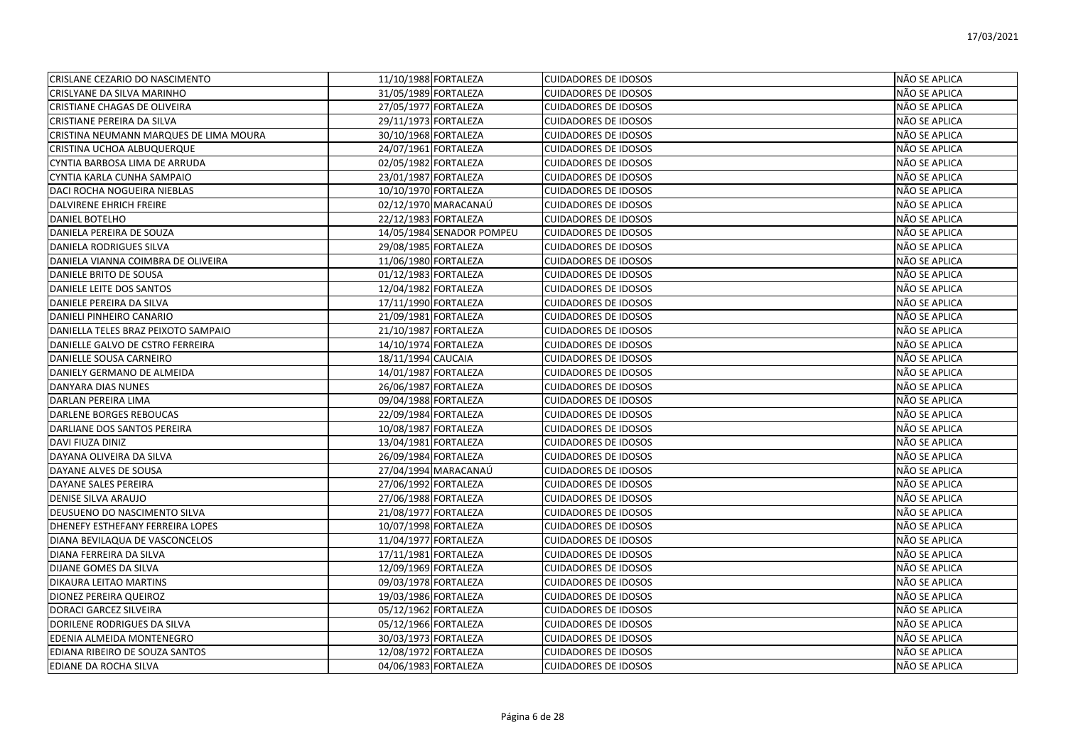| | | | | |
|---|---|---|---|---|
| CRISLANE CEZARIO DO NASCIMENTO | 11/10/1988 | FORTALEZA | CUIDADORES DE IDOSOS | NÃO SE APLICA |
| CRISLYANE DA SILVA MARINHO | 31/05/1989 | FORTALEZA | CUIDADORES DE IDOSOS | NÃO SE APLICA |
| CRISTIANE CHAGAS DE OLIVEIRA | 27/05/1977 | FORTALEZA | CUIDADORES DE IDOSOS | NÃO SE APLICA |
| CRISTIANE PEREIRA DA SILVA | 29/11/1973 | FORTALEZA | CUIDADORES DE IDOSOS | NÃO SE APLICA |
| CRISTINA NEUMANN MARQUES DE LIMA MOURA | 30/10/1968 | FORTALEZA | CUIDADORES DE IDOSOS | NÃO SE APLICA |
| CRISTINA UCHOA ALBUQUERQUE | 24/07/1961 | FORTALEZA | CUIDADORES DE IDOSOS | NÃO SE APLICA |
| CYNTIA BARBOSA LIMA DE ARRUDA | 02/05/1982 | FORTALEZA | CUIDADORES DE IDOSOS | NÃO SE APLICA |
| CYNTIA KARLA CUNHA SAMPAIO | 23/01/1987 | FORTALEZA | CUIDADORES DE IDOSOS | NÃO SE APLICA |
| DACI ROCHA NOGUEIRA NIEBLAS | 10/10/1970 | FORTALEZA | CUIDADORES DE IDOSOS | NÃO SE APLICA |
| DALVIRENE EHRICH FREIRE | 02/12/1970 | MARACANAÚ | CUIDADORES DE IDOSOS | NÃO SE APLICA |
| DANIEL BOTELHO | 22/12/1983 | FORTALEZA | CUIDADORES DE IDOSOS | NÃO SE APLICA |
| DANIELA PEREIRA DE SOUZA | 14/05/1984 | SENADOR POMPEU | CUIDADORES DE IDOSOS | NÃO SE APLICA |
| DANIELA RODRIGUES SILVA | 29/08/1985 | FORTALEZA | CUIDADORES DE IDOSOS | NÃO SE APLICA |
| DANIELA VIANNA COIMBRA DE OLIVEIRA | 11/06/1980 | FORTALEZA | CUIDADORES DE IDOSOS | NÃO SE APLICA |
| DANIELE BRITO DE SOUSA | 01/12/1983 | FORTALEZA | CUIDADORES DE IDOSOS | NÃO SE APLICA |
| DANIELE LEITE DOS SANTOS | 12/04/1982 | FORTALEZA | CUIDADORES DE IDOSOS | NÃO SE APLICA |
| DANIELE PEREIRA DA SILVA | 17/11/1990 | FORTALEZA | CUIDADORES DE IDOSOS | NÃO SE APLICA |
| DANIELI PINHEIRO CANARIO | 21/09/1981 | FORTALEZA | CUIDADORES DE IDOSOS | NÃO SE APLICA |
| DANIELLA TELES BRAZ PEIXOTO SAMPAIO | 21/10/1987 | FORTALEZA | CUIDADORES DE IDOSOS | NÃO SE APLICA |
| DANIELLE GALVO DE CSTRO FERREIRA | 14/10/1974 | FORTALEZA | CUIDADORES DE IDOSOS | NÃO SE APLICA |
| DANIELLE SOUSA CARNEIRO | 18/11/1994 | CAUCAIA | CUIDADORES DE IDOSOS | NÃO SE APLICA |
| DANIELY GERMANO DE ALMEIDA | 14/01/1987 | FORTALEZA | CUIDADORES DE IDOSOS | NÃO SE APLICA |
| DANYARA DIAS NUNES | 26/06/1987 | FORTALEZA | CUIDADORES DE IDOSOS | NÃO SE APLICA |
| DARLAN PEREIRA LIMA | 09/04/1988 | FORTALEZA | CUIDADORES DE IDOSOS | NÃO SE APLICA |
| DARLENE BORGES REBOUCAS | 22/09/1984 | FORTALEZA | CUIDADORES DE IDOSOS | NÃO SE APLICA |
| DARLIANE DOS SANTOS PEREIRA | 10/08/1987 | FORTALEZA | CUIDADORES DE IDOSOS | NÃO SE APLICA |
| DAVI FIUZA DINIZ | 13/04/1981 | FORTALEZA | CUIDADORES DE IDOSOS | NÃO SE APLICA |
| DAYANA OLIVEIRA DA SILVA | 26/09/1984 | FORTALEZA | CUIDADORES DE IDOSOS | NÃO SE APLICA |
| DAYANE ALVES DE SOUSA | 27/04/1994 | MARACANAÚ | CUIDADORES DE IDOSOS | NÃO SE APLICA |
| DAYANE SALES PEREIRA | 27/06/1992 | FORTALEZA | CUIDADORES DE IDOSOS | NÃO SE APLICA |
| DENISE SILVA ARAUJO | 27/06/1988 | FORTALEZA | CUIDADORES DE IDOSOS | NÃO SE APLICA |
| DEUSUENO DO NASCIMENTO SILVA | 21/08/1977 | FORTALEZA | CUIDADORES DE IDOSOS | NÃO SE APLICA |
| DHENEFY ESTHEFANY FERREIRA LOPES | 10/07/1998 | FORTALEZA | CUIDADORES DE IDOSOS | NÃO SE APLICA |
| DIANA BEVILAQUA DE VASCONCELOS | 11/04/1977 | FORTALEZA | CUIDADORES DE IDOSOS | NÃO SE APLICA |
| DIANA FERREIRA DA SILVA | 17/11/1981 | FORTALEZA | CUIDADORES DE IDOSOS | NÃO SE APLICA |
| DIJANE GOMES DA SILVA | 12/09/1969 | FORTALEZA | CUIDADORES DE IDOSOS | NÃO SE APLICA |
| DIKAURA LEITAO MARTINS | 09/03/1978 | FORTALEZA | CUIDADORES DE IDOSOS | NÃO SE APLICA |
| DIONEZ PEREIRA QUEIROZ | 19/03/1986 | FORTALEZA | CUIDADORES DE IDOSOS | NÃO SE APLICA |
| DORACI GARCEZ SILVEIRA | 05/12/1962 | FORTALEZA | CUIDADORES DE IDOSOS | NÃO SE APLICA |
| DORILENE RODRIGUES DA SILVA | 05/12/1966 | FORTALEZA | CUIDADORES DE IDOSOS | NÃO SE APLICA |
| EDENIA ALMEIDA MONTENEGRO | 30/03/1973 | FORTALEZA | CUIDADORES DE IDOSOS | NÃO SE APLICA |
| EDIANA RIBEIRO DE SOUZA SANTOS | 12/08/1972 | FORTALEZA | CUIDADORES DE IDOSOS | NÃO SE APLICA |
| EDIANE DA ROCHA SILVA | 04/06/1983 | FORTALEZA | CUIDADORES DE IDOSOS | NÃO SE APLICA |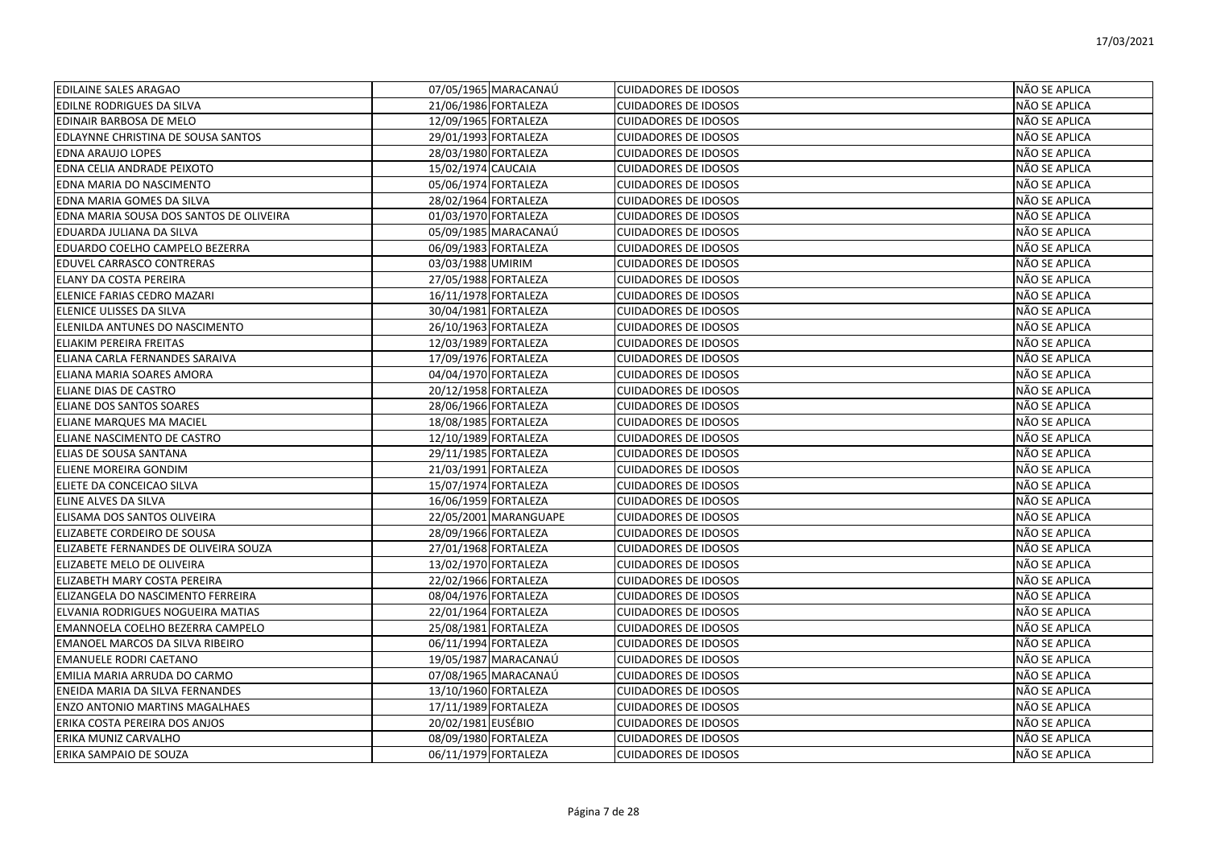| | | | | |
|---|---|---|---|---|
| EDILAINE SALES ARAGAO | 07/05/1965 | MARACANAÚ | CUIDADORES DE IDOSOS | NÃO SE APLICA |
| EDILNE RODRIGUES DA SILVA | 21/06/1986 | FORTALEZA | CUIDADORES DE IDOSOS | NÃO SE APLICA |
| EDINAIR BARBOSA DE MELO | 12/09/1965 | FORTALEZA | CUIDADORES DE IDOSOS | NÃO SE APLICA |
| EDLAYNNE CHRISTINA DE SOUSA SANTOS | 29/01/1993 | FORTALEZA | CUIDADORES DE IDOSOS | NÃO SE APLICA |
| EDNA ARAUJO LOPES | 28/03/1980 | FORTALEZA | CUIDADORES DE IDOSOS | NÃO SE APLICA |
| EDNA CELIA ANDRADE PEIXOTO | 15/02/1974 | CAUCAIA | CUIDADORES DE IDOSOS | NÃO SE APLICA |
| EDNA MARIA DO NASCIMENTO | 05/06/1974 | FORTALEZA | CUIDADORES DE IDOSOS | NÃO SE APLICA |
| EDNA MARIA GOMES DA SILVA | 28/02/1964 | FORTALEZA | CUIDADORES DE IDOSOS | NÃO SE APLICA |
| EDNA MARIA SOUSA DOS SANTOS DE OLIVEIRA | 01/03/1970 | FORTALEZA | CUIDADORES DE IDOSOS | NÃO SE APLICA |
| EDUARDA JULIANA DA SILVA | 05/09/1985 | MARACANAÚ | CUIDADORES DE IDOSOS | NÃO SE APLICA |
| EDUARDO COELHO CAMPELO BEZERRA | 06/09/1983 | FORTALEZA | CUIDADORES DE IDOSOS | NÃO SE APLICA |
| EDUVEL CARRASCO CONTRERAS | 03/03/1988 | UMIRIM | CUIDADORES DE IDOSOS | NÃO SE APLICA |
| ELANY DA COSTA PEREIRA | 27/05/1988 | FORTALEZA | CUIDADORES DE IDOSOS | NÃO SE APLICA |
| ELENICE FARIAS CEDRO MAZARI | 16/11/1978 | FORTALEZA | CUIDADORES DE IDOSOS | NÃO SE APLICA |
| ELENICE ULISSES DA SILVA | 30/04/1981 | FORTALEZA | CUIDADORES DE IDOSOS | NÃO SE APLICA |
| ELENILDA ANTUNES DO NASCIMENTO | 26/10/1963 | FORTALEZA | CUIDADORES DE IDOSOS | NÃO SE APLICA |
| ELIAKIM PEREIRA FREITAS | 12/03/1989 | FORTALEZA | CUIDADORES DE IDOSOS | NÃO SE APLICA |
| ELIANA CARLA FERNANDES SARAIVA | 17/09/1976 | FORTALEZA | CUIDADORES DE IDOSOS | NÃO SE APLICA |
| ELIANA MARIA SOARES AMORA | 04/04/1970 | FORTALEZA | CUIDADORES DE IDOSOS | NÃO SE APLICA |
| ELIANE DIAS DE CASTRO | 20/12/1958 | FORTALEZA | CUIDADORES DE IDOSOS | NÃO SE APLICA |
| ELIANE DOS SANTOS SOARES | 28/06/1966 | FORTALEZA | CUIDADORES DE IDOSOS | NÃO SE APLICA |
| ELIANE MARQUES MA MACIEL | 18/08/1985 | FORTALEZA | CUIDADORES DE IDOSOS | NÃO SE APLICA |
| ELIANE NASCIMENTO DE CASTRO | 12/10/1989 | FORTALEZA | CUIDADORES DE IDOSOS | NÃO SE APLICA |
| ELIAS DE SOUSA SANTANA | 29/11/1985 | FORTALEZA | CUIDADORES DE IDOSOS | NÃO SE APLICA |
| ELIENE MOREIRA GONDIM | 21/03/1991 | FORTALEZA | CUIDADORES DE IDOSOS | NÃO SE APLICA |
| ELIETE DA CONCEICAO SILVA | 15/07/1974 | FORTALEZA | CUIDADORES DE IDOSOS | NÃO SE APLICA |
| ELINE ALVES DA SILVA | 16/06/1959 | FORTALEZA | CUIDADORES DE IDOSOS | NÃO SE APLICA |
| ELISAMA DOS SANTOS OLIVEIRA | 22/05/2001 | MARANGUAPE | CUIDADORES DE IDOSOS | NÃO SE APLICA |
| ELIZABETE CORDEIRO DE SOUSA | 28/09/1966 | FORTALEZA | CUIDADORES DE IDOSOS | NÃO SE APLICA |
| ELIZABETE FERNANDES DE OLIVEIRA SOUZA | 27/01/1968 | FORTALEZA | CUIDADORES DE IDOSOS | NÃO SE APLICA |
| ELIZABETE MELO DE OLIVEIRA | 13/02/1970 | FORTALEZA | CUIDADORES DE IDOSOS | NÃO SE APLICA |
| ELIZABETH MARY COSTA PEREIRA | 22/02/1966 | FORTALEZA | CUIDADORES DE IDOSOS | NÃO SE APLICA |
| ELIZANGELA DO NASCIMENTO FERREIRA | 08/04/1976 | FORTALEZA | CUIDADORES DE IDOSOS | NÃO SE APLICA |
| ELVANIA RODRIGUES NOGUEIRA MATIAS | 22/01/1964 | FORTALEZA | CUIDADORES DE IDOSOS | NÃO SE APLICA |
| EMANNOELA COELHO BEZERRA CAMPELO | 25/08/1981 | FORTALEZA | CUIDADORES DE IDOSOS | NÃO SE APLICA |
| EMANOEL MARCOS DA SILVA RIBEIRO | 06/11/1994 | FORTALEZA | CUIDADORES DE IDOSOS | NÃO SE APLICA |
| EMANUELE RODRI CAETANO | 19/05/1987 | MARACANAÚ | CUIDADORES DE IDOSOS | NÃO SE APLICA |
| EMILIA MARIA ARRUDA DO CARMO | 07/08/1965 | MARACANAÚ | CUIDADORES DE IDOSOS | NÃO SE APLICA |
| ENEIDA MARIA DA SILVA FERNANDES | 13/10/1960 | FORTALEZA | CUIDADORES DE IDOSOS | NÃO SE APLICA |
| ENZO ANTONIO MARTINS MAGALHAES | 17/11/1989 | FORTALEZA | CUIDADORES DE IDOSOS | NÃO SE APLICA |
| ERIKA COSTA PEREIRA DOS ANJOS | 20/02/1981 | EUSÉBIO | CUIDADORES DE IDOSOS | NÃO SE APLICA |
| ERIKA MUNIZ CARVALHO | 08/09/1980 | FORTALEZA | CUIDADORES DE IDOSOS | NÃO SE APLICA |
| ERIKA SAMPAIO DE SOUZA | 06/11/1979 | FORTALEZA | CUIDADORES DE IDOSOS | NÃO SE APLICA |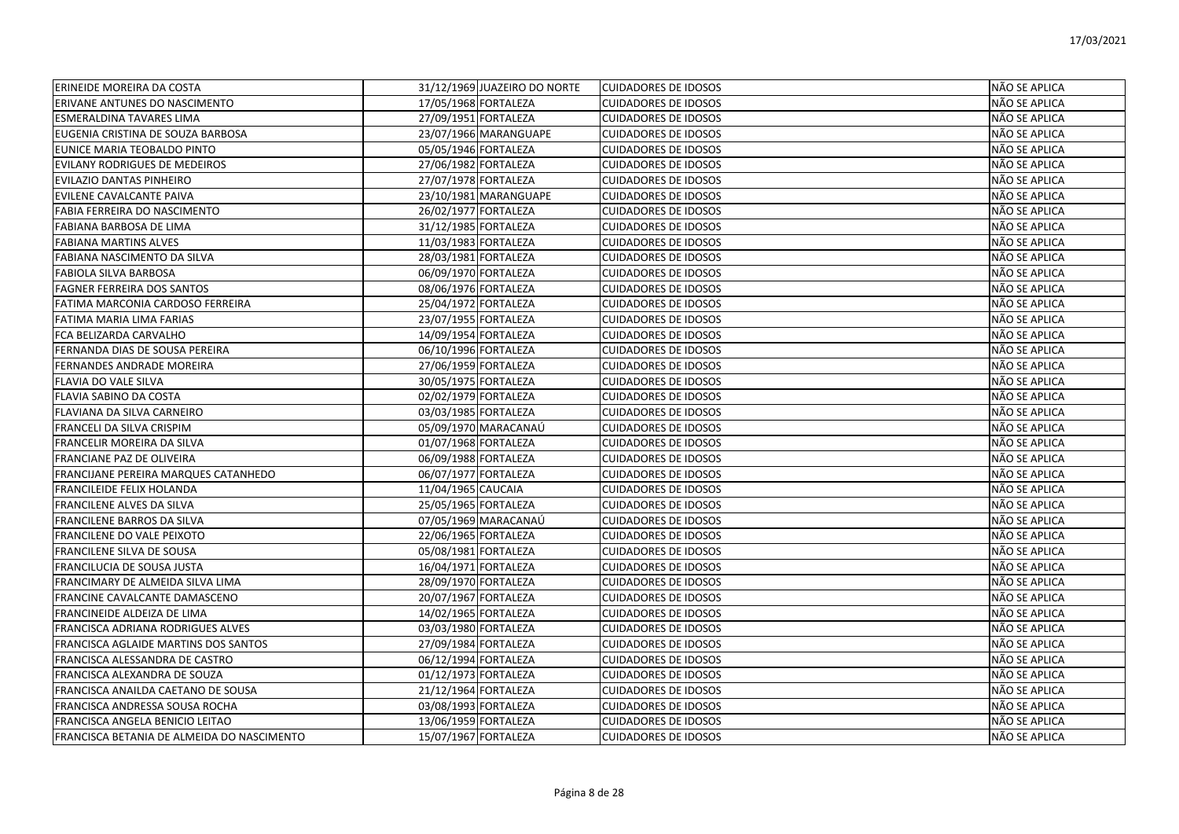| | | | | |
|---|---|---|---|---|
| ERINEIDE MOREIRA DA COSTA | 31/12/1969 | JUAZEIRO DO NORTE | CUIDADORES DE IDOSOS | NÃO SE APLICA |
| ERIVANE ANTUNES DO NASCIMENTO | 17/05/1968 | FORTALEZA | CUIDADORES DE IDOSOS | NÃO SE APLICA |
| ESMERALDINA TAVARES LIMA | 27/09/1951 | FORTALEZA | CUIDADORES DE IDOSOS | NÃO SE APLICA |
| EUGENIA CRISTINA DE SOUZA BARBOSA | 23/07/1966 | MARANGUAPE | CUIDADORES DE IDOSOS | NÃO SE APLICA |
| EUNICE MARIA TEOBALDO PINTO | 05/05/1946 | FORTALEZA | CUIDADORES DE IDOSOS | NÃO SE APLICA |
| EVILANY RODRIGUES DE MEDEIROS | 27/06/1982 | FORTALEZA | CUIDADORES DE IDOSOS | NÃO SE APLICA |
| EVILAZIO DANTAS PINHEIRO | 27/07/1978 | FORTALEZA | CUIDADORES DE IDOSOS | NÃO SE APLICA |
| EVILENE CAVALCANTE PAIVA | 23/10/1981 | MARANGUAPE | CUIDADORES DE IDOSOS | NÃO SE APLICA |
| FABIA FERREIRA DO NASCIMENTO | 26/02/1977 | FORTALEZA | CUIDADORES DE IDOSOS | NÃO SE APLICA |
| FABIANA BARBOSA DE LIMA | 31/12/1985 | FORTALEZA | CUIDADORES DE IDOSOS | NÃO SE APLICA |
| FABIANA MARTINS ALVES | 11/03/1983 | FORTALEZA | CUIDADORES DE IDOSOS | NÃO SE APLICA |
| FABIANA NASCIMENTO DA SILVA | 28/03/1981 | FORTALEZA | CUIDADORES DE IDOSOS | NÃO SE APLICA |
| FABIOLA SILVA BARBOSA | 06/09/1970 | FORTALEZA | CUIDADORES DE IDOSOS | NÃO SE APLICA |
| FAGNER FERREIRA DOS SANTOS | 08/06/1976 | FORTALEZA | CUIDADORES DE IDOSOS | NÃO SE APLICA |
| FATIMA MARCONIA CARDOSO FERREIRA | 25/04/1972 | FORTALEZA | CUIDADORES DE IDOSOS | NÃO SE APLICA |
| FATIMA MARIA LIMA FARIAS | 23/07/1955 | FORTALEZA | CUIDADORES DE IDOSOS | NÃO SE APLICA |
| FCA BELIZARDA CARVALHO | 14/09/1954 | FORTALEZA | CUIDADORES DE IDOSOS | NÃO SE APLICA |
| FERNANDA DIAS DE SOUSA PEREIRA | 06/10/1996 | FORTALEZA | CUIDADORES DE IDOSOS | NÃO SE APLICA |
| FERNANDES ANDRADE MOREIRA | 27/06/1959 | FORTALEZA | CUIDADORES DE IDOSOS | NÃO SE APLICA |
| FLAVIA DO VALE SILVA | 30/05/1975 | FORTALEZA | CUIDADORES DE IDOSOS | NÃO SE APLICA |
| FLAVIA SABINO DA COSTA | 02/02/1979 | FORTALEZA | CUIDADORES DE IDOSOS | NÃO SE APLICA |
| FLAVIANA DA SILVA CARNEIRO | 03/03/1985 | FORTALEZA | CUIDADORES DE IDOSOS | NÃO SE APLICA |
| FRANCELI DA SILVA CRISPIM | 05/09/1970 | MARACANAÚ | CUIDADORES DE IDOSOS | NÃO SE APLICA |
| FRANCELIR MOREIRA DA SILVA | 01/07/1968 | FORTALEZA | CUIDADORES DE IDOSOS | NÃO SE APLICA |
| FRANCIANE PAZ DE OLIVEIRA | 06/09/1988 | FORTALEZA | CUIDADORES DE IDOSOS | NÃO SE APLICA |
| FRANCIJANE PEREIRA MARQUES CATANHEDO | 06/07/1977 | FORTALEZA | CUIDADORES DE IDOSOS | NÃO SE APLICA |
| FRANCILEIDE FELIX HOLANDA | 11/04/1965 | CAUCAIA | CUIDADORES DE IDOSOS | NÃO SE APLICA |
| FRANCILENE ALVES DA SILVA | 25/05/1965 | FORTALEZA | CUIDADORES DE IDOSOS | NÃO SE APLICA |
| FRANCILENE BARROS DA SILVA | 07/05/1969 | MARACANAÚ | CUIDADORES DE IDOSOS | NÃO SE APLICA |
| FRANCILENE DO VALE PEIXOTO | 22/06/1965 | FORTALEZA | CUIDADORES DE IDOSOS | NÃO SE APLICA |
| FRANCILENE SILVA DE SOUSA | 05/08/1981 | FORTALEZA | CUIDADORES DE IDOSOS | NÃO SE APLICA |
| FRANCILUCIA DE SOUSA JUSTA | 16/04/1971 | FORTALEZA | CUIDADORES DE IDOSOS | NÃO SE APLICA |
| FRANCIMARY DE ALMEIDA SILVA LIMA | 28/09/1970 | FORTALEZA | CUIDADORES DE IDOSOS | NÃO SE APLICA |
| FRANCINE CAVALCANTE DAMASCENO | 20/07/1967 | FORTALEZA | CUIDADORES DE IDOSOS | NÃO SE APLICA |
| FRANCINEIDE ALDEIZA DE LIMA | 14/02/1965 | FORTALEZA | CUIDADORES DE IDOSOS | NÃO SE APLICA |
| FRANCISCA ADRIANA RODRIGUES ALVES | 03/03/1980 | FORTALEZA | CUIDADORES DE IDOSOS | NÃO SE APLICA |
| FRANCISCA AGLAIDE MARTINS DOS SANTOS | 27/09/1984 | FORTALEZA | CUIDADORES DE IDOSOS | NÃO SE APLICA |
| FRANCISCA ALESSANDRA DE CASTRO | 06/12/1994 | FORTALEZA | CUIDADORES DE IDOSOS | NÃO SE APLICA |
| FRANCISCA ALEXANDRA DE SOUZA | 01/12/1973 | FORTALEZA | CUIDADORES DE IDOSOS | NÃO SE APLICA |
| FRANCISCA ANAILDA CAETANO DE SOUSA | 21/12/1964 | FORTALEZA | CUIDADORES DE IDOSOS | NÃO SE APLICA |
| FRANCISCA ANDRESSA SOUSA ROCHA | 03/08/1993 | FORTALEZA | CUIDADORES DE IDOSOS | NÃO SE APLICA |
| FRANCISCA ANGELA BENICIO LEITAO | 13/06/1959 | FORTALEZA | CUIDADORES DE IDOSOS | NÃO SE APLICA |
| FRANCISCA BETANIA DE ALMEIDA DO NASCIMENTO | 15/07/1967 | FORTALEZA | CUIDADORES DE IDOSOS | NÃO SE APLICA |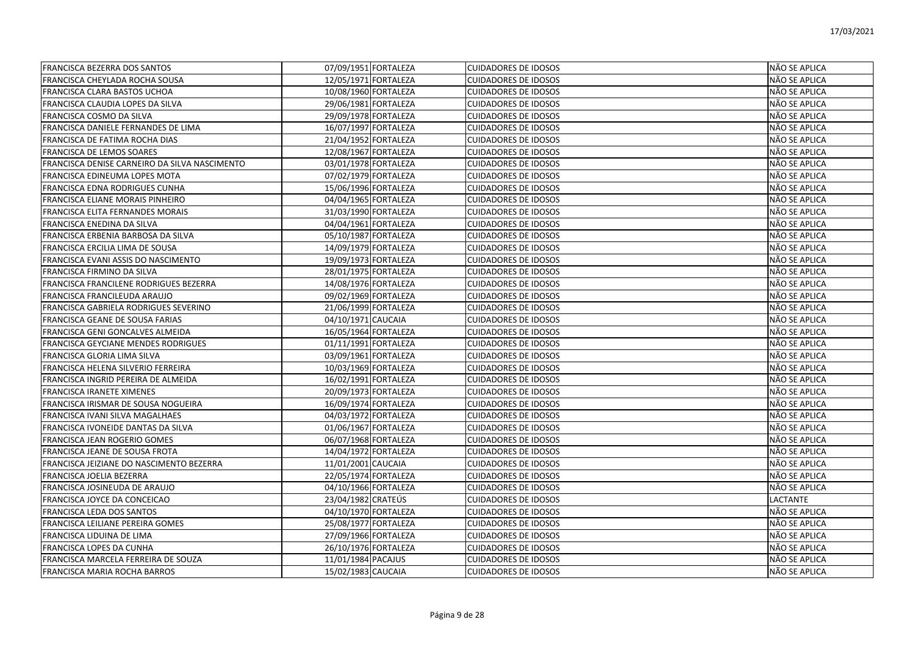| | | | | |
|---|---|---|---|---|
| FRANCISCA BEZERRA DOS SANTOS | 07/09/1951 | FORTALEZA | CUIDADORES DE IDOSOS | NÃO SE APLICA |
| FRANCISCA CHEYLADA ROCHA SOUSA | 12/05/1971 | FORTALEZA | CUIDADORES DE IDOSOS | NÃO SE APLICA |
| FRANCISCA CLARA BASTOS UCHOA | 10/08/1960 | FORTALEZA | CUIDADORES DE IDOSOS | NÃO SE APLICA |
| FRANCISCA CLAUDIA LOPES DA SILVA | 29/06/1981 | FORTALEZA | CUIDADORES DE IDOSOS | NÃO SE APLICA |
| FRANCISCA COSMO DA SILVA | 29/09/1978 | FORTALEZA | CUIDADORES DE IDOSOS | NÃO SE APLICA |
| FRANCISCA DANIELE FERNANDES DE LIMA | 16/07/1997 | FORTALEZA | CUIDADORES DE IDOSOS | NÃO SE APLICA |
| FRANCISCA DE FATIMA ROCHA DIAS | 21/04/1952 | FORTALEZA | CUIDADORES DE IDOSOS | NÃO SE APLICA |
| FRANCISCA DE LEMOS SOARES | 12/08/1967 | FORTALEZA | CUIDADORES DE IDOSOS | NÃO SE APLICA |
| FRANCISCA DENISE CARNEIRO DA SILVA NASCIMENTO | 03/01/1978 | FORTALEZA | CUIDADORES DE IDOSOS | NÃO SE APLICA |
| FRANCISCA EDINEUMA LOPES MOTA | 07/02/1979 | FORTALEZA | CUIDADORES DE IDOSOS | NÃO SE APLICA |
| FRANCISCA EDNA RODRIGUES CUNHA | 15/06/1996 | FORTALEZA | CUIDADORES DE IDOSOS | NÃO SE APLICA |
| FRANCISCA ELIANE MORAIS PINHEIRO | 04/04/1965 | FORTALEZA | CUIDADORES DE IDOSOS | NÃO SE APLICA |
| FRANCISCA ELITA FERNANDES MORAIS | 31/03/1990 | FORTALEZA | CUIDADORES DE IDOSOS | NÃO SE APLICA |
| FRANCISCA ENEDINA DA SILVA | 04/04/1961 | FORTALEZA | CUIDADORES DE IDOSOS | NÃO SE APLICA |
| FRANCISCA ERBENIA BARBOSA DA SILVA | 05/10/1987 | FORTALEZA | CUIDADORES DE IDOSOS | NÃO SE APLICA |
| FRANCISCA ERCILIA LIMA DE SOUSA | 14/09/1979 | FORTALEZA | CUIDADORES DE IDOSOS | NÃO SE APLICA |
| FRANCISCA EVANI ASSIS DO NASCIMENTO | 19/09/1973 | FORTALEZA | CUIDADORES DE IDOSOS | NÃO SE APLICA |
| FRANCISCA FIRMINO DA SILVA | 28/01/1975 | FORTALEZA | CUIDADORES DE IDOSOS | NÃO SE APLICA |
| FRANCISCA FRANCILENE RODRIGUES BEZERRA | 14/08/1976 | FORTALEZA | CUIDADORES DE IDOSOS | NÃO SE APLICA |
| FRANCISCA FRANCILEUDA ARAUJO | 09/02/1969 | FORTALEZA | CUIDADORES DE IDOSOS | NÃO SE APLICA |
| FRANCISCA GABRIELA RODRIGUES SEVERINO | 21/06/1999 | FORTALEZA | CUIDADORES DE IDOSOS | NÃO SE APLICA |
| FRANCISCA GEANE DE SOUSA FARIAS | 04/10/1971 | CAUCAIA | CUIDADORES DE IDOSOS | NÃO SE APLICA |
| FRANCISCA GENI GONCALVES ALMEIDA | 16/05/1964 | FORTALEZA | CUIDADORES DE IDOSOS | NÃO SE APLICA |
| FRANCISCA GEYCIANE MENDES RODRIGUES | 01/11/1991 | FORTALEZA | CUIDADORES DE IDOSOS | NÃO SE APLICA |
| FRANCISCA GLORIA LIMA SILVA | 03/09/1961 | FORTALEZA | CUIDADORES DE IDOSOS | NÃO SE APLICA |
| FRANCISCA HELENA SILVERIO FERREIRA | 10/03/1969 | FORTALEZA | CUIDADORES DE IDOSOS | NÃO SE APLICA |
| FRANCISCA INGRID PEREIRA DE ALMEIDA | 16/02/1991 | FORTALEZA | CUIDADORES DE IDOSOS | NÃO SE APLICA |
| FRANCISCA IRANETE XIMENES | 20/09/1973 | FORTALEZA | CUIDADORES DE IDOSOS | NÃO SE APLICA |
| FRANCISCA IRISMAR DE SOUSA NOGUEIRA | 16/09/1974 | FORTALEZA | CUIDADORES DE IDOSOS | NÃO SE APLICA |
| FRANCISCA IVANI SILVA MAGALHAES | 04/03/1972 | FORTALEZA | CUIDADORES DE IDOSOS | NÃO SE APLICA |
| FRANCISCA IVONEIDE DANTAS DA SILVA | 01/06/1967 | FORTALEZA | CUIDADORES DE IDOSOS | NÃO SE APLICA |
| FRANCISCA JEAN ROGERIO GOMES | 06/07/1968 | FORTALEZA | CUIDADORES DE IDOSOS | NÃO SE APLICA |
| FRANCISCA JEANE DE SOUSA FROTA | 14/04/1972 | FORTALEZA | CUIDADORES DE IDOSOS | NÃO SE APLICA |
| FRANCISCA JEIZIANE DO NASCIMENTO BEZERRA | 11/01/2001 | CAUCAIA | CUIDADORES DE IDOSOS | NÃO SE APLICA |
| FRANCISCA JOELIA BEZERRA | 22/05/1974 | FORTALEZA | CUIDADORES DE IDOSOS | NÃO SE APLICA |
| FRANCISCA JOSINEUDA DE ARAUJO | 04/10/1966 | FORTALEZA | CUIDADORES DE IDOSOS | NÃO SE APLICA |
| FRANCISCA JOYCE DA CONCEICAO | 23/04/1982 | CRATEÚS | CUIDADORES DE IDOSOS | LACTANTE |
| FRANCISCA LEDA DOS SANTOS | 04/10/1970 | FORTALEZA | CUIDADORES DE IDOSOS | NÃO SE APLICA |
| FRANCISCA LEILIANE PEREIRA GOMES | 25/08/1977 | FORTALEZA | CUIDADORES DE IDOSOS | NÃO SE APLICA |
| FRANCISCA LIDUINA DE LIMA | 27/09/1966 | FORTALEZA | CUIDADORES DE IDOSOS | NÃO SE APLICA |
| FRANCISCA LOPES DA CUNHA | 26/10/1976 | FORTALEZA | CUIDADORES DE IDOSOS | NÃO SE APLICA |
| FRANCISCA MARCELA FERREIRA DE SOUZA | 11/01/1984 | PACAJUS | CUIDADORES DE IDOSOS | NÃO SE APLICA |
| FRANCISCA MARIA ROCHA BARROS | 15/02/1983 | CAUCAIA | CUIDADORES DE IDOSOS | NÃO SE APLICA |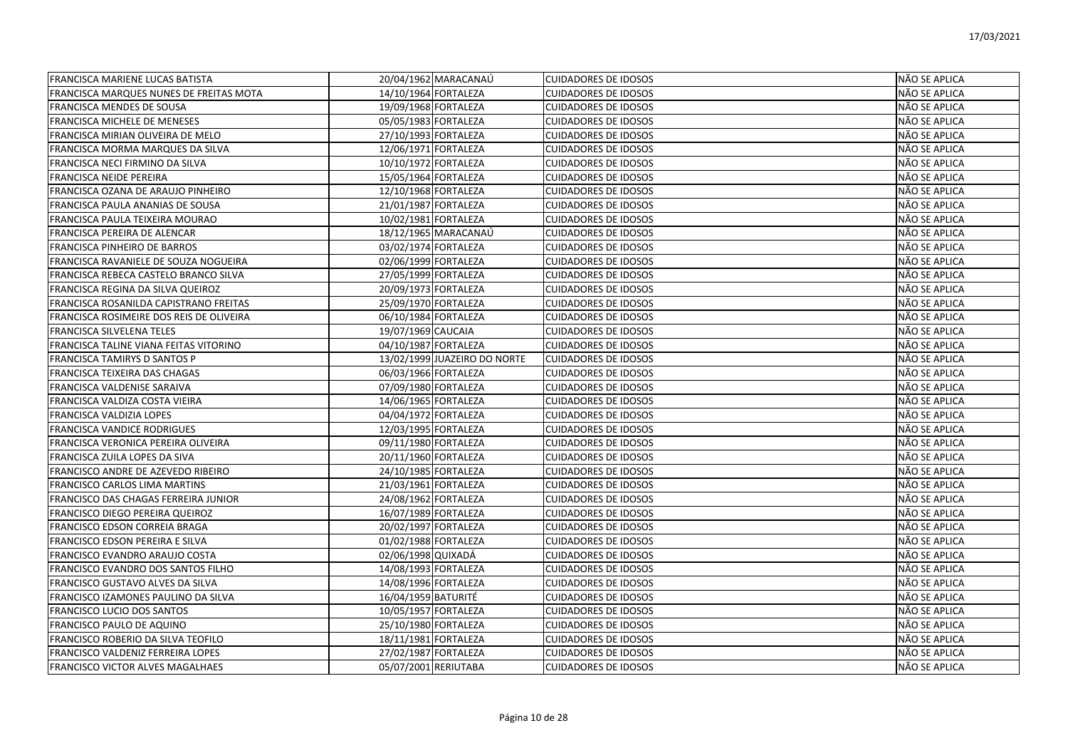| | | | | |
|---|---|---|---|---|
| FRANCISCA MARIENE LUCAS BATISTA | 20/04/1962 | MARACANAÚ | CUIDADORES DE IDOSOS | NÃO SE APLICA |
| FRANCISCA MARQUES NUNES DE FREITAS MOTA | 14/10/1964 | FORTALEZA | CUIDADORES DE IDOSOS | NÃO SE APLICA |
| FRANCISCA MENDES DE SOUSA | 19/09/1968 | FORTALEZA | CUIDADORES DE IDOSOS | NÃO SE APLICA |
| FRANCISCA MICHELE DE MENESES | 05/05/1983 | FORTALEZA | CUIDADORES DE IDOSOS | NÃO SE APLICA |
| FRANCISCA MIRIAN OLIVEIRA DE MELO | 27/10/1993 | FORTALEZA | CUIDADORES DE IDOSOS | NÃO SE APLICA |
| FRANCISCA MORMA MARQUES DA SILVA | 12/06/1971 | FORTALEZA | CUIDADORES DE IDOSOS | NÃO SE APLICA |
| FRANCISCA NECI FIRMINO DA SILVA | 10/10/1972 | FORTALEZA | CUIDADORES DE IDOSOS | NÃO SE APLICA |
| FRANCISCA NEIDE PEREIRA | 15/05/1964 | FORTALEZA | CUIDADORES DE IDOSOS | NÃO SE APLICA |
| FRANCISCA OZANA DE ARAUJO PINHEIRO | 12/10/1968 | FORTALEZA | CUIDADORES DE IDOSOS | NÃO SE APLICA |
| FRANCISCA PAULA ANANIAS DE SOUSA | 21/01/1987 | FORTALEZA | CUIDADORES DE IDOSOS | NÃO SE APLICA |
| FRANCISCA PAULA TEIXEIRA MOURAO | 10/02/1981 | FORTALEZA | CUIDADORES DE IDOSOS | NÃO SE APLICA |
| FRANCISCA PEREIRA DE ALENCAR | 18/12/1965 | MARACANAÚ | CUIDADORES DE IDOSOS | NÃO SE APLICA |
| FRANCISCA PINHEIRO DE BARROS | 03/02/1974 | FORTALEZA | CUIDADORES DE IDOSOS | NÃO SE APLICA |
| FRANCISCA RAVANIELE DE SOUZA NOGUEIRA | 02/06/1999 | FORTALEZA | CUIDADORES DE IDOSOS | NÃO SE APLICA |
| FRANCISCA REBECA CASTELO BRANCO SILVA | 27/05/1999 | FORTALEZA | CUIDADORES DE IDOSOS | NÃO SE APLICA |
| FRANCISCA REGINA DA SILVA QUEIROZ | 20/09/1973 | FORTALEZA | CUIDADORES DE IDOSOS | NÃO SE APLICA |
| FRANCISCA ROSANILDA CAPISTRANO FREITAS | 25/09/1970 | FORTALEZA | CUIDADORES DE IDOSOS | NÃO SE APLICA |
| FRANCISCA ROSIMEIRE DOS REIS DE OLIVEIRA | 06/10/1984 | FORTALEZA | CUIDADORES DE IDOSOS | NÃO SE APLICA |
| FRANCISCA SILVELENA TELES | 19/07/1969 | CAUCAIA | CUIDADORES DE IDOSOS | NÃO SE APLICA |
| FRANCISCA TALINE VIANA FEITAS VITORINO | 04/10/1987 | FORTALEZA | CUIDADORES DE IDOSOS | NÃO SE APLICA |
| FRANCISCA TAMIRYS D SANTOS P | 13/02/1999 | JUAZEIRO DO NORTE | CUIDADORES DE IDOSOS | NÃO SE APLICA |
| FRANCISCA TEIXEIRA DAS CHAGAS | 06/03/1966 | FORTALEZA | CUIDADORES DE IDOSOS | NÃO SE APLICA |
| FRANCISCA VALDENISE SARAIVA | 07/09/1980 | FORTALEZA | CUIDADORES DE IDOSOS | NÃO SE APLICA |
| FRANCISCA VALDIZA COSTA VIEIRA | 14/06/1965 | FORTALEZA | CUIDADORES DE IDOSOS | NÃO SE APLICA |
| FRANCISCA VALDIZIA LOPES | 04/04/1972 | FORTALEZA | CUIDADORES DE IDOSOS | NÃO SE APLICA |
| FRANCISCA VANDICE RODRIGUES | 12/03/1995 | FORTALEZA | CUIDADORES DE IDOSOS | NÃO SE APLICA |
| FRANCISCA VERONICA PEREIRA OLIVEIRA | 09/11/1980 | FORTALEZA | CUIDADORES DE IDOSOS | NÃO SE APLICA |
| FRANCISCA ZUILA LOPES DA SIVA | 20/11/1960 | FORTALEZA | CUIDADORES DE IDOSOS | NÃO SE APLICA |
| FRANCISCO ANDRE DE AZEVEDO RIBEIRO | 24/10/1985 | FORTALEZA | CUIDADORES DE IDOSOS | NÃO SE APLICA |
| FRANCISCO CARLOS LIMA MARTINS | 21/03/1961 | FORTALEZA | CUIDADORES DE IDOSOS | NÃO SE APLICA |
| FRANCISCO DAS CHAGAS FERREIRA JUNIOR | 24/08/1962 | FORTALEZA | CUIDADORES DE IDOSOS | NÃO SE APLICA |
| FRANCISCO DIEGO PEREIRA QUEIROZ | 16/07/1989 | FORTALEZA | CUIDADORES DE IDOSOS | NÃO SE APLICA |
| FRANCISCO EDSON CORREIA BRAGA | 20/02/1997 | FORTALEZA | CUIDADORES DE IDOSOS | NÃO SE APLICA |
| FRANCISCO EDSON PEREIRA E SILVA | 01/02/1988 | FORTALEZA | CUIDADORES DE IDOSOS | NÃO SE APLICA |
| FRANCISCO EVANDRO ARAUJO COSTA | 02/06/1998 | QUIXADÁ | CUIDADORES DE IDOSOS | NÃO SE APLICA |
| FRANCISCO EVANDRO DOS SANTOS FILHO | 14/08/1993 | FORTALEZA | CUIDADORES DE IDOSOS | NÃO SE APLICA |
| FRANCISCO GUSTAVO ALVES DA SILVA | 14/08/1996 | FORTALEZA | CUIDADORES DE IDOSOS | NÃO SE APLICA |
| FRANCISCO IZAMONES PAULINO DA SILVA | 16/04/1959 | BATURITÉ | CUIDADORES DE IDOSOS | NÃO SE APLICA |
| FRANCISCO LUCIO DOS SANTOS | 10/05/1957 | FORTALEZA | CUIDADORES DE IDOSOS | NÃO SE APLICA |
| FRANCISCO PAULO DE AQUINO | 25/10/1980 | FORTALEZA | CUIDADORES DE IDOSOS | NÃO SE APLICA |
| FRANCISCO ROBERIO DA SILVA TEOFILO | 18/11/1981 | FORTALEZA | CUIDADORES DE IDOSOS | NÃO SE APLICA |
| FRANCISCO VALDENIZ FERREIRA LOPES | 27/02/1987 | FORTALEZA | CUIDADORES DE IDOSOS | NÃO SE APLICA |
| FRANCISCO VICTOR ALVES MAGALHAES | 05/07/2001 | RERIUTABA | CUIDADORES DE IDOSOS | NÃO SE APLICA |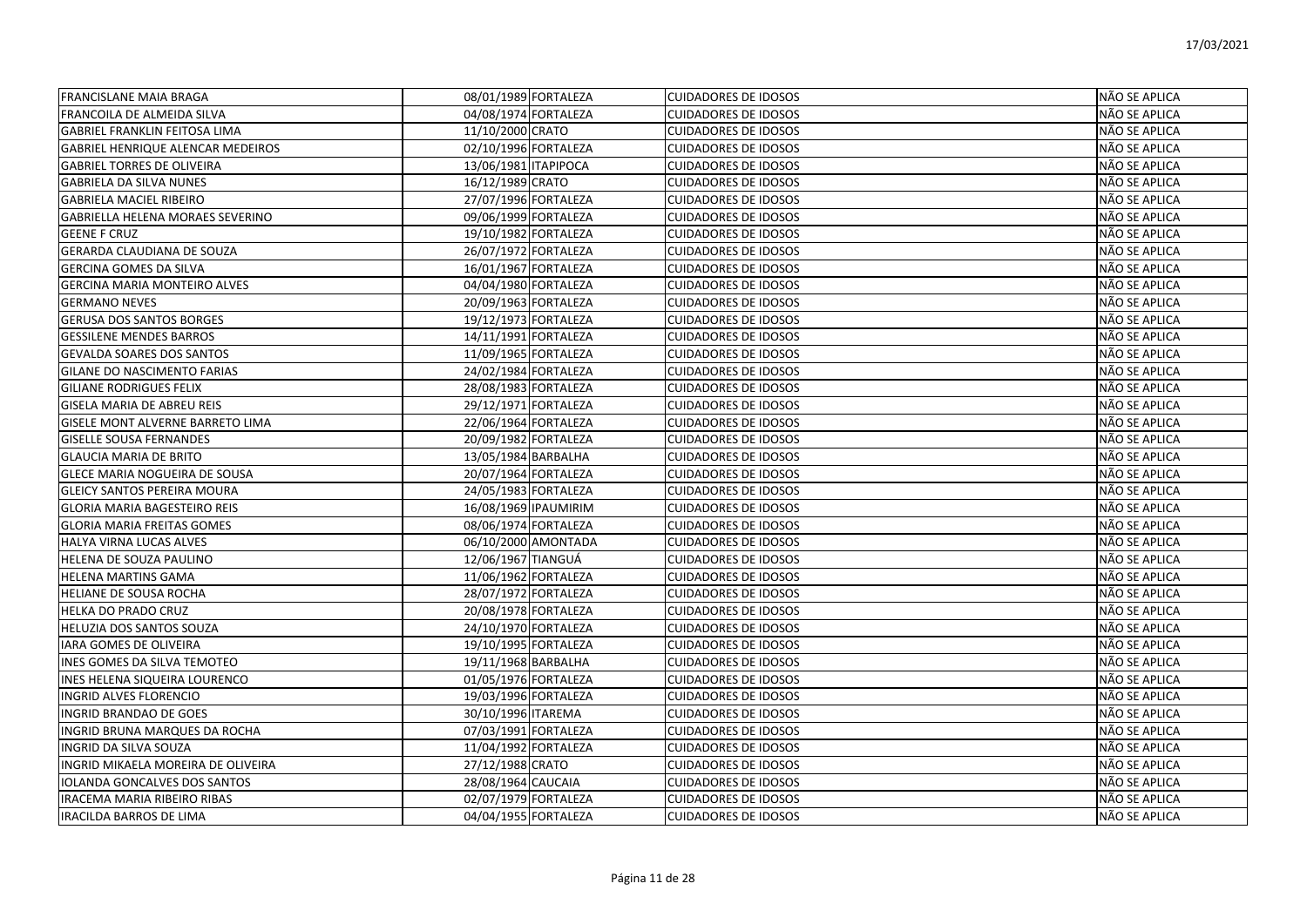| | | | | |
|---|---|---|---|---|
| FRANCISLANE MAIA BRAGA | 08/01/1989 | FORTALEZA | CUIDADORES DE IDOSOS | NÃO SE APLICA |
| FRANCOILA DE ALMEIDA SILVA | 04/08/1974 | FORTALEZA | CUIDADORES DE IDOSOS | NÃO SE APLICA |
| GABRIEL FRANKLIN FEITOSA LIMA | 11/10/2000 | CRATO | CUIDADORES DE IDOSOS | NÃO SE APLICA |
| GABRIEL HENRIQUE ALENCAR MEDEIROS | 02/10/1996 | FORTALEZA | CUIDADORES DE IDOSOS | NÃO SE APLICA |
| GABRIEL TORRES DE OLIVEIRA | 13/06/1981 | ITAPIPOCA | CUIDADORES DE IDOSOS | NÃO SE APLICA |
| GABRIELA DA SILVA NUNES | 16/12/1989 | CRATO | CUIDADORES DE IDOSOS | NÃO SE APLICA |
| GABRIELA MACIEL RIBEIRO | 27/07/1996 | FORTALEZA | CUIDADORES DE IDOSOS | NÃO SE APLICA |
| GABRIELLA HELENA MORAES SEVERINO | 09/06/1999 | FORTALEZA | CUIDADORES DE IDOSOS | NÃO SE APLICA |
| GEENE F CRUZ | 19/10/1982 | FORTALEZA | CUIDADORES DE IDOSOS | NÃO SE APLICA |
| GERARDA CLAUDIANA DE SOUZA | 26/07/1972 | FORTALEZA | CUIDADORES DE IDOSOS | NÃO SE APLICA |
| GERCINA GOMES DA SILVA | 16/01/1967 | FORTALEZA | CUIDADORES DE IDOSOS | NÃO SE APLICA |
| GERCINA MARIA MONTEIRO ALVES | 04/04/1980 | FORTALEZA | CUIDADORES DE IDOSOS | NÃO SE APLICA |
| GERMANO NEVES | 20/09/1963 | FORTALEZA | CUIDADORES DE IDOSOS | NÃO SE APLICA |
| GERUSA DOS SANTOS BORGES | 19/12/1973 | FORTALEZA | CUIDADORES DE IDOSOS | NÃO SE APLICA |
| GESSILENE MENDES BARROS | 14/11/1991 | FORTALEZA | CUIDADORES DE IDOSOS | NÃO SE APLICA |
| GEVALDA SOARES DOS SANTOS | 11/09/1965 | FORTALEZA | CUIDADORES DE IDOSOS | NÃO SE APLICA |
| GILANE DO NASCIMENTO FARIAS | 24/02/1984 | FORTALEZA | CUIDADORES DE IDOSOS | NÃO SE APLICA |
| GILIANE RODRIGUES FELIX | 28/08/1983 | FORTALEZA | CUIDADORES DE IDOSOS | NÃO SE APLICA |
| GISELA MARIA DE ABREU REIS | 29/12/1971 | FORTALEZA | CUIDADORES DE IDOSOS | NÃO SE APLICA |
| GISELE MONT ALVERNE BARRETO LIMA | 22/06/1964 | FORTALEZA | CUIDADORES DE IDOSOS | NÃO SE APLICA |
| GISELLE SOUSA FERNANDES | 20/09/1982 | FORTALEZA | CUIDADORES DE IDOSOS | NÃO SE APLICA |
| GLAUCIA MARIA DE BRITO | 13/05/1984 | BARBALHA | CUIDADORES DE IDOSOS | NÃO SE APLICA |
| GLECE MARIA NOGUEIRA DE SOUSA | 20/07/1964 | FORTALEZA | CUIDADORES DE IDOSOS | NÃO SE APLICA |
| GLEICY SANTOS PEREIRA MOURA | 24/05/1983 | FORTALEZA | CUIDADORES DE IDOSOS | NÃO SE APLICA |
| GLORIA MARIA BAGESTEIRO REIS | 16/08/1969 | IPAUMIRIM | CUIDADORES DE IDOSOS | NÃO SE APLICA |
| GLORIA MARIA FREITAS GOMES | 08/06/1974 | FORTALEZA | CUIDADORES DE IDOSOS | NÃO SE APLICA |
| HALYA VIRNA LUCAS ALVES | 06/10/2000 | AMONTADA | CUIDADORES DE IDOSOS | NÃO SE APLICA |
| HELENA DE SOUZA PAULINO | 12/06/1967 | TIANGUÁ | CUIDADORES DE IDOSOS | NÃO SE APLICA |
| HELENA MARTINS GAMA | 11/06/1962 | FORTALEZA | CUIDADORES DE IDOSOS | NÃO SE APLICA |
| HELIANE DE SOUSA ROCHA | 28/07/1972 | FORTALEZA | CUIDADORES DE IDOSOS | NÃO SE APLICA |
| HELKA DO PRADO CRUZ | 20/08/1978 | FORTALEZA | CUIDADORES DE IDOSOS | NÃO SE APLICA |
| HELUZIA DOS SANTOS SOUZA | 24/10/1970 | FORTALEZA | CUIDADORES DE IDOSOS | NÃO SE APLICA |
| IARA GOMES DE OLIVEIRA | 19/10/1995 | FORTALEZA | CUIDADORES DE IDOSOS | NÃO SE APLICA |
| INES GOMES DA SILVA TEMOTEO | 19/11/1968 | BARBALHA | CUIDADORES DE IDOSOS | NÃO SE APLICA |
| INES HELENA SIQUEIRA LOURENCO | 01/05/1976 | FORTALEZA | CUIDADORES DE IDOSOS | NÃO SE APLICA |
| INGRID ALVES FLORENCIO | 19/03/1996 | FORTALEZA | CUIDADORES DE IDOSOS | NÃO SE APLICA |
| INGRID BRANDAO DE GOES | 30/10/1996 | ITAREMA | CUIDADORES DE IDOSOS | NÃO SE APLICA |
| INGRID BRUNA MARQUES DA ROCHA | 07/03/1991 | FORTALEZA | CUIDADORES DE IDOSOS | NÃO SE APLICA |
| INGRID DA SILVA SOUZA | 11/04/1992 | FORTALEZA | CUIDADORES DE IDOSOS | NÃO SE APLICA |
| INGRID MIKAELA MOREIRA DE OLIVEIRA | 27/12/1988 | CRATO | CUIDADORES DE IDOSOS | NÃO SE APLICA |
| IOLANDA GONCALVES DOS SANTOS | 28/08/1964 | CAUCAIA | CUIDADORES DE IDOSOS | NÃO SE APLICA |
| IRACEMA MARIA RIBEIRO RIBAS | 02/07/1979 | FORTALEZA | CUIDADORES DE IDOSOS | NÃO SE APLICA |
| IRACILDA BARROS DE LIMA | 04/04/1955 | FORTALEZA | CUIDADORES DE IDOSOS | NÃO SE APLICA |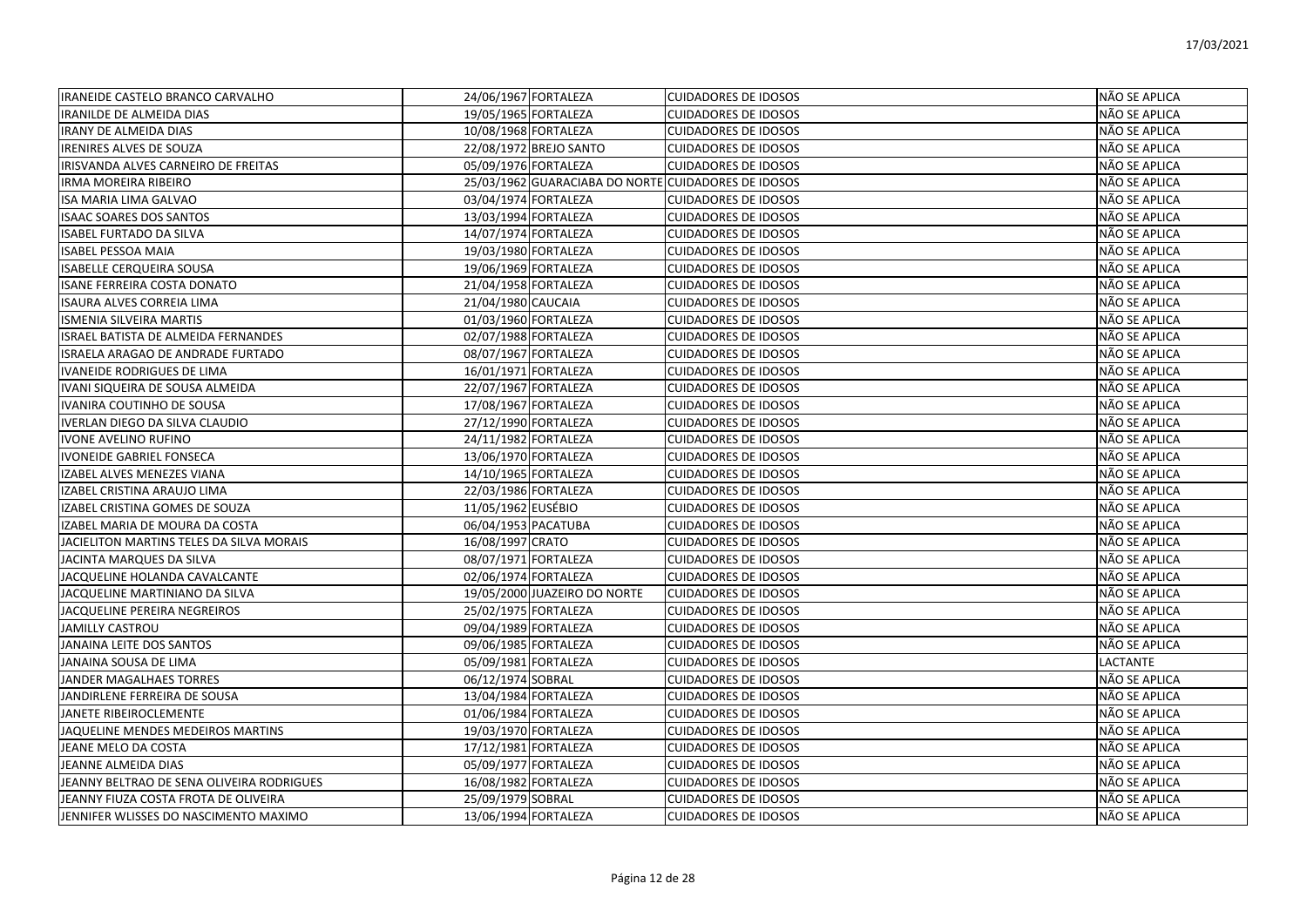| IRANEIDE CASTELO BRANCO CARVALHO | 24/06/1967 | FORTALEZA | CUIDADORES DE IDOSOS | NÃO SE APLICA |
|---|---|---|---|---|
| IRANILDE DE ALMEIDA DIAS | 19/05/1965 | FORTALEZA | CUIDADORES DE IDOSOS | NÃO SE APLICA |
| IRANY DE ALMEIDA DIAS | 10/08/1968 | FORTALEZA | CUIDADORES DE IDOSOS | NÃO SE APLICA |
| IRENIRES ALVES DE SOUZA | 22/08/1972 | BREJO SANTO | CUIDADORES DE IDOSOS | NÃO SE APLICA |
| IRISVANDA ALVES CARNEIRO DE FREITAS | 05/09/1976 | FORTALEZA | CUIDADORES DE IDOSOS | NÃO SE APLICA |
| IRMA MOREIRA RIBEIRO | 25/03/1962 | GUARACIABA DO NORTE | CUIDADORES DE IDOSOS | NÃO SE APLICA |
| ISA MARIA LIMA GALVAO | 03/04/1974 | FORTALEZA | CUIDADORES DE IDOSOS | NÃO SE APLICA |
| ISAAC SOARES DOS SANTOS | 13/03/1994 | FORTALEZA | CUIDADORES DE IDOSOS | NÃO SE APLICA |
| ISABEL FURTADO DA SILVA | 14/07/1974 | FORTALEZA | CUIDADORES DE IDOSOS | NÃO SE APLICA |
| ISABEL PESSOA MAIA | 19/03/1980 | FORTALEZA | CUIDADORES DE IDOSOS | NÃO SE APLICA |
| ISABELLE CERQUEIRA SOUSA | 19/06/1969 | FORTALEZA | CUIDADORES DE IDOSOS | NÃO SE APLICA |
| ISANE FERREIRA COSTA DONATO | 21/04/1958 | FORTALEZA | CUIDADORES DE IDOSOS | NÃO SE APLICA |
| ISAURA ALVES CORREIA LIMA | 21/04/1980 | CAUCAIA | CUIDADORES DE IDOSOS | NÃO SE APLICA |
| ISMENIA SILVEIRA MARTIS | 01/03/1960 | FORTALEZA | CUIDADORES DE IDOSOS | NÃO SE APLICA |
| ISRAEL BATISTA DE ALMEIDA FERNANDES | 02/07/1988 | FORTALEZA | CUIDADORES DE IDOSOS | NÃO SE APLICA |
| ISRAELA ARAGAO DE ANDRADE FURTADO | 08/07/1967 | FORTALEZA | CUIDADORES DE IDOSOS | NÃO SE APLICA |
| IVANEIDE RODRIGUES DE LIMA | 16/01/1971 | FORTALEZA | CUIDADORES DE IDOSOS | NÃO SE APLICA |
| IVANI SIQUEIRA DE SOUSA ALMEIDA | 22/07/1967 | FORTALEZA | CUIDADORES DE IDOSOS | NÃO SE APLICA |
| IVANIRA COUTINHO DE SOUSA | 17/08/1967 | FORTALEZA | CUIDADORES DE IDOSOS | NÃO SE APLICA |
| IVERLAN DIEGO DA SILVA CLAUDIO | 27/12/1990 | FORTALEZA | CUIDADORES DE IDOSOS | NÃO SE APLICA |
| IVONE AVELINO RUFINO | 24/11/1982 | FORTALEZA | CUIDADORES DE IDOSOS | NÃO SE APLICA |
| IVONEIDE GABRIEL FONSECA | 13/06/1970 | FORTALEZA | CUIDADORES DE IDOSOS | NÃO SE APLICA |
| IZABEL ALVES MENEZES VIANA | 14/10/1965 | FORTALEZA | CUIDADORES DE IDOSOS | NÃO SE APLICA |
| IZABEL CRISTINA ARAUJO LIMA | 22/03/1986 | FORTALEZA | CUIDADORES DE IDOSOS | NÃO SE APLICA |
| IZABEL CRISTINA GOMES DE SOUZA | 11/05/1962 | EUSÉBIO | CUIDADORES DE IDOSOS | NÃO SE APLICA |
| IZABEL MARIA DE MOURA DA COSTA | 06/04/1953 | PACATUBA | CUIDADORES DE IDOSOS | NÃO SE APLICA |
| JACIELITON MARTINS TELES DA SILVA MORAIS | 16/08/1997 | CRATO | CUIDADORES DE IDOSOS | NÃO SE APLICA |
| JACINTA MARQUES DA SILVA | 08/07/1971 | FORTALEZA | CUIDADORES DE IDOSOS | NÃO SE APLICA |
| JACQUELINE HOLANDA CAVALCANTE | 02/06/1974 | FORTALEZA | CUIDADORES DE IDOSOS | NÃO SE APLICA |
| JACQUELINE MARTINIANO DA SILVA | 19/05/2000 | JUAZEIRO DO NORTE | CUIDADORES DE IDOSOS | NÃO SE APLICA |
| JACQUELINE PEREIRA NEGREIROS | 25/02/1975 | FORTALEZA | CUIDADORES DE IDOSOS | NÃO SE APLICA |
| JAMILLY CASTROU | 09/04/1989 | FORTALEZA | CUIDADORES DE IDOSOS | NÃO SE APLICA |
| JANAINA LEITE DOS SANTOS | 09/06/1985 | FORTALEZA | CUIDADORES DE IDOSOS | NÃO SE APLICA |
| JANAINA SOUSA DE LIMA | 05/09/1981 | FORTALEZA | CUIDADORES DE IDOSOS | LACTANTE |
| JANDER MAGALHAES TORRES | 06/12/1974 | SOBRAL | CUIDADORES DE IDOSOS | NÃO SE APLICA |
| JANDIRLENE FERREIRA DE SOUSA | 13/04/1984 | FORTALEZA | CUIDADORES DE IDOSOS | NÃO SE APLICA |
| JANETE RIBEIROCLEMENTE | 01/06/1984 | FORTALEZA | CUIDADORES DE IDOSOS | NÃO SE APLICA |
| JAQUELINE MENDES MEDEIROS MARTINS | 19/03/1970 | FORTALEZA | CUIDADORES DE IDOSOS | NÃO SE APLICA |
| JEANE MELO DA COSTA | 17/12/1981 | FORTALEZA | CUIDADORES DE IDOSOS | NÃO SE APLICA |
| JEANNE ALMEIDA DIAS | 05/09/1977 | FORTALEZA | CUIDADORES DE IDOSOS | NÃO SE APLICA |
| JEANNY BELTRAO DE SENA OLIVEIRA RODRIGUES | 16/08/1982 | FORTALEZA | CUIDADORES DE IDOSOS | NÃO SE APLICA |
| JEANNY FIUZA COSTA FROTA DE OLIVEIRA | 25/09/1979 | SOBRAL | CUIDADORES DE IDOSOS | NÃO SE APLICA |
| JENNIFER WLISSES DO NASCIMENTO MAXIMO | 13/06/1994 | FORTALEZA | CUIDADORES DE IDOSOS | NÃO SE APLICA |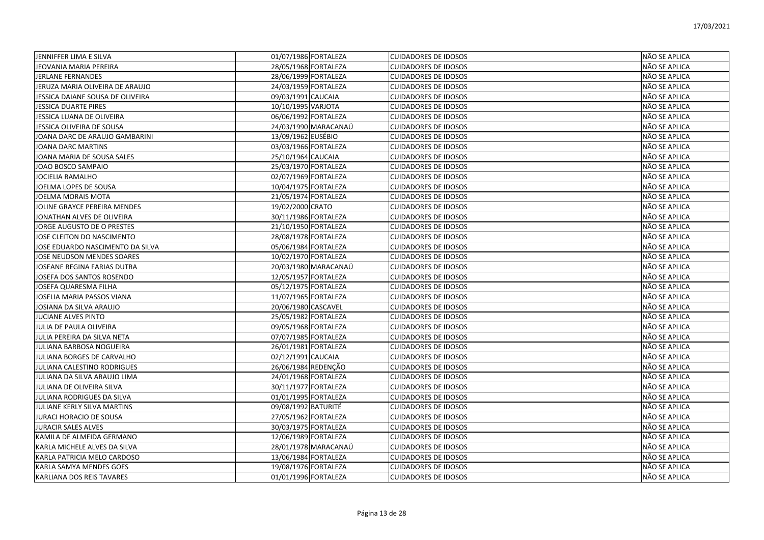| | | | | |
|---|---|---|---|---|
| JENNIFFER LIMA E SILVA | 01/07/1986 | FORTALEZA | CUIDADORES DE IDOSOS | NÃO SE APLICA |
| JEOVANIA MARIA PEREIRA | 28/05/1968 | FORTALEZA | CUIDADORES DE IDOSOS | NÃO SE APLICA |
| JERLANE FERNANDES | 28/06/1999 | FORTALEZA | CUIDADORES DE IDOSOS | NÃO SE APLICA |
| JERUZA MARIA OLIVEIRA DE ARAUJO | 24/03/1959 | FORTALEZA | CUIDADORES DE IDOSOS | NÃO SE APLICA |
| JESSICA DAIANE SOUSA DE OLIVEIRA | 09/03/1991 | CAUCAIA | CUIDADORES DE IDOSOS | NÃO SE APLICA |
| JESSICA DUARTE PIRES | 10/10/1995 | VARJOTA | CUIDADORES DE IDOSOS | NÃO SE APLICA |
| JESSICA LUANA DE OLIVEIRA | 06/06/1992 | FORTALEZA | CUIDADORES DE IDOSOS | NÃO SE APLICA |
| JESSICA OLIVEIRA DE SOUSA | 24/03/1990 | MARACANAÚ | CUIDADORES DE IDOSOS | NÃO SE APLICA |
| JOANA DARC DE ARAUJO GAMBARINI | 13/09/1962 | EUSÉBIO | CUIDADORES DE IDOSOS | NÃO SE APLICA |
| JOANA DARC MARTINS | 03/03/1966 | FORTALEZA | CUIDADORES DE IDOSOS | NÃO SE APLICA |
| JOANA MARIA DE SOUSA SALES | 25/10/1964 | CAUCAIA | CUIDADORES DE IDOSOS | NÃO SE APLICA |
| JOAO BOSCO SAMPAIO | 25/03/1970 | FORTALEZA | CUIDADORES DE IDOSOS | NÃO SE APLICA |
| JOCIELIA RAMALHO | 02/07/1969 | FORTALEZA | CUIDADORES DE IDOSOS | NÃO SE APLICA |
| JOELMA LOPES DE SOUSA | 10/04/1975 | FORTALEZA | CUIDADORES DE IDOSOS | NÃO SE APLICA |
| JOELMA MORAIS MOTA | 21/05/1974 | FORTALEZA | CUIDADORES DE IDOSOS | NÃO SE APLICA |
| JOLINE GRAYCE PEREIRA MENDES | 19/02/2000 | CRATO | CUIDADORES DE IDOSOS | NÃO SE APLICA |
| JONATHAN ALVES DE OLIVEIRA | 30/11/1986 | FORTALEZA | CUIDADORES DE IDOSOS | NÃO SE APLICA |
| JORGE AUGUSTO DE O PRESTES | 21/10/1950 | FORTALEZA | CUIDADORES DE IDOSOS | NÃO SE APLICA |
| JOSE CLEITON DO NASCIMENTO | 28/08/1978 | FORTALEZA | CUIDADORES DE IDOSOS | NÃO SE APLICA |
| JOSE EDUARDO NASCIMENTO DA SILVA | 05/06/1984 | FORTALEZA | CUIDADORES DE IDOSOS | NÃO SE APLICA |
| JOSE NEUDSON MENDES SOARES | 10/02/1970 | FORTALEZA | CUIDADORES DE IDOSOS | NÃO SE APLICA |
| JOSEANE REGINA FARIAS DUTRA | 20/03/1980 | MARACANAÚ | CUIDADORES DE IDOSOS | NÃO SE APLICA |
| JOSEFA DOS SANTOS ROSENDO | 12/05/1957 | FORTALEZA | CUIDADORES DE IDOSOS | NÃO SE APLICA |
| JOSEFA QUARESMA FILHA | 05/12/1975 | FORTALEZA | CUIDADORES DE IDOSOS | NÃO SE APLICA |
| JOSELIA MARIA PASSOS VIANA | 11/07/1965 | FORTALEZA | CUIDADORES DE IDOSOS | NÃO SE APLICA |
| JOSIANA DA SILVA ARAUJO | 20/06/1980 | CASCAVEL | CUIDADORES DE IDOSOS | NÃO SE APLICA |
| JUCIANE ALVES PINTO | 25/05/1982 | FORTALEZA | CUIDADORES DE IDOSOS | NÃO SE APLICA |
| JULIA DE PAULA OLIVEIRA | 09/05/1968 | FORTALEZA | CUIDADORES DE IDOSOS | NÃO SE APLICA |
| JULIA PEREIRA DA SILVA NETA | 07/07/1985 | FORTALEZA | CUIDADORES DE IDOSOS | NÃO SE APLICA |
| JULIANA BARBOSA NOGUEIRA | 26/01/1981 | FORTALEZA | CUIDADORES DE IDOSOS | NÃO SE APLICA |
| JULIANA BORGES DE CARVALHO | 02/12/1991 | CAUCAIA | CUIDADORES DE IDOSOS | NÃO SE APLICA |
| JULIANA CALESTINO RODRIGUES | 26/06/1984 | REDENÇÃO | CUIDADORES DE IDOSOS | NÃO SE APLICA |
| JULIANA DA SILVA ARAUJO LIMA | 24/01/1968 | FORTALEZA | CUIDADORES DE IDOSOS | NÃO SE APLICA |
| JULIANA DE OLIVEIRA SILVA | 30/11/1977 | FORTALEZA | CUIDADORES DE IDOSOS | NÃO SE APLICA |
| JULIANA RODRIGUES DA SILVA | 01/01/1995 | FORTALEZA | CUIDADORES DE IDOSOS | NÃO SE APLICA |
| JULIANE KERLY SILVA MARTINS | 09/08/1992 | BATURITÉ | CUIDADORES DE IDOSOS | NÃO SE APLICA |
| JURACI HORACIO DE SOUSA | 27/05/1962 | FORTALEZA | CUIDADORES DE IDOSOS | NÃO SE APLICA |
| JURACIR SALES ALVES | 30/03/1975 | FORTALEZA | CUIDADORES DE IDOSOS | NÃO SE APLICA |
| KAMILA DE ALMEIDA GERMANO | 12/06/1989 | FORTALEZA | CUIDADORES DE IDOSOS | NÃO SE APLICA |
| KARLA MICHELE ALVES DA SILVA | 28/01/1978 | MARACANAÚ | CUIDADORES DE IDOSOS | NÃO SE APLICA |
| KARLA PATRICIA MELO CARDOSO | 13/06/1984 | FORTALEZA | CUIDADORES DE IDOSOS | NÃO SE APLICA |
| KARLA SAMYA MENDES GOES | 19/08/1976 | FORTALEZA | CUIDADORES DE IDOSOS | NÃO SE APLICA |
| KARLIANA DOS REIS TAVARES | 01/01/1996 | FORTALEZA | CUIDADORES DE IDOSOS | NÃO SE APLICA |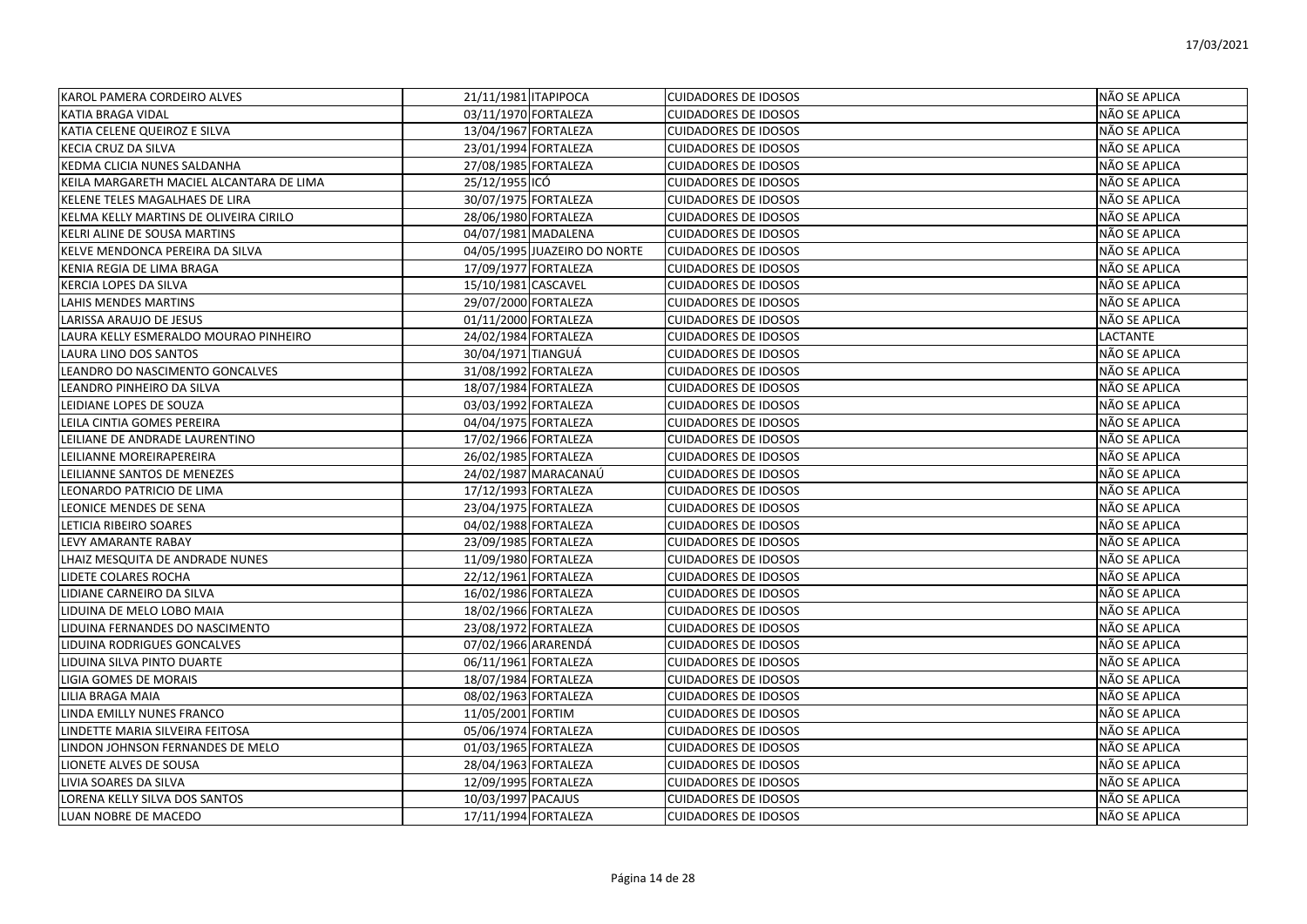| KAROL PAMERA CORDEIRO ALVES | 21/11/1981 | ITAPIPOCA | CUIDADORES DE IDOSOS | NÃO SE APLICA |
|---|---|---|---|---|
| KATIA BRAGA VIDAL | 03/11/1970 | FORTALEZA | CUIDADORES DE IDOSOS | NÃO SE APLICA |
| KATIA CELENE QUEIROZ E SILVA | 13/04/1967 | FORTALEZA | CUIDADORES DE IDOSOS | NÃO SE APLICA |
| KECIA CRUZ DA SILVA | 23/01/1994 | FORTALEZA | CUIDADORES DE IDOSOS | NÃO SE APLICA |
| KEDMA CLICIA NUNES SALDANHA | 27/08/1985 | FORTALEZA | CUIDADORES DE IDOSOS | NÃO SE APLICA |
| KEILA MARGARETH MACIEL ALCANTARA DE LIMA | 25/12/1955 | ICÓ | CUIDADORES DE IDOSOS | NÃO SE APLICA |
| KELENE TELES MAGALHAES DE LIRA | 30/07/1975 | FORTALEZA | CUIDADORES DE IDOSOS | NÃO SE APLICA |
| KELMA KELLY MARTINS DE OLIVEIRA CIRILO | 28/06/1980 | FORTALEZA | CUIDADORES DE IDOSOS | NÃO SE APLICA |
| KELRI ALINE DE SOUSA MARTINS | 04/07/1981 | MADALENA | CUIDADORES DE IDOSOS | NÃO SE APLICA |
| KELVE MENDONCA PEREIRA DA SILVA | 04/05/1995 | JUAZEIRO DO NORTE | CUIDADORES DE IDOSOS | NÃO SE APLICA |
| KENIA REGIA DE LIMA BRAGA | 17/09/1977 | FORTALEZA | CUIDADORES DE IDOSOS | NÃO SE APLICA |
| KERCIA LOPES DA SILVA | 15/10/1981 | CASCAVEL | CUIDADORES DE IDOSOS | NÃO SE APLICA |
| LAHIS MENDES MARTINS | 29/07/2000 | FORTALEZA | CUIDADORES DE IDOSOS | NÃO SE APLICA |
| LARISSA ARAUJO DE JESUS | 01/11/2000 | FORTALEZA | CUIDADORES DE IDOSOS | NÃO SE APLICA |
| LAURA KELLY ESMERALDO MOURAO PINHEIRO | 24/02/1984 | FORTALEZA | CUIDADORES DE IDOSOS | LACTANTE |
| LAURA LINO DOS SANTOS | 30/04/1971 | TIANGUÁ | CUIDADORES DE IDOSOS | NÃO SE APLICA |
| LEANDRO DO NASCIMENTO GONCALVES | 31/08/1992 | FORTALEZA | CUIDADORES DE IDOSOS | NÃO SE APLICA |
| LEANDRO PINHEIRO DA SILVA | 18/07/1984 | FORTALEZA | CUIDADORES DE IDOSOS | NÃO SE APLICA |
| LEIDIANE LOPES DE SOUZA | 03/03/1992 | FORTALEZA | CUIDADORES DE IDOSOS | NÃO SE APLICA |
| LEILA CINTIA GOMES PEREIRA | 04/04/1975 | FORTALEZA | CUIDADORES DE IDOSOS | NÃO SE APLICA |
| LEILIANE DE ANDRADE LAURENTINO | 17/02/1966 | FORTALEZA | CUIDADORES DE IDOSOS | NÃO SE APLICA |
| LEILIANNE MOREIRAPEREIRA | 26/02/1985 | FORTALEZA | CUIDADORES DE IDOSOS | NÃO SE APLICA |
| LEILIANNE SANTOS DE MENEZES | 24/02/1987 | MARACANAÚ | CUIDADORES DE IDOSOS | NÃO SE APLICA |
| LEONARDO PATRICIO DE LIMA | 17/12/1993 | FORTALEZA | CUIDADORES DE IDOSOS | NÃO SE APLICA |
| LEONICE MENDES DE SENA | 23/04/1975 | FORTALEZA | CUIDADORES DE IDOSOS | NÃO SE APLICA |
| LETICIA RIBEIRO SOARES | 04/02/1988 | FORTALEZA | CUIDADORES DE IDOSOS | NÃO SE APLICA |
| LEVY AMARANTE RABAY | 23/09/1985 | FORTALEZA | CUIDADORES DE IDOSOS | NÃO SE APLICA |
| LHAIZ MESQUITA DE ANDRADE NUNES | 11/09/1980 | FORTALEZA | CUIDADORES DE IDOSOS | NÃO SE APLICA |
| LIDETE COLARES ROCHA | 22/12/1961 | FORTALEZA | CUIDADORES DE IDOSOS | NÃO SE APLICA |
| LIDIANE CARNEIRO DA SILVA | 16/02/1986 | FORTALEZA | CUIDADORES DE IDOSOS | NÃO SE APLICA |
| LIDUINA DE MELO LOBO MAIA | 18/02/1966 | FORTALEZA | CUIDADORES DE IDOSOS | NÃO SE APLICA |
| LIDUINA FERNANDES DO NASCIMENTO | 23/08/1972 | FORTALEZA | CUIDADORES DE IDOSOS | NÃO SE APLICA |
| LIDUINA RODRIGUES GONCALVES | 07/02/1966 | ARARENDÁ | CUIDADORES DE IDOSOS | NÃO SE APLICA |
| LIDUINA SILVA PINTO DUARTE | 06/11/1961 | FORTALEZA | CUIDADORES DE IDOSOS | NÃO SE APLICA |
| LIGIA GOMES DE MORAIS | 18/07/1984 | FORTALEZA | CUIDADORES DE IDOSOS | NÃO SE APLICA |
| LILIA BRAGA MAIA | 08/02/1963 | FORTALEZA | CUIDADORES DE IDOSOS | NÃO SE APLICA |
| LINDA EMILLY NUNES FRANCO | 11/05/2001 | FORTIM | CUIDADORES DE IDOSOS | NÃO SE APLICA |
| LINDETTE MARIA SILVEIRA FEITOSA | 05/06/1974 | FORTALEZA | CUIDADORES DE IDOSOS | NÃO SE APLICA |
| LINDON JOHNSON FERNANDES DE MELO | 01/03/1965 | FORTALEZA | CUIDADORES DE IDOSOS | NÃO SE APLICA |
| LIONETE ALVES DE SOUSA | 28/04/1963 | FORTALEZA | CUIDADORES DE IDOSOS | NÃO SE APLICA |
| LIVIA SOARES DA SILVA | 12/09/1995 | FORTALEZA | CUIDADORES DE IDOSOS | NÃO SE APLICA |
| LORENA KELLY SILVA DOS SANTOS | 10/03/1997 | PACAJUS | CUIDADORES DE IDOSOS | NÃO SE APLICA |
| LUAN NOBRE DE MACEDO | 17/11/1994 | FORTALEZA | CUIDADORES DE IDOSOS | NÃO SE APLICA |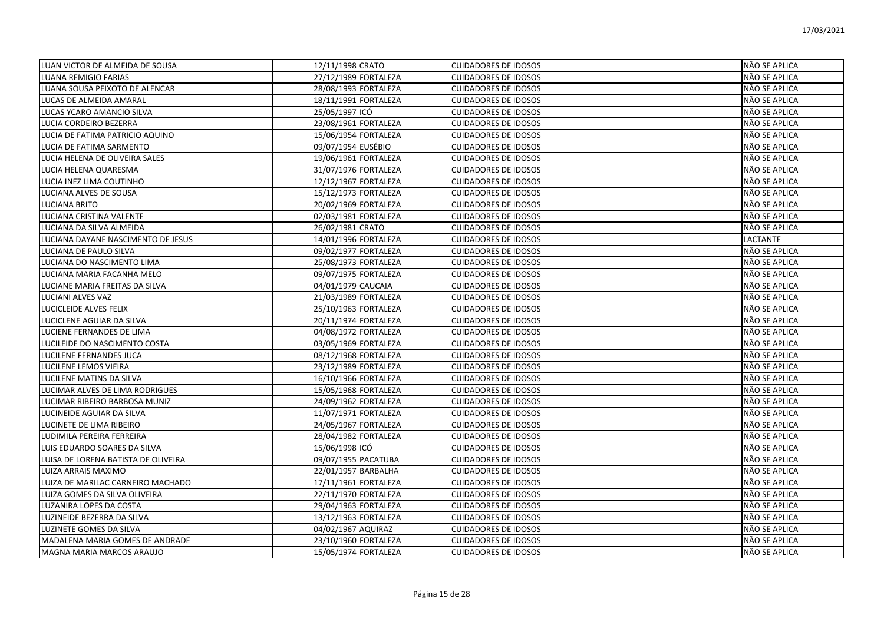| | | | | |
|---|---|---|---|---|
| LUAN VICTOR DE ALMEIDA DE SOUSA | 12/11/1998 | CRATO | CUIDADORES DE IDOSOS | NÃO SE APLICA |
| LUANA REMIGIO FARIAS | 27/12/1989 | FORTALEZA | CUIDADORES DE IDOSOS | NÃO SE APLICA |
| LUANA SOUSA PEIXOTO DE ALENCAR | 28/08/1993 | FORTALEZA | CUIDADORES DE IDOSOS | NÃO SE APLICA |
| LUCAS DE ALMEIDA AMARAL | 18/11/1991 | FORTALEZA | CUIDADORES DE IDOSOS | NÃO SE APLICA |
| LUCAS YCARO AMANCIO SILVA | 25/05/1997 | ICÓ | CUIDADORES DE IDOSOS | NÃO SE APLICA |
| LUCIA CORDEIRO BEZERRA | 23/08/1961 | FORTALEZA | CUIDADORES DE IDOSOS | NÃO SE APLICA |
| LUCIA DE FATIMA PATRICIO AQUINO | 15/06/1954 | FORTALEZA | CUIDADORES DE IDOSOS | NÃO SE APLICA |
| LUCIA DE FATIMA SARMENTO | 09/07/1954 | EUSÉBIO | CUIDADORES DE IDOSOS | NÃO SE APLICA |
| LUCIA HELENA DE OLIVEIRA SALES | 19/06/1961 | FORTALEZA | CUIDADORES DE IDOSOS | NÃO SE APLICA |
| LUCIA HELENA QUARESMA | 31/07/1976 | FORTALEZA | CUIDADORES DE IDOSOS | NÃO SE APLICA |
| LUCIA INEZ LIMA COUTINHO | 12/12/1967 | FORTALEZA | CUIDADORES DE IDOSOS | NÃO SE APLICA |
| LUCIANA ALVES DE SOUSA | 15/12/1973 | FORTALEZA | CUIDADORES DE IDOSOS | NÃO SE APLICA |
| LUCIANA BRITO | 20/02/1969 | FORTALEZA | CUIDADORES DE IDOSOS | NÃO SE APLICA |
| LUCIANA CRISTINA VALENTE | 02/03/1981 | FORTALEZA | CUIDADORES DE IDOSOS | NÃO SE APLICA |
| LUCIANA DA SILVA ALMEIDA | 26/02/1981 | CRATO | CUIDADORES DE IDOSOS | NÃO SE APLICA |
| LUCIANA DAYANE NASCIMENTO DE JESUS | 14/01/1996 | FORTALEZA | CUIDADORES DE IDOSOS | LACTANTE |
| LUCIANA DE PAULO SILVA | 09/02/1977 | FORTALEZA | CUIDADORES DE IDOSOS | NÃO SE APLICA |
| LUCIANA DO NASCIMENTO LIMA | 25/08/1973 | FORTALEZA | CUIDADORES DE IDOSOS | NÃO SE APLICA |
| LUCIANA MARIA FACANHA MELO | 09/07/1975 | FORTALEZA | CUIDADORES DE IDOSOS | NÃO SE APLICA |
| LUCIANE MARIA FREITAS DA SILVA | 04/01/1979 | CAUCAIA | CUIDADORES DE IDOSOS | NÃO SE APLICA |
| LUCIANI ALVES VAZ | 21/03/1989 | FORTALEZA | CUIDADORES DE IDOSOS | NÃO SE APLICA |
| LUCICLEIDE ALVES FELIX | 25/10/1963 | FORTALEZA | CUIDADORES DE IDOSOS | NÃO SE APLICA |
| LUCICLENE AGUIAR DA SILVA | 20/11/1974 | FORTALEZA | CUIDADORES DE IDOSOS | NÃO SE APLICA |
| LUCIENE FERNANDES DE LIMA | 04/08/1972 | FORTALEZA | CUIDADORES DE IDOSOS | NÃO SE APLICA |
| LUCILEIDE DO NASCIMENTO COSTA | 03/05/1969 | FORTALEZA | CUIDADORES DE IDOSOS | NÃO SE APLICA |
| LUCILENE FERNANDES JUCA | 08/12/1968 | FORTALEZA | CUIDADORES DE IDOSOS | NÃO SE APLICA |
| LUCILENE LEMOS VIEIRA | 23/12/1989 | FORTALEZA | CUIDADORES DE IDOSOS | NÃO SE APLICA |
| LUCILENE MATINS DA SILVA | 16/10/1966 | FORTALEZA | CUIDADORES DE IDOSOS | NÃO SE APLICA |
| LUCIMAR ALVES DE LIMA RODRIGUES | 15/05/1968 | FORTALEZA | CUIDADORES DE IDOSOS | NÃO SE APLICA |
| LUCIMAR RIBEIRO BARBOSA MUNIZ | 24/09/1962 | FORTALEZA | CUIDADORES DE IDOSOS | NÃO SE APLICA |
| LUCINEIDE AGUIAR DA SILVA | 11/07/1971 | FORTALEZA | CUIDADORES DE IDOSOS | NÃO SE APLICA |
| LUCINETE DE LIMA RIBEIRO | 24/05/1967 | FORTALEZA | CUIDADORES DE IDOSOS | NÃO SE APLICA |
| LUDIMILA PEREIRA FERREIRA | 28/04/1982 | FORTALEZA | CUIDADORES DE IDOSOS | NÃO SE APLICA |
| LUIS EDUARDO SOARES DA SILVA | 15/06/1998 | ICÓ | CUIDADORES DE IDOSOS | NÃO SE APLICA |
| LUISA DE LORENA BATISTA DE OLIVEIRA | 09/07/1955 | PACATUBA | CUIDADORES DE IDOSOS | NÃO SE APLICA |
| LUIZA ARRAIS MAXIMO | 22/01/1957 | BARBALHA | CUIDADORES DE IDOSOS | NÃO SE APLICA |
| LUIZA DE MARILAC CARNEIRO MACHADO | 17/11/1961 | FORTALEZA | CUIDADORES DE IDOSOS | NÃO SE APLICA |
| LUIZA GOMES DA SILVA OLIVEIRA | 22/11/1970 | FORTALEZA | CUIDADORES DE IDOSOS | NÃO SE APLICA |
| LUZANIRA LOPES DA COSTA | 29/04/1963 | FORTALEZA | CUIDADORES DE IDOSOS | NÃO SE APLICA |
| LUZINEIDE BEZERRA DA SILVA | 13/12/1963 | FORTALEZA | CUIDADORES DE IDOSOS | NÃO SE APLICA |
| LUZINETE GOMES DA SILVA | 04/02/1967 | AQUIRAZ | CUIDADORES DE IDOSOS | NÃO SE APLICA |
| MADALENA MARIA GOMES DE ANDRADE | 23/10/1960 | FORTALEZA | CUIDADORES DE IDOSOS | NÃO SE APLICA |
| MAGNA MARIA MARCOS ARAUJO | 15/05/1974 | FORTALEZA | CUIDADORES DE IDOSOS | NÃO SE APLICA |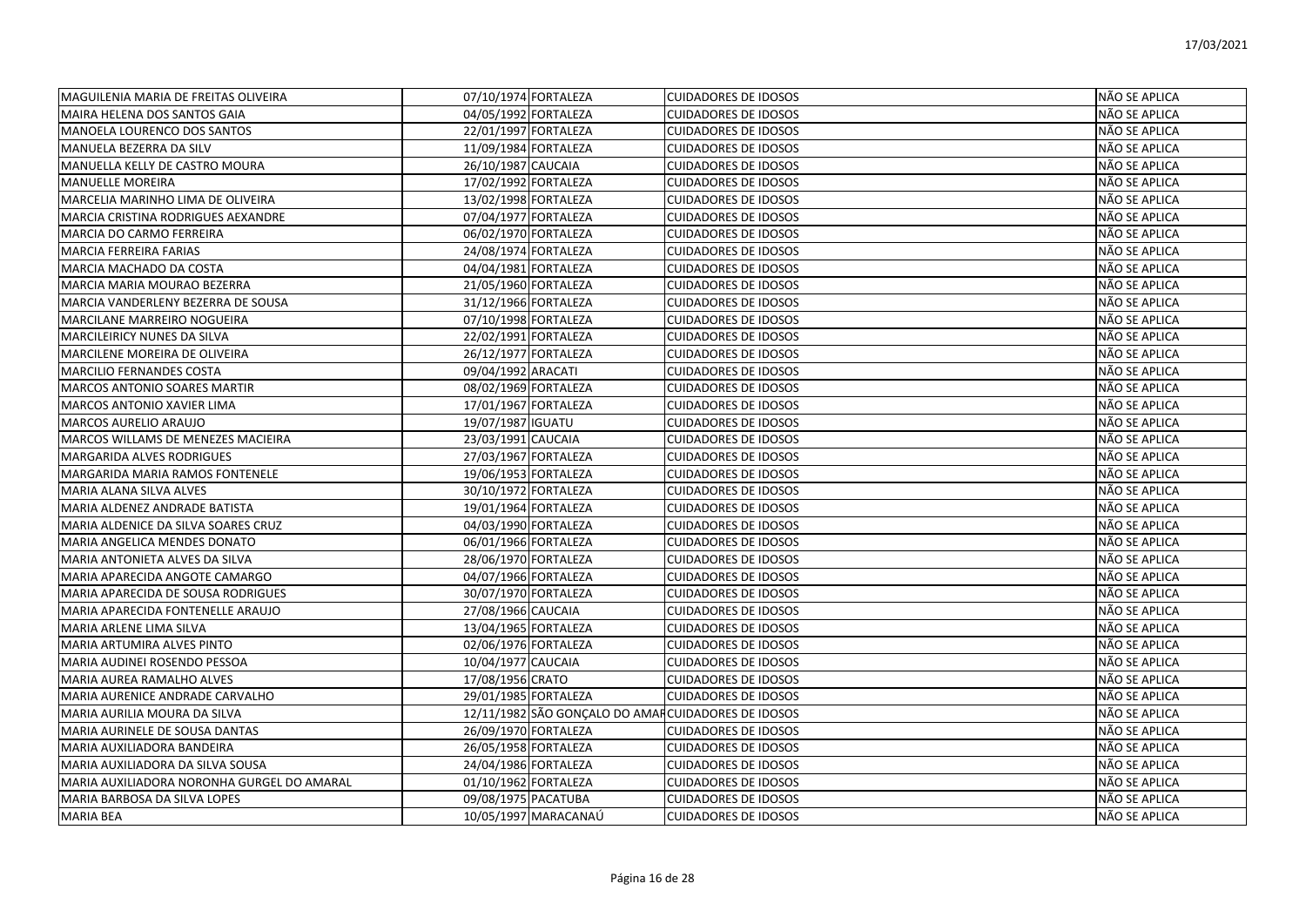| | | | | |
|---|---|---|---|---|
| MAGUILENIA MARIA DE FREITAS OLIVEIRA | 07/10/1974 | FORTALEZA | CUIDADORES DE IDOSOS | NÃO SE APLICA |
| MAIRA HELENA DOS SANTOS GAIA | 04/05/1992 | FORTALEZA | CUIDADORES DE IDOSOS | NÃO SE APLICA |
| MANOELA LOURENCO DOS SANTOS | 22/01/1997 | FORTALEZA | CUIDADORES DE IDOSOS | NÃO SE APLICA |
| MANUELA BEZERRA DA SILV | 11/09/1984 | FORTALEZA | CUIDADORES DE IDOSOS | NÃO SE APLICA |
| MANUELLA KELLY DE CASTRO MOURA | 26/10/1987 | CAUCAIA | CUIDADORES DE IDOSOS | NÃO SE APLICA |
| MANUELLE MOREIRA | 17/02/1992 | FORTALEZA | CUIDADORES DE IDOSOS | NÃO SE APLICA |
| MARCELIA MARINHO LIMA DE OLIVEIRA | 13/02/1998 | FORTALEZA | CUIDADORES DE IDOSOS | NÃO SE APLICA |
| MARCIA CRISTINA RODRIGUES AEXANDRE | 07/04/1977 | FORTALEZA | CUIDADORES DE IDOSOS | NÃO SE APLICA |
| MARCIA DO CARMO FERREIRA | 06/02/1970 | FORTALEZA | CUIDADORES DE IDOSOS | NÃO SE APLICA |
| MARCIA FERREIRA FARIAS | 24/08/1974 | FORTALEZA | CUIDADORES DE IDOSOS | NÃO SE APLICA |
| MARCIA MACHADO DA COSTA | 04/04/1981 | FORTALEZA | CUIDADORES DE IDOSOS | NÃO SE APLICA |
| MARCIA MARIA MOURAO BEZERRA | 21/05/1960 | FORTALEZA | CUIDADORES DE IDOSOS | NÃO SE APLICA |
| MARCIA VANDERLENY BEZERRA DE SOUSA | 31/12/1966 | FORTALEZA | CUIDADORES DE IDOSOS | NÃO SE APLICA |
| MARCILANE MARREIRO NOGUEIRA | 07/10/1998 | FORTALEZA | CUIDADORES DE IDOSOS | NÃO SE APLICA |
| MARCILEIRICY NUNES DA SILVA | 22/02/1991 | FORTALEZA | CUIDADORES DE IDOSOS | NÃO SE APLICA |
| MARCILENE MOREIRA DE OLIVEIRA | 26/12/1977 | FORTALEZA | CUIDADORES DE IDOSOS | NÃO SE APLICA |
| MARCILIO FERNANDES COSTA | 09/04/1992 | ARACATI | CUIDADORES DE IDOSOS | NÃO SE APLICA |
| MARCOS ANTONIO SOARES MARTIR | 08/02/1969 | FORTALEZA | CUIDADORES DE IDOSOS | NÃO SE APLICA |
| MARCOS ANTONIO XAVIER LIMA | 17/01/1967 | FORTALEZA | CUIDADORES DE IDOSOS | NÃO SE APLICA |
| MARCOS AURELIO ARAUJO | 19/07/1987 | IGUATU | CUIDADORES DE IDOSOS | NÃO SE APLICA |
| MARCOS WILLAMS DE MENEZES MACIEIRA | 23/03/1991 | CAUCAIA | CUIDADORES DE IDOSOS | NÃO SE APLICA |
| MARGARIDA ALVES RODRIGUES | 27/03/1967 | FORTALEZA | CUIDADORES DE IDOSOS | NÃO SE APLICA |
| MARGARIDA MARIA RAMOS FONTENELE | 19/06/1953 | FORTALEZA | CUIDADORES DE IDOSOS | NÃO SE APLICA |
| MARIA ALANA SILVA ALVES | 30/10/1972 | FORTALEZA | CUIDADORES DE IDOSOS | NÃO SE APLICA |
| MARIA ALDENEZ ANDRADE BATISTA | 19/01/1964 | FORTALEZA | CUIDADORES DE IDOSOS | NÃO SE APLICA |
| MARIA ALDENICE DA SILVA SOARES CRUZ | 04/03/1990 | FORTALEZA | CUIDADORES DE IDOSOS | NÃO SE APLICA |
| MARIA ANGELICA MENDES DONATO | 06/01/1966 | FORTALEZA | CUIDADORES DE IDOSOS | NÃO SE APLICA |
| MARIA ANTONIETA ALVES DA SILVA | 28/06/1970 | FORTALEZA | CUIDADORES DE IDOSOS | NÃO SE APLICA |
| MARIA APARECIDA ANGOTE CAMARGO | 04/07/1966 | FORTALEZA | CUIDADORES DE IDOSOS | NÃO SE APLICA |
| MARIA APARECIDA DE SOUSA RODRIGUES | 30/07/1970 | FORTALEZA | CUIDADORES DE IDOSOS | NÃO SE APLICA |
| MARIA APARECIDA FONTENELLE ARAUJO | 27/08/1966 | CAUCAIA | CUIDADORES DE IDOSOS | NÃO SE APLICA |
| MARIA ARLENE LIMA SILVA | 13/04/1965 | FORTALEZA | CUIDADORES DE IDOSOS | NÃO SE APLICA |
| MARIA ARTUMIRA ALVES PINTO | 02/06/1976 | FORTALEZA | CUIDADORES DE IDOSOS | NÃO SE APLICA |
| MARIA AUDINEI ROSENDO PESSOA | 10/04/1977 | CAUCAIA | CUIDADORES DE IDOSOS | NÃO SE APLICA |
| MARIA AUREA RAMALHO ALVES | 17/08/1956 | CRATO | CUIDADORES DE IDOSOS | NÃO SE APLICA |
| MARIA AURENICE ANDRADE CARVALHO | 29/01/1985 | FORTALEZA | CUIDADORES DE IDOSOS | NÃO SE APLICA |
| MARIA AURILIA MOURA DA SILVA | 12/11/1982 | SÃO GONÇALO DO AMAR | CUIDADORES DE IDOSOS | NÃO SE APLICA |
| MARIA AURINELE DE SOUSA DANTAS | 26/09/1970 | FORTALEZA | CUIDADORES DE IDOSOS | NÃO SE APLICA |
| MARIA AUXILIADORA BANDEIRA | 26/05/1958 | FORTALEZA | CUIDADORES DE IDOSOS | NÃO SE APLICA |
| MARIA AUXILIADORA DA SILVA SOUSA | 24/04/1986 | FORTALEZA | CUIDADORES DE IDOSOS | NÃO SE APLICA |
| MARIA AUXILIADORA NORONHA GURGEL DO AMARAL | 01/10/1962 | FORTALEZA | CUIDADORES DE IDOSOS | NÃO SE APLICA |
| MARIA BARBOSA DA SILVA LOPES | 09/08/1975 | PACATUBA | CUIDADORES DE IDOSOS | NÃO SE APLICA |
| MARIA BEA | 10/05/1997 | MARACANAÚ | CUIDADORES DE IDOSOS | NÃO SE APLICA |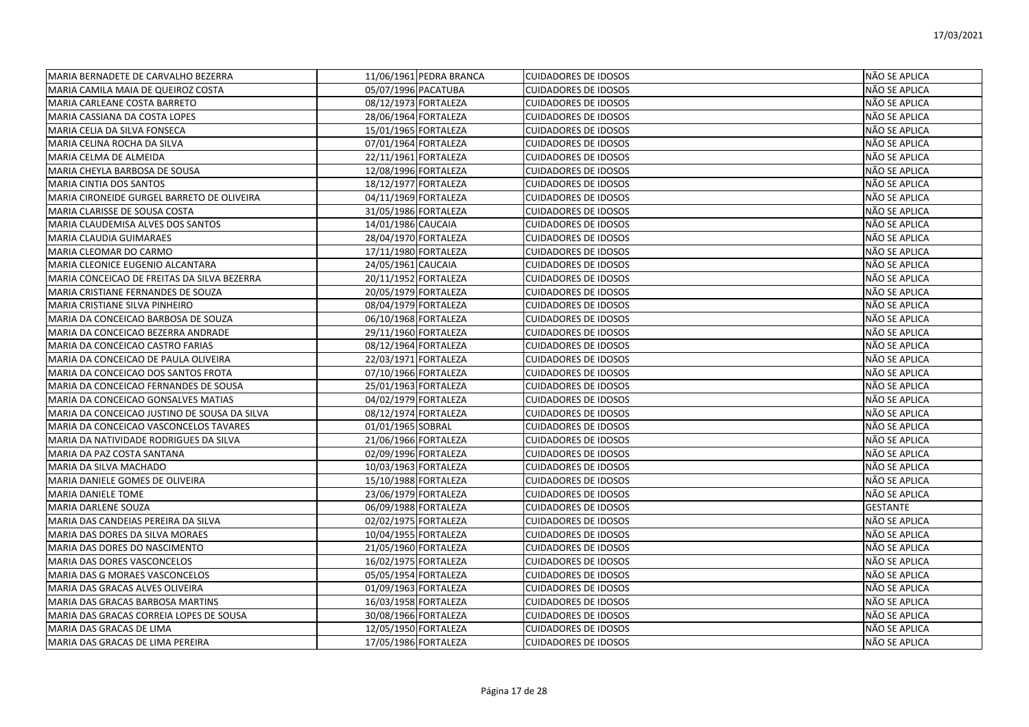| MARIA BERNADETE DE CARVALHO BEZERRA | 11/06/1961 | PEDRA BRANCA | CUIDADORES DE IDOSOS | NÃO SE APLICA |
|---|---|---|---|---|
| MARIA CAMILA MAIA DE QUEIROZ COSTA | 05/07/1996 | PACATUBA | CUIDADORES DE IDOSOS | NÃO SE APLICA |
| MARIA CARLEANE COSTA BARRETO | 08/12/1973 | FORTALEZA | CUIDADORES DE IDOSOS | NÃO SE APLICA |
| MARIA CASSIANA DA COSTA LOPES | 28/06/1964 | FORTALEZA | CUIDADORES DE IDOSOS | NÃO SE APLICA |
| MARIA CELIA DA SILVA FONSECA | 15/01/1965 | FORTALEZA | CUIDADORES DE IDOSOS | NÃO SE APLICA |
| MARIA CELINA ROCHA DA SILVA | 07/01/1964 | FORTALEZA | CUIDADORES DE IDOSOS | NÃO SE APLICA |
| MARIA CELMA DE ALMEIDA | 22/11/1961 | FORTALEZA | CUIDADORES DE IDOSOS | NÃO SE APLICA |
| MARIA CHEYLA BARBOSA DE SOUSA | 12/08/1996 | FORTALEZA | CUIDADORES DE IDOSOS | NÃO SE APLICA |
| MARIA CINTIA DOS SANTOS | 18/12/1977 | FORTALEZA | CUIDADORES DE IDOSOS | NÃO SE APLICA |
| MARIA CIRONEIDE GURGEL BARRETO DE OLIVEIRA | 04/11/1969 | FORTALEZA | CUIDADORES DE IDOSOS | NÃO SE APLICA |
| MARIA CLARISSE DE SOUSA COSTA | 31/05/1986 | FORTALEZA | CUIDADORES DE IDOSOS | NÃO SE APLICA |
| MARIA CLAUDEMISA ALVES DOS SANTOS | 14/01/1986 | CAUCAIA | CUIDADORES DE IDOSOS | NÃO SE APLICA |
| MARIA CLAUDIA GUIMARAES | 28/04/1970 | FORTALEZA | CUIDADORES DE IDOSOS | NÃO SE APLICA |
| MARIA CLEOMAR DO CARMO | 17/11/1980 | FORTALEZA | CUIDADORES DE IDOSOS | NÃO SE APLICA |
| MARIA CLEONICE EUGENIO ALCANTARA | 24/05/1961 | CAUCAIA | CUIDADORES DE IDOSOS | NÃO SE APLICA |
| MARIA CONCEICAO DE FREITAS DA SILVA BEZERRA | 20/11/1952 | FORTALEZA | CUIDADORES DE IDOSOS | NÃO SE APLICA |
| MARIA CRISTIANE FERNANDES DE SOUZA | 20/05/1979 | FORTALEZA | CUIDADORES DE IDOSOS | NÃO SE APLICA |
| MARIA CRISTIANE SILVA PINHEIRO | 08/04/1979 | FORTALEZA | CUIDADORES DE IDOSOS | NÃO SE APLICA |
| MARIA DA CONCEICAO BARBOSA DE SOUZA | 06/10/1968 | FORTALEZA | CUIDADORES DE IDOSOS | NÃO SE APLICA |
| MARIA DA CONCEICAO BEZERRA ANDRADE | 29/11/1960 | FORTALEZA | CUIDADORES DE IDOSOS | NÃO SE APLICA |
| MARIA DA CONCEICAO CASTRO FARIAS | 08/12/1964 | FORTALEZA | CUIDADORES DE IDOSOS | NÃO SE APLICA |
| MARIA DA CONCEICAO DE PAULA OLIVEIRA | 22/03/1971 | FORTALEZA | CUIDADORES DE IDOSOS | NÃO SE APLICA |
| MARIA DA CONCEICAO DOS SANTOS FROTA | 07/10/1966 | FORTALEZA | CUIDADORES DE IDOSOS | NÃO SE APLICA |
| MARIA DA CONCEICAO FERNANDES DE SOUSA | 25/01/1963 | FORTALEZA | CUIDADORES DE IDOSOS | NÃO SE APLICA |
| MARIA DA CONCEICAO GONSALVES MATIAS | 04/02/1979 | FORTALEZA | CUIDADORES DE IDOSOS | NÃO SE APLICA |
| MARIA DA CONCEICAO JUSTINO DE SOUSA DA SILVA | 08/12/1974 | FORTALEZA | CUIDADORES DE IDOSOS | NÃO SE APLICA |
| MARIA DA CONCEICAO VASCONCELOS TAVARES | 01/01/1965 | SOBRAL | CUIDADORES DE IDOSOS | NÃO SE APLICA |
| MARIA DA NATIVIDADE RODRIGUES DA SILVA | 21/06/1966 | FORTALEZA | CUIDADORES DE IDOSOS | NÃO SE APLICA |
| MARIA DA PAZ COSTA SANTANA | 02/09/1996 | FORTALEZA | CUIDADORES DE IDOSOS | NÃO SE APLICA |
| MARIA DA SILVA MACHADO | 10/03/1963 | FORTALEZA | CUIDADORES DE IDOSOS | NÃO SE APLICA |
| MARIA DANIELE GOMES DE OLIVEIRA | 15/10/1988 | FORTALEZA | CUIDADORES DE IDOSOS | NÃO SE APLICA |
| MARIA DANIELE TOME | 23/06/1979 | FORTALEZA | CUIDADORES DE IDOSOS | NÃO SE APLICA |
| MARIA DARLENE SOUZA | 06/09/1988 | FORTALEZA | CUIDADORES DE IDOSOS | GESTANTE |
| MARIA DAS CANDEIAS PEREIRA DA SILVA | 02/02/1975 | FORTALEZA | CUIDADORES DE IDOSOS | NÃO SE APLICA |
| MARIA DAS DORES DA SILVA MORAES | 10/04/1955 | FORTALEZA | CUIDADORES DE IDOSOS | NÃO SE APLICA |
| MARIA DAS DORES DO NASCIMENTO | 21/05/1960 | FORTALEZA | CUIDADORES DE IDOSOS | NÃO SE APLICA |
| MARIA DAS DORES VASCONCELOS | 16/02/1975 | FORTALEZA | CUIDADORES DE IDOSOS | NÃO SE APLICA |
| MARIA DAS G MORAES VASCONCELOS | 05/05/1954 | FORTALEZA | CUIDADORES DE IDOSOS | NÃO SE APLICA |
| MARIA DAS GRACAS ALVES OLIVEIRA | 01/09/1963 | FORTALEZA | CUIDADORES DE IDOSOS | NÃO SE APLICA |
| MARIA DAS GRACAS BARBOSA MARTINS | 16/03/1958 | FORTALEZA | CUIDADORES DE IDOSOS | NÃO SE APLICA |
| MARIA DAS GRACAS CORREIA LOPES DE SOUSA | 30/08/1966 | FORTALEZA | CUIDADORES DE IDOSOS | NÃO SE APLICA |
| MARIA DAS GRACAS DE LIMA | 12/05/1950 | FORTALEZA | CUIDADORES DE IDOSOS | NÃO SE APLICA |
| MARIA DAS GRACAS DE LIMA PEREIRA | 17/05/1986 | FORTALEZA | CUIDADORES DE IDOSOS | NÃO SE APLICA |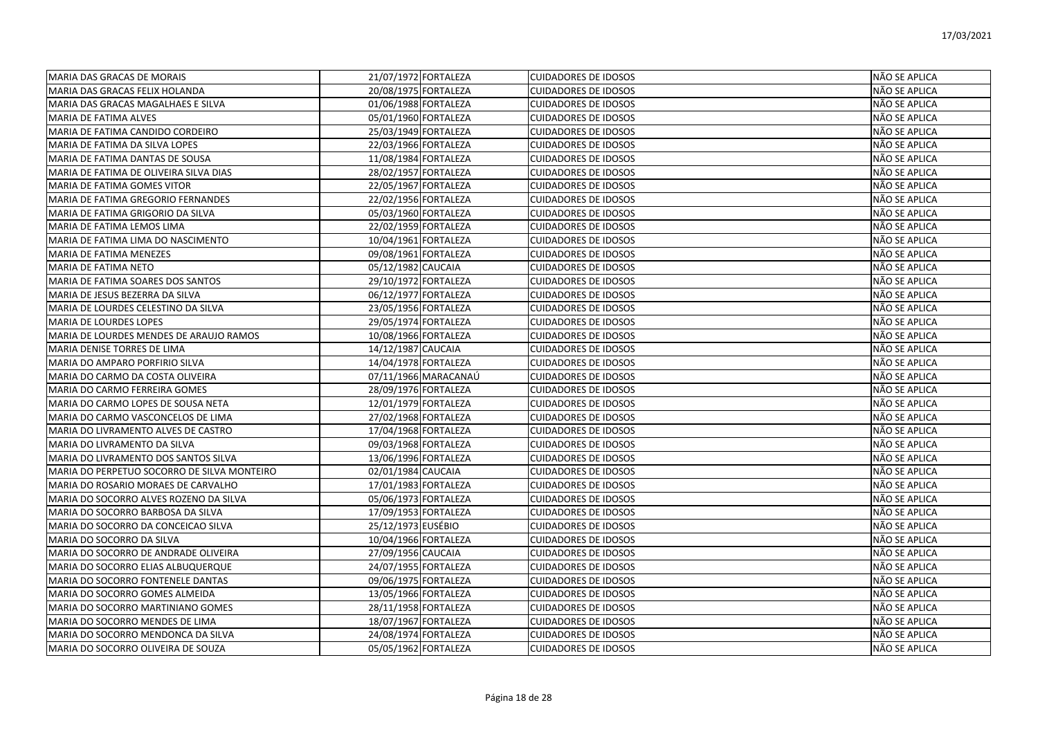| | | | | |
|---|---|---|---|---|
| MARIA DAS GRACAS DE MORAIS | 21/07/1972 | FORTALEZA | CUIDADORES DE IDOSOS | NÃO SE APLICA |
| MARIA DAS GRACAS FELIX HOLANDA | 20/08/1975 | FORTALEZA | CUIDADORES DE IDOSOS | NÃO SE APLICA |
| MARIA DAS GRACAS MAGALHAES E SILVA | 01/06/1988 | FORTALEZA | CUIDADORES DE IDOSOS | NÃO SE APLICA |
| MARIA DE FATIMA ALVES | 05/01/1960 | FORTALEZA | CUIDADORES DE IDOSOS | NÃO SE APLICA |
| MARIA DE FATIMA CANDIDO CORDEIRO | 25/03/1949 | FORTALEZA | CUIDADORES DE IDOSOS | NÃO SE APLICA |
| MARIA DE FATIMA DA SILVA LOPES | 22/03/1966 | FORTALEZA | CUIDADORES DE IDOSOS | NÃO SE APLICA |
| MARIA DE FATIMA DANTAS DE SOUSA | 11/08/1984 | FORTALEZA | CUIDADORES DE IDOSOS | NÃO SE APLICA |
| MARIA DE FATIMA DE OLIVEIRA SILVA DIAS | 28/02/1957 | FORTALEZA | CUIDADORES DE IDOSOS | NÃO SE APLICA |
| MARIA DE FATIMA GOMES VITOR | 22/05/1967 | FORTALEZA | CUIDADORES DE IDOSOS | NÃO SE APLICA |
| MARIA DE FATIMA GREGORIO FERNANDES | 22/02/1956 | FORTALEZA | CUIDADORES DE IDOSOS | NÃO SE APLICA |
| MARIA DE FATIMA GRIGORIO DA SILVA | 05/03/1960 | FORTALEZA | CUIDADORES DE IDOSOS | NÃO SE APLICA |
| MARIA DE FATIMA LEMOS LIMA | 22/02/1959 | FORTALEZA | CUIDADORES DE IDOSOS | NÃO SE APLICA |
| MARIA DE FATIMA LIMA DO NASCIMENTO | 10/04/1961 | FORTALEZA | CUIDADORES DE IDOSOS | NÃO SE APLICA |
| MARIA DE FATIMA MENEZES | 09/08/1961 | FORTALEZA | CUIDADORES DE IDOSOS | NÃO SE APLICA |
| MARIA DE FATIMA NETO | 05/12/1982 | CAUCAIA | CUIDADORES DE IDOSOS | NÃO SE APLICA |
| MARIA DE FATIMA SOARES DOS SANTOS | 29/10/1972 | FORTALEZA | CUIDADORES DE IDOSOS | NÃO SE APLICA |
| MARIA DE JESUS BEZERRA DA SILVA | 06/12/1977 | FORTALEZA | CUIDADORES DE IDOSOS | NÃO SE APLICA |
| MARIA DE LOURDES CELESTINO DA SILVA | 23/05/1956 | FORTALEZA | CUIDADORES DE IDOSOS | NÃO SE APLICA |
| MARIA DE LOURDES LOPES | 29/05/1974 | FORTALEZA | CUIDADORES DE IDOSOS | NÃO SE APLICA |
| MARIA DE LOURDES MENDES DE ARAUJO RAMOS | 10/08/1966 | FORTALEZA | CUIDADORES DE IDOSOS | NÃO SE APLICA |
| MARIA DENISE TORRES DE LIMA | 14/12/1987 | CAUCAIA | CUIDADORES DE IDOSOS | NÃO SE APLICA |
| MARIA DO AMPARO PORFIRIO SILVA | 14/04/1978 | FORTALEZA | CUIDADORES DE IDOSOS | NÃO SE APLICA |
| MARIA DO CARMO DA COSTA OLIVEIRA | 07/11/1966 | MARACANAÚ | CUIDADORES DE IDOSOS | NÃO SE APLICA |
| MARIA DO CARMO FERREIRA GOMES | 28/09/1976 | FORTALEZA | CUIDADORES DE IDOSOS | NÃO SE APLICA |
| MARIA DO CARMO LOPES DE SOUSA NETA | 12/01/1979 | FORTALEZA | CUIDADORES DE IDOSOS | NÃO SE APLICA |
| MARIA DO CARMO VASCONCELOS DE LIMA | 27/02/1968 | FORTALEZA | CUIDADORES DE IDOSOS | NÃO SE APLICA |
| MARIA DO LIVRAMENTO ALVES DE CASTRO | 17/04/1968 | FORTALEZA | CUIDADORES DE IDOSOS | NÃO SE APLICA |
| MARIA DO LIVRAMENTO DA SILVA | 09/03/1968 | FORTALEZA | CUIDADORES DE IDOSOS | NÃO SE APLICA |
| MARIA DO LIVRAMENTO DOS SANTOS SILVA | 13/06/1996 | FORTALEZA | CUIDADORES DE IDOSOS | NÃO SE APLICA |
| MARIA DO PERPETUO SOCORRO DE SILVA MONTEIRO | 02/01/1984 | CAUCAIA | CUIDADORES DE IDOSOS | NÃO SE APLICA |
| MARIA DO ROSARIO MORAES DE CARVALHO | 17/01/1983 | FORTALEZA | CUIDADORES DE IDOSOS | NÃO SE APLICA |
| MARIA DO SOCORRO ALVES ROZENO DA SILVA | 05/06/1973 | FORTALEZA | CUIDADORES DE IDOSOS | NÃO SE APLICA |
| MARIA DO SOCORRO BARBOSA DA SILVA | 17/09/1953 | FORTALEZA | CUIDADORES DE IDOSOS | NÃO SE APLICA |
| MARIA DO SOCORRO DA CONCEICAO SILVA | 25/12/1973 | EUSÉBIO | CUIDADORES DE IDOSOS | NÃO SE APLICA |
| MARIA DO SOCORRO DA SILVA | 10/04/1966 | FORTALEZA | CUIDADORES DE IDOSOS | NÃO SE APLICA |
| MARIA DO SOCORRO DE ANDRADE OLIVEIRA | 27/09/1956 | CAUCAIA | CUIDADORES DE IDOSOS | NÃO SE APLICA |
| MARIA DO SOCORRO ELIAS ALBUQUERQUE | 24/07/1955 | FORTALEZA | CUIDADORES DE IDOSOS | NÃO SE APLICA |
| MARIA DO SOCORRO FONTENELE DANTAS | 09/06/1975 | FORTALEZA | CUIDADORES DE IDOSOS | NÃO SE APLICA |
| MARIA DO SOCORRO GOMES ALMEIDA | 13/05/1966 | FORTALEZA | CUIDADORES DE IDOSOS | NÃO SE APLICA |
| MARIA DO SOCORRO MARTINIANO GOMES | 28/11/1958 | FORTALEZA | CUIDADORES DE IDOSOS | NÃO SE APLICA |
| MARIA DO SOCORRO MENDES DE LIMA | 18/07/1967 | FORTALEZA | CUIDADORES DE IDOSOS | NÃO SE APLICA |
| MARIA DO SOCORRO MENDONCA DA SILVA | 24/08/1974 | FORTALEZA | CUIDADORES DE IDOSOS | NÃO SE APLICA |
| MARIA DO SOCORRO OLIVEIRA DE SOUZA | 05/05/1962 | FORTALEZA | CUIDADORES DE IDOSOS | NÃO SE APLICA |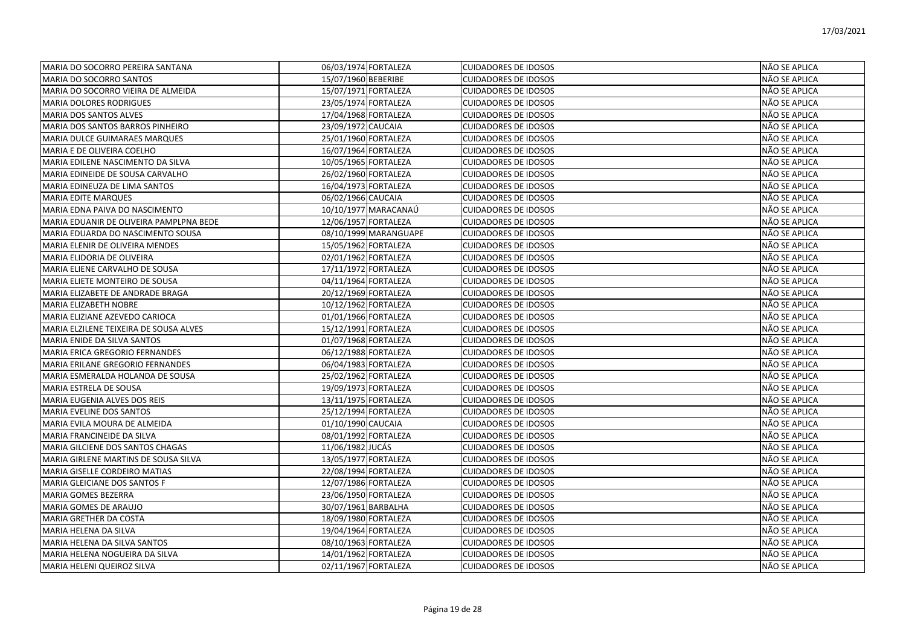| | | | | |
|---|---|---|---|---|
| MARIA DO SOCORRO PEREIRA SANTANA | 06/03/1974 | FORTALEZA | CUIDADORES DE IDOSOS | NÃO SE APLICA |
| MARIA DO SOCORRO SANTOS | 15/07/1960 | BEBERIBE | CUIDADORES DE IDOSOS | NÃO SE APLICA |
| MARIA DO SOCORRO VIEIRA DE ALMEIDA | 15/07/1971 | FORTALEZA | CUIDADORES DE IDOSOS | NÃO SE APLICA |
| MARIA DOLORES RODRIGUES | 23/05/1974 | FORTALEZA | CUIDADORES DE IDOSOS | NÃO SE APLICA |
| MARIA DOS SANTOS ALVES | 17/04/1968 | FORTALEZA | CUIDADORES DE IDOSOS | NÃO SE APLICA |
| MARIA DOS SANTOS BARROS PINHEIRO | 23/09/1972 | CAUCAIA | CUIDADORES DE IDOSOS | NÃO SE APLICA |
| MARIA DULCE GUIMARAES MARQUES | 25/01/1960 | FORTALEZA | CUIDADORES DE IDOSOS | NÃO SE APLICA |
| MARIA E DE OLIVEIRA COELHO | 16/07/1964 | FORTALEZA | CUIDADORES DE IDOSOS | NÃO SE APLICA |
| MARIA EDILENE NASCIMENTO DA SILVA | 10/05/1965 | FORTALEZA | CUIDADORES DE IDOSOS | NÃO SE APLICA |
| MARIA EDINEIDE DE SOUSA CARVALHO | 26/02/1960 | FORTALEZA | CUIDADORES DE IDOSOS | NÃO SE APLICA |
| MARIA EDINEUZA DE LIMA SANTOS | 16/04/1973 | FORTALEZA | CUIDADORES DE IDOSOS | NÃO SE APLICA |
| MARIA EDITE MARQUES | 06/02/1966 | CAUCAIA | CUIDADORES DE IDOSOS | NÃO SE APLICA |
| MARIA EDNA PAIVA DO NASCIMENTO | 10/10/1977 | MARACANAÚ | CUIDADORES DE IDOSOS | NÃO SE APLICA |
| MARIA EDUANIR DE OLIVEIRA PAMPLPNA BEDE | 12/06/1957 | FORTALEZA | CUIDADORES DE IDOSOS | NÃO SE APLICA |
| MARIA EDUARDA DO NASCIMENTO SOUSA | 08/10/1999 | MARANGUAPE | CUIDADORES DE IDOSOS | NÃO SE APLICA |
| MARIA ELENIR DE OLIVEIRA MENDES | 15/05/1962 | FORTALEZA | CUIDADORES DE IDOSOS | NÃO SE APLICA |
| MARIA ELIDORIA DE OLIVEIRA | 02/01/1962 | FORTALEZA | CUIDADORES DE IDOSOS | NÃO SE APLICA |
| MARIA ELIENE CARVALHO DE SOUSA | 17/11/1972 | FORTALEZA | CUIDADORES DE IDOSOS | NÃO SE APLICA |
| MARIA ELIETE MONTEIRO DE SOUSA | 04/11/1964 | FORTALEZA | CUIDADORES DE IDOSOS | NÃO SE APLICA |
| MARIA ELIZABETE DE ANDRADE BRAGA | 20/12/1969 | FORTALEZA | CUIDADORES DE IDOSOS | NÃO SE APLICA |
| MARIA ELIZABETH NOBRE | 10/12/1962 | FORTALEZA | CUIDADORES DE IDOSOS | NÃO SE APLICA |
| MARIA ELIZIANE AZEVEDO CARIOCA | 01/01/1966 | FORTALEZA | CUIDADORES DE IDOSOS | NÃO SE APLICA |
| MARIA ELZILENE TEIXEIRA DE SOUSA ALVES | 15/12/1991 | FORTALEZA | CUIDADORES DE IDOSOS | NÃO SE APLICA |
| MARIA ENIDE DA SILVA SANTOS | 01/07/1968 | FORTALEZA | CUIDADORES DE IDOSOS | NÃO SE APLICA |
| MARIA ERICA GREGORIO FERNANDES | 06/12/1988 | FORTALEZA | CUIDADORES DE IDOSOS | NÃO SE APLICA |
| MARIA ERILANE GREGORIO FERNANDES | 06/04/1983 | FORTALEZA | CUIDADORES DE IDOSOS | NÃO SE APLICA |
| MARIA ESMERALDA HOLANDA DE SOUSA | 25/02/1962 | FORTALEZA | CUIDADORES DE IDOSOS | NÃO SE APLICA |
| MARIA ESTRELA DE SOUSA | 19/09/1973 | FORTALEZA | CUIDADORES DE IDOSOS | NÃO SE APLICA |
| MARIA EUGENIA ALVES DOS REIS | 13/11/1975 | FORTALEZA | CUIDADORES DE IDOSOS | NÃO SE APLICA |
| MARIA EVELINE DOS SANTOS | 25/12/1994 | FORTALEZA | CUIDADORES DE IDOSOS | NÃO SE APLICA |
| MARIA EVILA MOURA DE ALMEIDA | 01/10/1990 | CAUCAIA | CUIDADORES DE IDOSOS | NÃO SE APLICA |
| MARIA FRANCINEIDE DA SILVA | 08/01/1992 | FORTALEZA | CUIDADORES DE IDOSOS | NÃO SE APLICA |
| MARIA GILCIENE DOS SANTOS CHAGAS | 11/06/1982 | JUCÁS | CUIDADORES DE IDOSOS | NÃO SE APLICA |
| MARIA GIRLENE MARTINS DE SOUSA SILVA | 13/05/1977 | FORTALEZA | CUIDADORES DE IDOSOS | NÃO SE APLICA |
| MARIA GISELLE CORDEIRO MATIAS | 22/08/1994 | FORTALEZA | CUIDADORES DE IDOSOS | NÃO SE APLICA |
| MARIA GLEICIANE DOS SANTOS F | 12/07/1986 | FORTALEZA | CUIDADORES DE IDOSOS | NÃO SE APLICA |
| MARIA GOMES BEZERRA | 23/06/1950 | FORTALEZA | CUIDADORES DE IDOSOS | NÃO SE APLICA |
| MARIA GOMES DE ARAUJO | 30/07/1961 | BARBALHA | CUIDADORES DE IDOSOS | NÃO SE APLICA |
| MARIA GRETHER DA COSTA | 18/09/1980 | FORTALEZA | CUIDADORES DE IDOSOS | NÃO SE APLICA |
| MARIA HELENA DA SILVA | 19/04/1964 | FORTALEZA | CUIDADORES DE IDOSOS | NÃO SE APLICA |
| MARIA HELENA DA SILVA SANTOS | 08/10/1963 | FORTALEZA | CUIDADORES DE IDOSOS | NÃO SE APLICA |
| MARIA HELENA NOGUEIRA DA SILVA | 14/01/1962 | FORTALEZA | CUIDADORES DE IDOSOS | NÃO SE APLICA |
| MARIA HELENI QUEIROZ SILVA | 02/11/1967 | FORTALEZA | CUIDADORES DE IDOSOS | NÃO SE APLICA |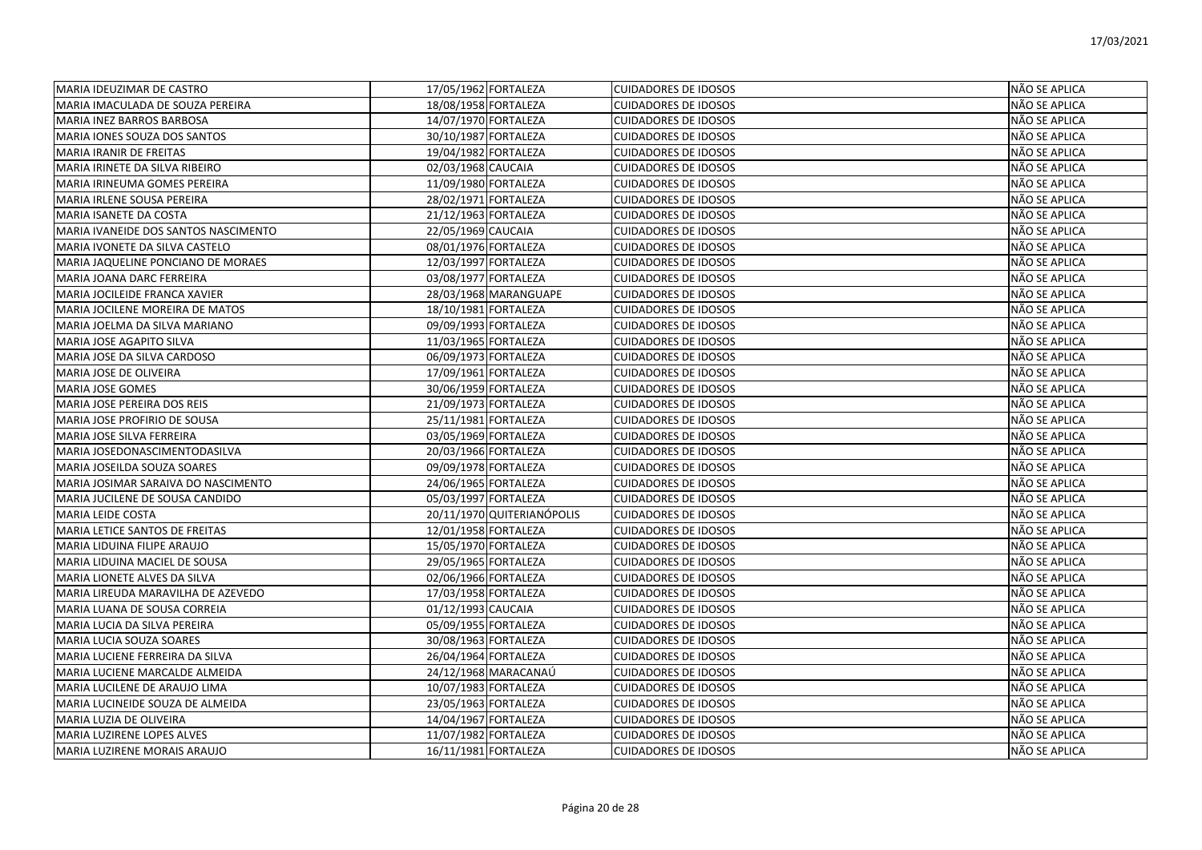| MARIA IDEUZIMAR DE CASTRO | 17/05/1962 | FORTALEZA | CUIDADORES DE IDOSOS | NÃO SE APLICA |
|---|---|---|---|---|
| MARIA IMACULADA DE SOUZA PEREIRA | 18/08/1958 | FORTALEZA | CUIDADORES DE IDOSOS | NÃO SE APLICA |
| MARIA INEZ BARROS BARBOSA | 14/07/1970 | FORTALEZA | CUIDADORES DE IDOSOS | NÃO SE APLICA |
| MARIA IONES SOUZA DOS SANTOS | 30/10/1987 | FORTALEZA | CUIDADORES DE IDOSOS | NÃO SE APLICA |
| MARIA IRANIR DE FREITAS | 19/04/1982 | FORTALEZA | CUIDADORES DE IDOSOS | NÃO SE APLICA |
| MARIA IRINETE DA SILVA RIBEIRO | 02/03/1968 | CAUCAIA | CUIDADORES DE IDOSOS | NÃO SE APLICA |
| MARIA IRINEUMA GOMES PEREIRA | 11/09/1980 | FORTALEZA | CUIDADORES DE IDOSOS | NÃO SE APLICA |
| MARIA IRLENE SOUSA PEREIRA | 28/02/1971 | FORTALEZA | CUIDADORES DE IDOSOS | NÃO SE APLICA |
| MARIA ISANETE DA COSTA | 21/12/1963 | FORTALEZA | CUIDADORES DE IDOSOS | NÃO SE APLICA |
| MARIA IVANEIDE DOS SANTOS NASCIMENTO | 22/05/1969 | CAUCAIA | CUIDADORES DE IDOSOS | NÃO SE APLICA |
| MARIA IVONETE DA SILVA CASTELO | 08/01/1976 | FORTALEZA | CUIDADORES DE IDOSOS | NÃO SE APLICA |
| MARIA JAQUELINE PONCIANO DE MORAES | 12/03/1997 | FORTALEZA | CUIDADORES DE IDOSOS | NÃO SE APLICA |
| MARIA JOANA DARC FERREIRA | 03/08/1977 | FORTALEZA | CUIDADORES DE IDOSOS | NÃO SE APLICA |
| MARIA JOCILEIDE FRANCA XAVIER | 28/03/1968 | MARANGUAPE | CUIDADORES DE IDOSOS | NÃO SE APLICA |
| MARIA JOCILENE MOREIRA DE MATOS | 18/10/1981 | FORTALEZA | CUIDADORES DE IDOSOS | NÃO SE APLICA |
| MARIA JOELMA DA SILVA MARIANO | 09/09/1993 | FORTALEZA | CUIDADORES DE IDOSOS | NÃO SE APLICA |
| MARIA JOSE AGAPITO SILVA | 11/03/1965 | FORTALEZA | CUIDADORES DE IDOSOS | NÃO SE APLICA |
| MARIA JOSE DA SILVA CARDOSO | 06/09/1973 | FORTALEZA | CUIDADORES DE IDOSOS | NÃO SE APLICA |
| MARIA JOSE DE OLIVEIRA | 17/09/1961 | FORTALEZA | CUIDADORES DE IDOSOS | NÃO SE APLICA |
| MARIA JOSE GOMES | 30/06/1959 | FORTALEZA | CUIDADORES DE IDOSOS | NÃO SE APLICA |
| MARIA JOSE PEREIRA DOS REIS | 21/09/1973 | FORTALEZA | CUIDADORES DE IDOSOS | NÃO SE APLICA |
| MARIA JOSE PROFIRIO DE SOUSA | 25/11/1981 | FORTALEZA | CUIDADORES DE IDOSOS | NÃO SE APLICA |
| MARIA JOSE SILVA FERREIRA | 03/05/1969 | FORTALEZA | CUIDADORES DE IDOSOS | NÃO SE APLICA |
| MARIA JOSEDONASCIMENTODASILVA | 20/03/1966 | FORTALEZA | CUIDADORES DE IDOSOS | NÃO SE APLICA |
| MARIA JOSEILDA SOUZA SOARES | 09/09/1978 | FORTALEZA | CUIDADORES DE IDOSOS | NÃO SE APLICA |
| MARIA JOSIMAR SARAIVA DO NASCIMENTO | 24/06/1965 | FORTALEZA | CUIDADORES DE IDOSOS | NÃO SE APLICA |
| MARIA JUCILENE DE SOUSA CANDIDO | 05/03/1997 | FORTALEZA | CUIDADORES DE IDOSOS | NÃO SE APLICA |
| MARIA LEIDE COSTA | 20/11/1970 | QUITERIANÓPOLIS | CUIDADORES DE IDOSOS | NÃO SE APLICA |
| MARIA LETICE SANTOS DE FREITAS | 12/01/1958 | FORTALEZA | CUIDADORES DE IDOSOS | NÃO SE APLICA |
| MARIA LIDUINA FILIPE ARAUJO | 15/05/1970 | FORTALEZA | CUIDADORES DE IDOSOS | NÃO SE APLICA |
| MARIA LIDUINA MACIEL DE SOUSA | 29/05/1965 | FORTALEZA | CUIDADORES DE IDOSOS | NÃO SE APLICA |
| MARIA LIONETE ALVES DA SILVA | 02/06/1966 | FORTALEZA | CUIDADORES DE IDOSOS | NÃO SE APLICA |
| MARIA LIREUDA MARAVILHA DE AZEVEDO | 17/03/1958 | FORTALEZA | CUIDADORES DE IDOSOS | NÃO SE APLICA |
| MARIA LUANA DE SOUSA CORREIA | 01/12/1993 | CAUCAIA | CUIDADORES DE IDOSOS | NÃO SE APLICA |
| MARIA LUCIA DA SILVA PEREIRA | 05/09/1955 | FORTALEZA | CUIDADORES DE IDOSOS | NÃO SE APLICA |
| MARIA LUCIA SOUZA SOARES | 30/08/1963 | FORTALEZA | CUIDADORES DE IDOSOS | NÃO SE APLICA |
| MARIA LUCIENE FERREIRA DA SILVA | 26/04/1964 | FORTALEZA | CUIDADORES DE IDOSOS | NÃO SE APLICA |
| MARIA LUCIENE MARCALDE ALMEIDA | 24/12/1968 | MARACANAÚ | CUIDADORES DE IDOSOS | NÃO SE APLICA |
| MARIA LUCILENE DE ARAUJO LIMA | 10/07/1983 | FORTALEZA | CUIDADORES DE IDOSOS | NÃO SE APLICA |
| MARIA LUCINEIDE SOUZA DE ALMEIDA | 23/05/1963 | FORTALEZA | CUIDADORES DE IDOSOS | NÃO SE APLICA |
| MARIA LUZIA DE OLIVEIRA | 14/04/1967 | FORTALEZA | CUIDADORES DE IDOSOS | NÃO SE APLICA |
| MARIA LUZIRENE LOPES ALVES | 11/07/1982 | FORTALEZA | CUIDADORES DE IDOSOS | NÃO SE APLICA |
| MARIA LUZIRENE MORAIS ARAUJO | 16/11/1981 | FORTALEZA | CUIDADORES DE IDOSOS | NÃO SE APLICA |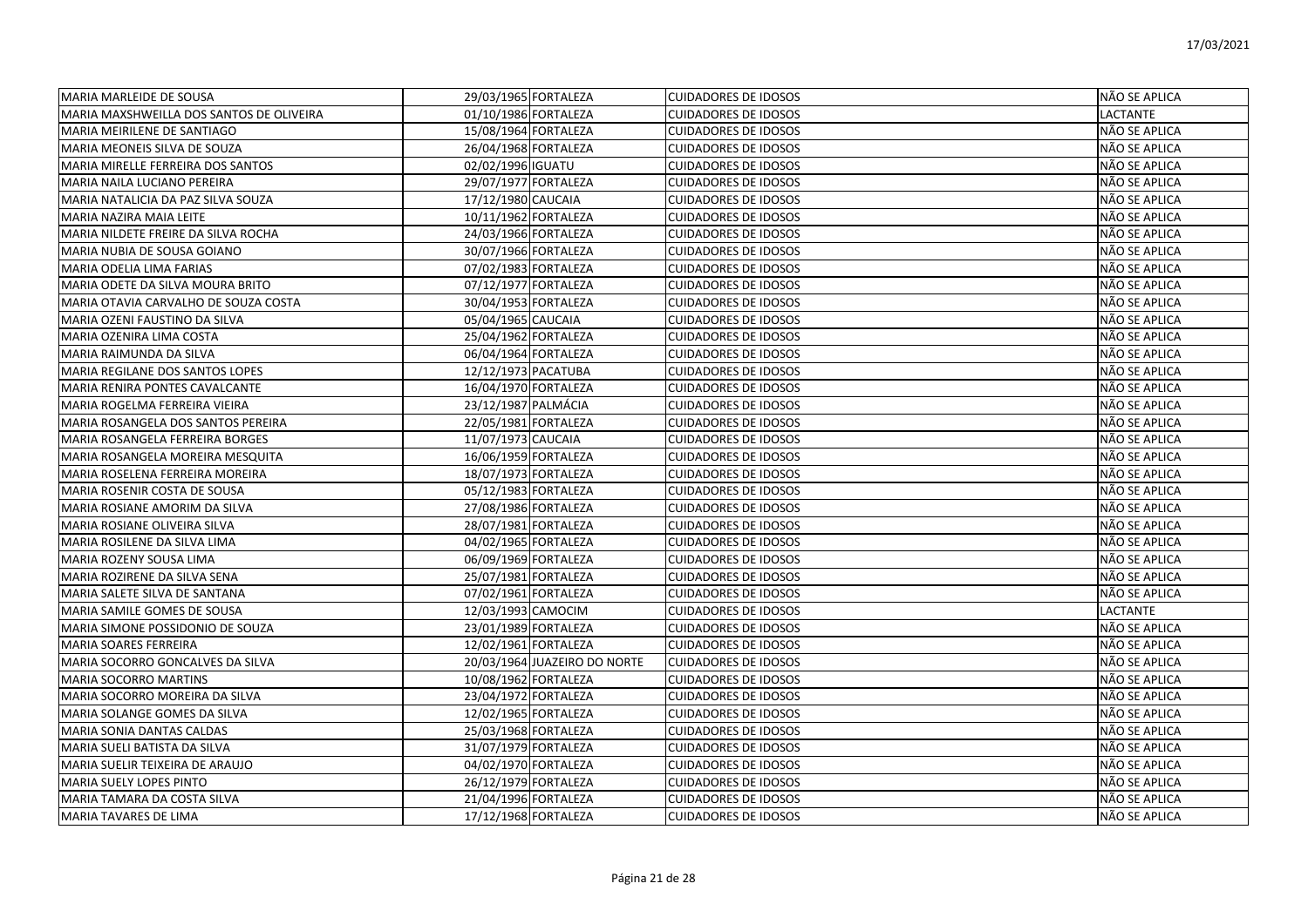| MARIA MARLEIDE DE SOUSA | 29/03/1965 | FORTALEZA | CUIDADORES DE IDOSOS | NÃO SE APLICA |
|---|---|---|---|---|
| MARIA MAXSHWEILLA DOS SANTOS DE OLIVEIRA | 01/10/1986 | FORTALEZA | CUIDADORES DE IDOSOS | LACTANTE |
| MARIA MEIRILENE DE SANTIAGO | 15/08/1964 | FORTALEZA | CUIDADORES DE IDOSOS | NÃO SE APLICA |
| MARIA MEONEIS SILVA DE SOUZA | 26/04/1968 | FORTALEZA | CUIDADORES DE IDOSOS | NÃO SE APLICA |
| MARIA MIRELLE FERREIRA DOS SANTOS | 02/02/1996 | IGUATU | CUIDADORES DE IDOSOS | NÃO SE APLICA |
| MARIA NAILA LUCIANO PEREIRA | 29/07/1977 | FORTALEZA | CUIDADORES DE IDOSOS | NÃO SE APLICA |
| MARIA NATALICIA DA PAZ SILVA SOUZA | 17/12/1980 | CAUCAIA | CUIDADORES DE IDOSOS | NÃO SE APLICA |
| MARIA NAZIRA MAIA LEITE | 10/11/1962 | FORTALEZA | CUIDADORES DE IDOSOS | NÃO SE APLICA |
| MARIA NILDETE FREIRE DA SILVA ROCHA | 24/03/1966 | FORTALEZA | CUIDADORES DE IDOSOS | NÃO SE APLICA |
| MARIA NUBIA DE SOUSA GOIANO | 30/07/1966 | FORTALEZA | CUIDADORES DE IDOSOS | NÃO SE APLICA |
| MARIA ODELIA LIMA FARIAS | 07/02/1983 | FORTALEZA | CUIDADORES DE IDOSOS | NÃO SE APLICA |
| MARIA ODETE DA SILVA MOURA BRITO | 07/12/1977 | FORTALEZA | CUIDADORES DE IDOSOS | NÃO SE APLICA |
| MARIA OTAVIA CARVALHO DE SOUZA COSTA | 30/04/1953 | FORTALEZA | CUIDADORES DE IDOSOS | NÃO SE APLICA |
| MARIA OZENI FAUSTINO DA SILVA | 05/06/1965 | CAUCAIA | CUIDADORES DE IDOSOS | NÃO SE APLICA |
| MARIA OZENIRA LIMA COSTA | 25/04/1962 | FORTALEZA | CUIDADORES DE IDOSOS | NÃO SE APLICA |
| MARIA RAIMUNDA DA SILVA | 06/04/1964 | FORTALEZA | CUIDADORES DE IDOSOS | NÃO SE APLICA |
| MARIA REGILANE DOS SANTOS LOPES | 12/12/1973 | PACATUBA | CUIDADORES DE IDOSOS | NÃO SE APLICA |
| MARIA RENIRA PONTES CAVALCANTE | 16/04/1970 | FORTALEZA | CUIDADORES DE IDOSOS | NÃO SE APLICA |
| MARIA ROGELMA FERREIRA VIEIRA | 23/12/1987 | PALMÁCIA | CUIDADORES DE IDOSOS | NÃO SE APLICA |
| MARIA ROSANGELA DOS SANTOS PEREIRA | 22/05/1981 | FORTALEZA | CUIDADORES DE IDOSOS | NÃO SE APLICA |
| MARIA ROSANGELA FERREIRA BORGES | 11/07/1973 | CAUCAIA | CUIDADORES DE IDOSOS | NÃO SE APLICA |
| MARIA ROSANGELA MOREIRA MESQUITA | 16/06/1959 | FORTALEZA | CUIDADORES DE IDOSOS | NÃO SE APLICA |
| MARIA ROSELENA FERREIRA MOREIRA | 18/07/1973 | FORTALEZA | CUIDADORES DE IDOSOS | NÃO SE APLICA |
| MARIA ROSENIR COSTA DE SOUSA | 05/12/1983 | FORTALEZA | CUIDADORES DE IDOSOS | NÃO SE APLICA |
| MARIA ROSIANE AMORIM DA SILVA | 27/08/1986 | FORTALEZA | CUIDADORES DE IDOSOS | NÃO SE APLICA |
| MARIA ROSIANE OLIVEIRA SILVA | 28/07/1981 | FORTALEZA | CUIDADORES DE IDOSOS | NÃO SE APLICA |
| MARIA ROSILENE DA SILVA LIMA | 04/02/1965 | FORTALEZA | CUIDADORES DE IDOSOS | NÃO SE APLICA |
| MARIA ROZENY SOUSA LIMA | 06/09/1969 | FORTALEZA | CUIDADORES DE IDOSOS | NÃO SE APLICA |
| MARIA ROZIRENE DA SILVA SENA | 25/07/1981 | FORTALEZA | CUIDADORES DE IDOSOS | NÃO SE APLICA |
| MARIA SALETE SILVA DE SANTANA | 07/02/1961 | FORTALEZA | CUIDADORES DE IDOSOS | NÃO SE APLICA |
| MARIA SAMILE GOMES DE SOUSA | 12/03/1993 | CAMOCIM | CUIDADORES DE IDOSOS | LACTANTE |
| MARIA SIMONE POSSIDONIO DE SOUZA | 23/01/1989 | FORTALEZA | CUIDADORES DE IDOSOS | NÃO SE APLICA |
| MARIA SOARES FERREIRA | 12/02/1961 | FORTALEZA | CUIDADORES DE IDOSOS | NÃO SE APLICA |
| MARIA SOCORRO GONCALVES DA SILVA | 20/03/1964 | JUAZEIRO DO NORTE | CUIDADORES DE IDOSOS | NÃO SE APLICA |
| MARIA SOCORRO MARTINS | 10/08/1962 | FORTALEZA | CUIDADORES DE IDOSOS | NÃO SE APLICA |
| MARIA SOCORRO MOREIRA DA SILVA | 23/04/1972 | FORTALEZA | CUIDADORES DE IDOSOS | NÃO SE APLICA |
| MARIA SOLANGE GOMES DA SILVA | 12/02/1965 | FORTALEZA | CUIDADORES DE IDOSOS | NÃO SE APLICA |
| MARIA SONIA DANTAS CALDAS | 25/03/1968 | FORTALEZA | CUIDADORES DE IDOSOS | NÃO SE APLICA |
| MARIA SUELI BATISTA DA SILVA | 31/07/1979 | FORTALEZA | CUIDADORES DE IDOSOS | NÃO SE APLICA |
| MARIA SUELIR TEIXEIRA DE ARAUJO | 04/02/1970 | FORTALEZA | CUIDADORES DE IDOSOS | NÃO SE APLICA |
| MARIA SUELY LOPES PINTO | 26/12/1979 | FORTALEZA | CUIDADORES DE IDOSOS | NÃO SE APLICA |
| MARIA TAMARA DA COSTA SILVA | 21/04/1996 | FORTALEZA | CUIDADORES DE IDOSOS | NÃO SE APLICA |
| MARIA TAVARES DE LIMA | 17/12/1968 | FORTALEZA | CUIDADORES DE IDOSOS | NÃO SE APLICA |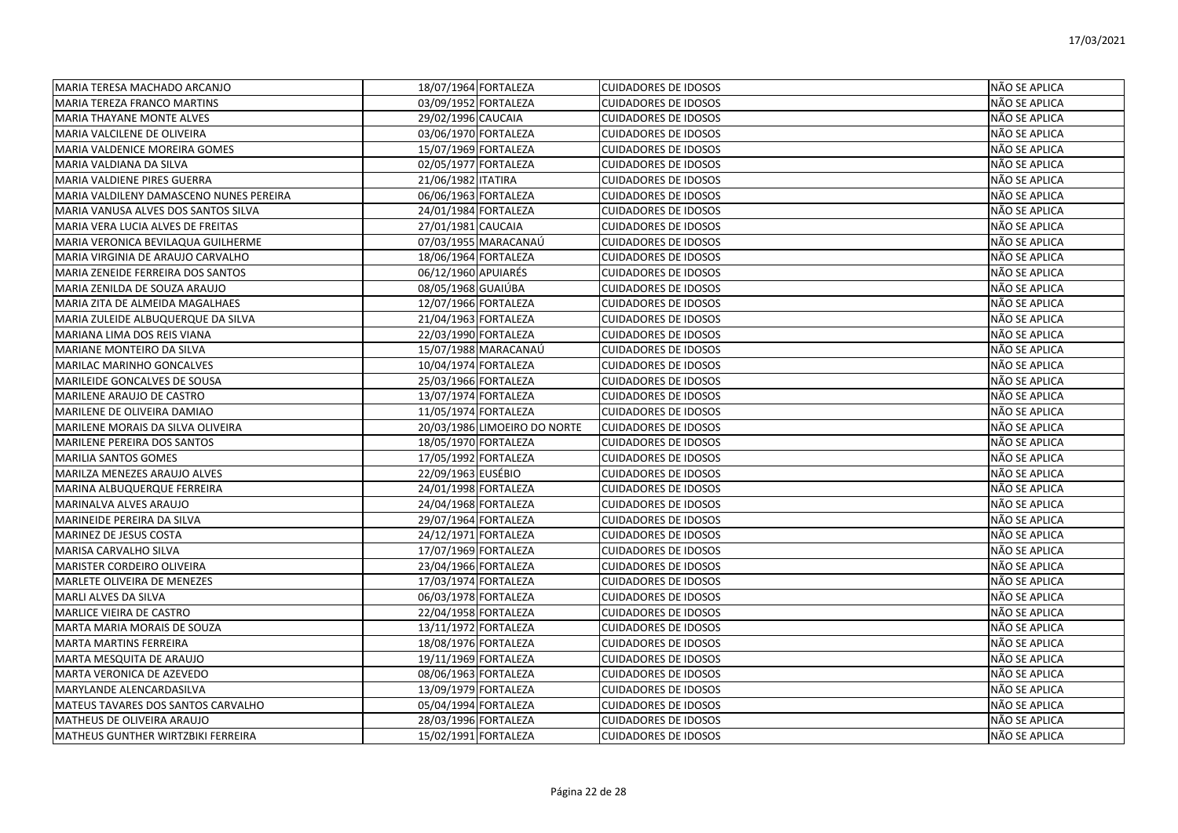| | | | | |
|---|---|---|---|---|
| MARIA TERESA MACHADO ARCANJO | 18/07/1964 | FORTALEZA | CUIDADORES DE IDOSOS | NÃO SE APLICA |
| MARIA TEREZA FRANCO MARTINS | 03/09/1952 | FORTALEZA | CUIDADORES DE IDOSOS | NÃO SE APLICA |
| MARIA THAYANE MONTE ALVES | 29/02/1996 | CAUCAIA | CUIDADORES DE IDOSOS | NÃO SE APLICA |
| MARIA VALCILENE DE OLIVEIRA | 03/06/1970 | FORTALEZA | CUIDADORES DE IDOSOS | NÃO SE APLICA |
| MARIA VALDENICE MOREIRA GOMES | 15/07/1969 | FORTALEZA | CUIDADORES DE IDOSOS | NÃO SE APLICA |
| MARIA VALDIANA DA SILVA | 02/05/1977 | FORTALEZA | CUIDADORES DE IDOSOS | NÃO SE APLICA |
| MARIA VALDIENE PIRES GUERRA | 21/06/1982 | ITATIRA | CUIDADORES DE IDOSOS | NÃO SE APLICA |
| MARIA VALDILENY DAMASCENO NUNES PEREIRA | 06/06/1963 | FORTALEZA | CUIDADORES DE IDOSOS | NÃO SE APLICA |
| MARIA VANUSA ALVES DOS SANTOS SILVA | 24/01/1984 | FORTALEZA | CUIDADORES DE IDOSOS | NÃO SE APLICA |
| MARIA VERA LUCIA ALVES DE FREITAS | 27/01/1981 | CAUCAIA | CUIDADORES DE IDOSOS | NÃO SE APLICA |
| MARIA VERONICA BEVILAQUA GUILHERME | 07/03/1955 | MARACANAÚ | CUIDADORES DE IDOSOS | NÃO SE APLICA |
| MARIA VIRGINIA DE ARAUJO CARVALHO | 18/06/1964 | FORTALEZA | CUIDADORES DE IDOSOS | NÃO SE APLICA |
| MARIA ZENEIDE FERREIRA DOS SANTOS | 06/12/1960 | APUIARÉS | CUIDADORES DE IDOSOS | NÃO SE APLICA |
| MARIA ZENILDA DE SOUZA ARAUJO | 08/05/1968 | GUAIÚBA | CUIDADORES DE IDOSOS | NÃO SE APLICA |
| MARIA ZITA DE ALMEIDA MAGALHAES | 12/07/1966 | FORTALEZA | CUIDADORES DE IDOSOS | NÃO SE APLICA |
| MARIA ZULEIDE ALBUQUERQUE DA SILVA | 21/04/1963 | FORTALEZA | CUIDADORES DE IDOSOS | NÃO SE APLICA |
| MARIANA LIMA DOS REIS VIANA | 22/03/1990 | FORTALEZA | CUIDADORES DE IDOSOS | NÃO SE APLICA |
| MARIANE MONTEIRO DA SILVA | 15/07/1988 | MARACANAÚ | CUIDADORES DE IDOSOS | NÃO SE APLICA |
| MARILAC MARINHO GONCALVES | 10/04/1974 | FORTALEZA | CUIDADORES DE IDOSOS | NÃO SE APLICA |
| MARILEIDE GONCALVES DE SOUSA | 25/03/1966 | FORTALEZA | CUIDADORES DE IDOSOS | NÃO SE APLICA |
| MARILENE ARAUJO DE CASTRO | 13/07/1974 | FORTALEZA | CUIDADORES DE IDOSOS | NÃO SE APLICA |
| MARILENE DE OLIVEIRA DAMIAO | 11/05/1974 | FORTALEZA | CUIDADORES DE IDOSOS | NÃO SE APLICA |
| MARILENE MORAIS DA SILVA OLIVEIRA | 20/03/1986 | LIMOEIRO DO NORTE | CUIDADORES DE IDOSOS | NÃO SE APLICA |
| MARILENE PEREIRA DOS SANTOS | 18/05/1970 | FORTALEZA | CUIDADORES DE IDOSOS | NÃO SE APLICA |
| MARILIA SANTOS GOMES | 17/05/1992 | FORTALEZA | CUIDADORES DE IDOSOS | NÃO SE APLICA |
| MARILZA MENEZES ARAUJO ALVES | 22/09/1963 | EUSÉBIO | CUIDADORES DE IDOSOS | NÃO SE APLICA |
| MARINA ALBUQUERQUE FERREIRA | 24/01/1998 | FORTALEZA | CUIDADORES DE IDOSOS | NÃO SE APLICA |
| MARINALVA ALVES ARAUJO | 24/04/1968 | FORTALEZA | CUIDADORES DE IDOSOS | NÃO SE APLICA |
| MARINEIDE PEREIRA DA SILVA | 29/07/1964 | FORTALEZA | CUIDADORES DE IDOSOS | NÃO SE APLICA |
| MARINEZ DE JESUS COSTA | 24/12/1971 | FORTALEZA | CUIDADORES DE IDOSOS | NÃO SE APLICA |
| MARISA CARVALHO SILVA | 17/07/1969 | FORTALEZA | CUIDADORES DE IDOSOS | NÃO SE APLICA |
| MARISTER CORDEIRO OLIVEIRA | 23/04/1966 | FORTALEZA | CUIDADORES DE IDOSOS | NÃO SE APLICA |
| MARLETE OLIVEIRA DE MENEZES | 17/03/1974 | FORTALEZA | CUIDADORES DE IDOSOS | NÃO SE APLICA |
| MARLI ALVES DA SILVA | 06/03/1978 | FORTALEZA | CUIDADORES DE IDOSOS | NÃO SE APLICA |
| MARLICE VIEIRA DE CASTRO | 22/04/1958 | FORTALEZA | CUIDADORES DE IDOSOS | NÃO SE APLICA |
| MARTA MARIA MORAIS DE SOUZA | 13/11/1972 | FORTALEZA | CUIDADORES DE IDOSOS | NÃO SE APLICA |
| MARTA MARTINS FERREIRA | 18/08/1976 | FORTALEZA | CUIDADORES DE IDOSOS | NÃO SE APLICA |
| MARTA MESQUITA DE ARAUJO | 19/11/1969 | FORTALEZA | CUIDADORES DE IDOSOS | NÃO SE APLICA |
| MARTA VERONICA DE AZEVEDO | 08/06/1963 | FORTALEZA | CUIDADORES DE IDOSOS | NÃO SE APLICA |
| MARYLANDE ALENCARDASILVA | 13/09/1979 | FORTALEZA | CUIDADORES DE IDOSOS | NÃO SE APLICA |
| MATEUS TAVARES DOS SANTOS CARVALHO | 05/04/1994 | FORTALEZA | CUIDADORES DE IDOSOS | NÃO SE APLICA |
| MATHEUS DE OLIVEIRA ARAUJO | 28/03/1996 | FORTALEZA | CUIDADORES DE IDOSOS | NÃO SE APLICA |
| MATHEUS GUNTHER WIRTZBIKI FERREIRA | 15/02/1991 | FORTALEZA | CUIDADORES DE IDOSOS | NÃO SE APLICA |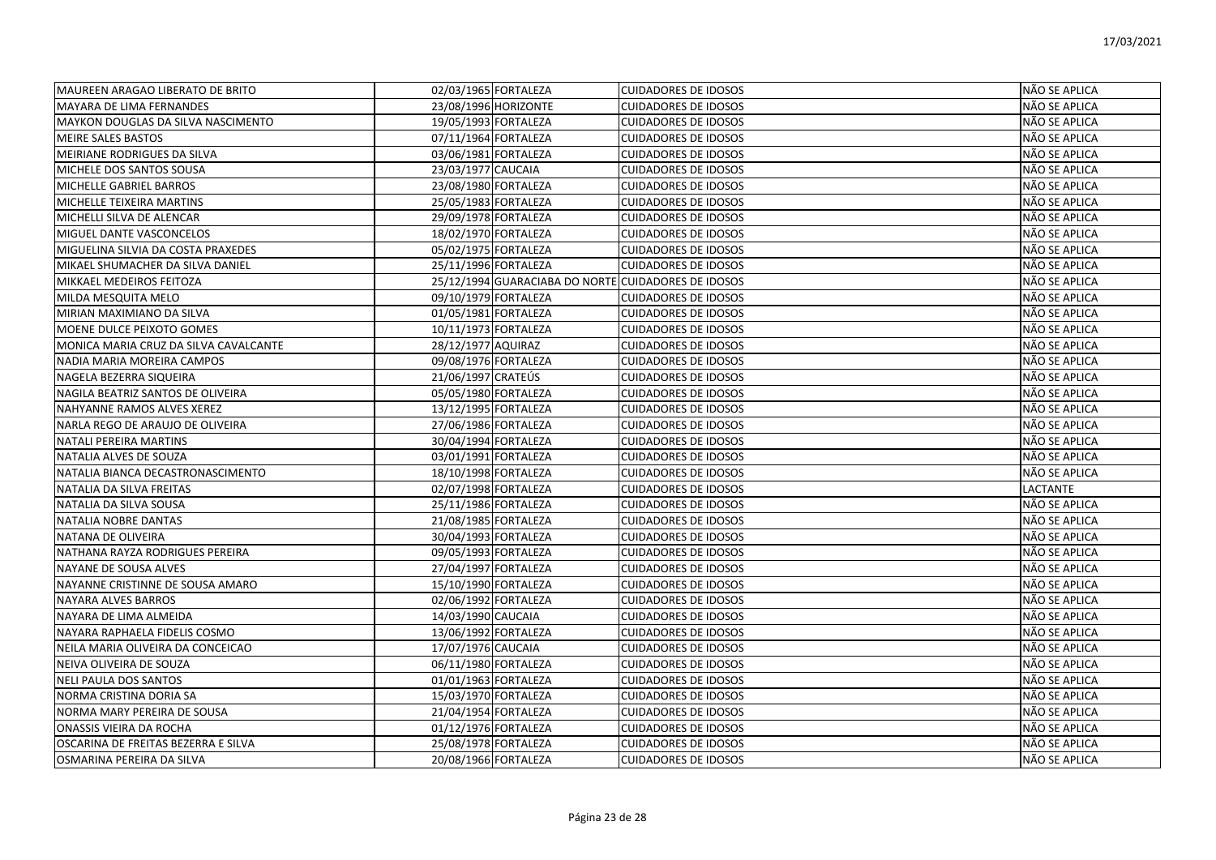| | | | | |
|---|---|---|---|---|
| MAUREEN ARAGAO LIBERATO DE BRITO | 02/03/1965 | FORTALEZA | CUIDADORES DE IDOSOS | NÃO SE APLICA |
| MAYARA DE LIMA FERNANDES | 23/08/1996 | HORIZONTE | CUIDADORES DE IDOSOS | NÃO SE APLICA |
| MAYKON DOUGLAS DA SILVA NASCIMENTO | 19/05/1993 | FORTALEZA | CUIDADORES DE IDOSOS | NÃO SE APLICA |
| MEIRE SALES BASTOS | 07/11/1964 | FORTALEZA | CUIDADORES DE IDOSOS | NÃO SE APLICA |
| MEIRIANE RODRIGUES DA SILVA | 03/06/1981 | FORTALEZA | CUIDADORES DE IDOSOS | NÃO SE APLICA |
| MICHELE DOS SANTOS SOUSA | 23/03/1977 | CAUCAIA | CUIDADORES DE IDOSOS | NÃO SE APLICA |
| MICHELLE GABRIEL BARROS | 23/08/1980 | FORTALEZA | CUIDADORES DE IDOSOS | NÃO SE APLICA |
| MICHELLE TEIXEIRA MARTINS | 25/05/1983 | FORTALEZA | CUIDADORES DE IDOSOS | NÃO SE APLICA |
| MICHELLI SILVA DE ALENCAR | 29/09/1978 | FORTALEZA | CUIDADORES DE IDOSOS | NÃO SE APLICA |
| MIGUEL DANTE VASCONCELOS | 18/02/1970 | FORTALEZA | CUIDADORES DE IDOSOS | NÃO SE APLICA |
| MIGUELINA SILVIA DA COSTA PRAXEDES | 05/02/1975 | FORTALEZA | CUIDADORES DE IDOSOS | NÃO SE APLICA |
| MIKAEL SHUMACHER DA SILVA DANIEL | 25/11/1996 | FORTALEZA | CUIDADORES DE IDOSOS | NÃO SE APLICA |
| MIKKAEL MEDEIROS FEITOZA | 25/12/1994 | GUARACIABA DO NORTE | CUIDADORES DE IDOSOS | NÃO SE APLICA |
| MILDA MESQUITA MELO | 09/10/1979 | FORTALEZA | CUIDADORES DE IDOSOS | NÃO SE APLICA |
| MIRIAN MAXIMIANO DA SILVA | 01/05/1981 | FORTALEZA | CUIDADORES DE IDOSOS | NÃO SE APLICA |
| MOENE DULCE PEIXOTO GOMES | 10/11/1973 | FORTALEZA | CUIDADORES DE IDOSOS | NÃO SE APLICA |
| MONICA MARIA CRUZ DA SILVA CAVALCANTE | 28/12/1977 | AQUIRAZ | CUIDADORES DE IDOSOS | NÃO SE APLICA |
| NADIA MARIA MOREIRA CAMPOS | 09/08/1976 | FORTALEZA | CUIDADORES DE IDOSOS | NÃO SE APLICA |
| NAGELA BEZERRA SIQUEIRA | 21/06/1997 | CRATEÚS | CUIDADORES DE IDOSOS | NÃO SE APLICA |
| NAGILA BEATRIZ SANTOS DE OLIVEIRA | 05/05/1980 | FORTALEZA | CUIDADORES DE IDOSOS | NÃO SE APLICA |
| NAHYANNE RAMOS ALVES XEREZ | 13/12/1995 | FORTALEZA | CUIDADORES DE IDOSOS | NÃO SE APLICA |
| NARLA REGO DE ARAUJO DE OLIVEIRA | 27/06/1986 | FORTALEZA | CUIDADORES DE IDOSOS | NÃO SE APLICA |
| NATALI PEREIRA MARTINS | 30/04/1994 | FORTALEZA | CUIDADORES DE IDOSOS | NÃO SE APLICA |
| NATALIA ALVES DE SOUZA | 03/01/1991 | FORTALEZA | CUIDADORES DE IDOSOS | NÃO SE APLICA |
| NATALIA BIANCA DECASTRONASCIMENTO | 18/10/1998 | FORTALEZA | CUIDADORES DE IDOSOS | NÃO SE APLICA |
| NATALIA DA SILVA FREITAS | 02/07/1998 | FORTALEZA | CUIDADORES DE IDOSOS | LACTANTE |
| NATALIA DA SILVA SOUSA | 25/11/1986 | FORTALEZA | CUIDADORES DE IDOSOS | NÃO SE APLICA |
| NATALIA NOBRE DANTAS | 21/08/1985 | FORTALEZA | CUIDADORES DE IDOSOS | NÃO SE APLICA |
| NATANA DE OLIVEIRA | 30/04/1993 | FORTALEZA | CUIDADORES DE IDOSOS | NÃO SE APLICA |
| NATHANA RAYZA RODRIGUES PEREIRA | 09/05/1993 | FORTALEZA | CUIDADORES DE IDOSOS | NÃO SE APLICA |
| NAYANE DE SOUSA ALVES | 27/04/1997 | FORTALEZA | CUIDADORES DE IDOSOS | NÃO SE APLICA |
| NAYANNE CRISTINNE DE SOUSA AMARO | 15/10/1990 | FORTALEZA | CUIDADORES DE IDOSOS | NÃO SE APLICA |
| NAYARA ALVES BARROS | 02/06/1992 | FORTALEZA | CUIDADORES DE IDOSOS | NÃO SE APLICA |
| NAYARA DE LIMA ALMEIDA | 14/03/1990 | CAUCAIA | CUIDADORES DE IDOSOS | NÃO SE APLICA |
| NAYARA RAPHAELA FIDELIS COSMO | 13/06/1992 | FORTALEZA | CUIDADORES DE IDOSOS | NÃO SE APLICA |
| NEILA MARIA OLIVEIRA DA CONCEICAO | 17/07/1976 | CAUCAIA | CUIDADORES DE IDOSOS | NÃO SE APLICA |
| NEIVA OLIVEIRA DE SOUZA | 06/11/1980 | FORTALEZA | CUIDADORES DE IDOSOS | NÃO SE APLICA |
| NELI PAULA DOS SANTOS | 01/01/1963 | FORTALEZA | CUIDADORES DE IDOSOS | NÃO SE APLICA |
| NORMA CRISTINA DORIA SA | 15/03/1970 | FORTALEZA | CUIDADORES DE IDOSOS | NÃO SE APLICA |
| NORMA MARY PEREIRA DE SOUSA | 21/04/1954 | FORTALEZA | CUIDADORES DE IDOSOS | NÃO SE APLICA |
| ONASSIS VIEIRA DA ROCHA | 01/12/1976 | FORTALEZA | CUIDADORES DE IDOSOS | NÃO SE APLICA |
| OSCARINA DE FREITAS BEZERRA E SILVA | 25/08/1978 | FORTALEZA | CUIDADORES DE IDOSOS | NÃO SE APLICA |
| OSMARINA PEREIRA DA SILVA | 20/08/1966 | FORTALEZA | CUIDADORES DE IDOSOS | NÃO SE APLICA |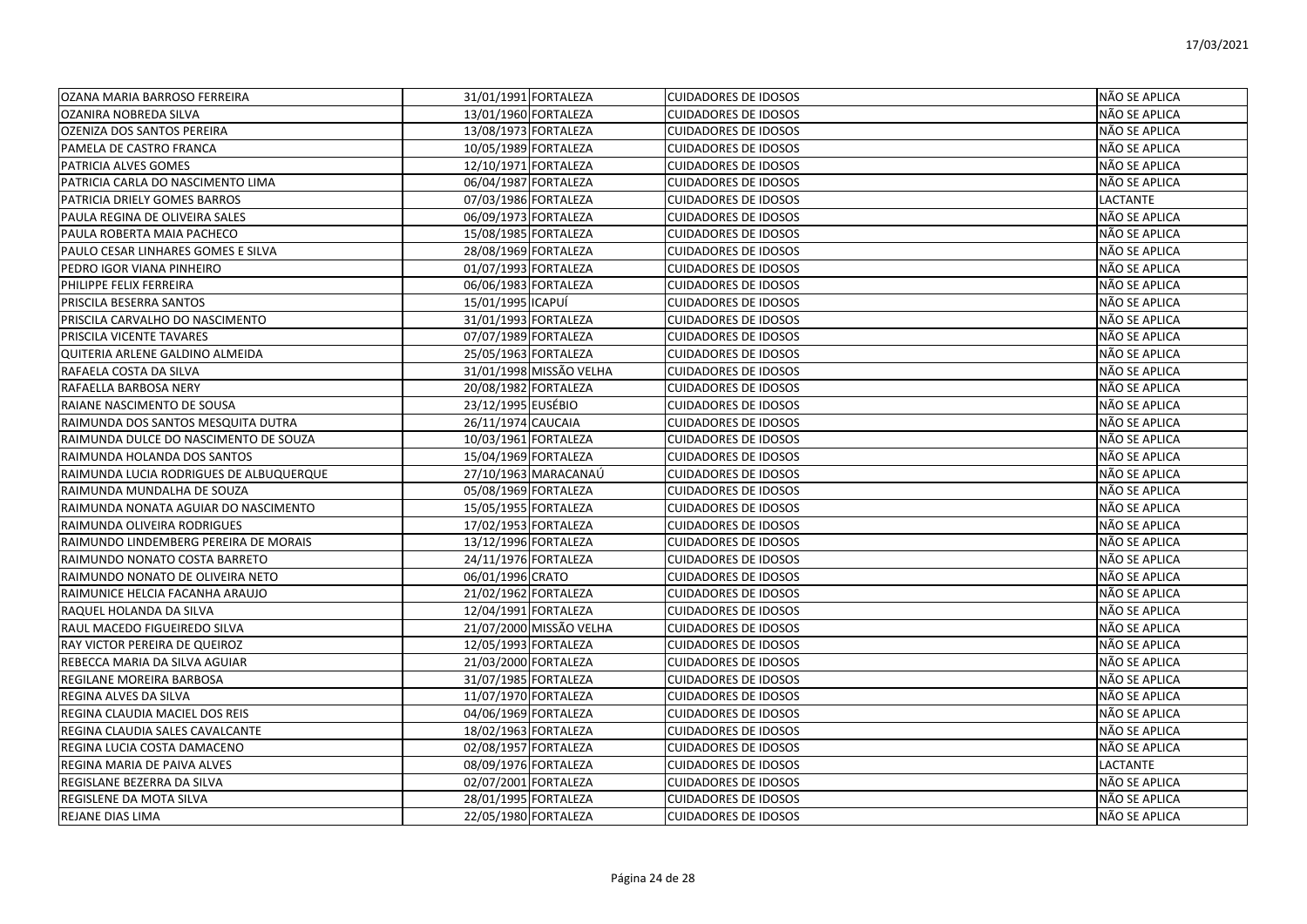| | | | | |
|---|---|---|---|---|
| OZANA MARIA BARROSO FERREIRA | 31/01/1991 | FORTALEZA | CUIDADORES DE IDOSOS | NÃO SE APLICA |
| OZANIRA NOBREDA SILVA | 13/01/1960 | FORTALEZA | CUIDADORES DE IDOSOS | NÃO SE APLICA |
| OZENIZA DOS SANTOS PEREIRA | 13/08/1973 | FORTALEZA | CUIDADORES DE IDOSOS | NÃO SE APLICA |
| PAMELA DE CASTRO FRANCA | 10/05/1989 | FORTALEZA | CUIDADORES DE IDOSOS | NÃO SE APLICA |
| PATRICIA ALVES GOMES | 12/10/1971 | FORTALEZA | CUIDADORES DE IDOSOS | NÃO SE APLICA |
| PATRICIA CARLA DO NASCIMENTO LIMA | 06/04/1987 | FORTALEZA | CUIDADORES DE IDOSOS | NÃO SE APLICA |
| PATRICIA DRIELY GOMES BARROS | 07/03/1986 | FORTALEZA | CUIDADORES DE IDOSOS | LACTANTE |
| PAULA REGINA DE OLIVEIRA SALES | 06/09/1973 | FORTALEZA | CUIDADORES DE IDOSOS | NÃO SE APLICA |
| PAULA ROBERTA MAIA PACHECO | 15/08/1985 | FORTALEZA | CUIDADORES DE IDOSOS | NÃO SE APLICA |
| PAULO CESAR LINHARES GOMES E SILVA | 28/08/1969 | FORTALEZA | CUIDADORES DE IDOSOS | NÃO SE APLICA |
| PEDRO IGOR VIANA PINHEIRO | 01/07/1993 | FORTALEZA | CUIDADORES DE IDOSOS | NÃO SE APLICA |
| PHILIPPE FELIX FERREIRA | 06/06/1983 | FORTALEZA | CUIDADORES DE IDOSOS | NÃO SE APLICA |
| PRISCILA BESERRA SANTOS | 15/01/1995 | ICAPUÍ | CUIDADORES DE IDOSOS | NÃO SE APLICA |
| PRISCILA CARVALHO DO NASCIMENTO | 31/01/1993 | FORTALEZA | CUIDADORES DE IDOSOS | NÃO SE APLICA |
| PRISCILA VICENTE TAVARES | 07/07/1989 | FORTALEZA | CUIDADORES DE IDOSOS | NÃO SE APLICA |
| QUITERIA ARLENE GALDINO ALMEIDA | 25/05/1963 | FORTALEZA | CUIDADORES DE IDOSOS | NÃO SE APLICA |
| RAFAELA COSTA DA SILVA | 31/01/1998 | MISSÃO VELHA | CUIDADORES DE IDOSOS | NÃO SE APLICA |
| RAFAELLA BARBOSA NERY | 20/08/1982 | FORTALEZA | CUIDADORES DE IDOSOS | NÃO SE APLICA |
| RAIANE NASCIMENTO DE SOUSA | 23/12/1995 | EUSÉBIO | CUIDADORES DE IDOSOS | NÃO SE APLICA |
| RAIMUNDA DOS SANTOS MESQUITA DUTRA | 26/11/1974 | CAUCAIA | CUIDADORES DE IDOSOS | NÃO SE APLICA |
| RAIMUNDA DULCE DO NASCIMENTO DE SOUZA | 10/03/1961 | FORTALEZA | CUIDADORES DE IDOSOS | NÃO SE APLICA |
| RAIMUNDA HOLANDA DOS SANTOS | 15/04/1969 | FORTALEZA | CUIDADORES DE IDOSOS | NÃO SE APLICA |
| RAIMUNDA LUCIA RODRIGUES DE ALBUQUERQUE | 27/10/1963 | MARACANAÚ | CUIDADORES DE IDOSOS | NÃO SE APLICA |
| RAIMUNDA MUNDALHA DE SOUZA | 05/08/1969 | FORTALEZA | CUIDADORES DE IDOSOS | NÃO SE APLICA |
| RAIMUNDA NONATA AGUIAR DO NASCIMENTO | 15/05/1955 | FORTALEZA | CUIDADORES DE IDOSOS | NÃO SE APLICA |
| RAIMUNDA OLIVEIRA RODRIGUES | 17/02/1953 | FORTALEZA | CUIDADORES DE IDOSOS | NÃO SE APLICA |
| RAIMUNDO LINDEMBERG PEREIRA DE MORAIS | 13/12/1996 | FORTALEZA | CUIDADORES DE IDOSOS | NÃO SE APLICA |
| RAIMUNDO NONATO COSTA BARRETO | 24/11/1976 | FORTALEZA | CUIDADORES DE IDOSOS | NÃO SE APLICA |
| RAIMUNDO NONATO DE OLIVEIRA NETO | 06/01/1996 | CRATO | CUIDADORES DE IDOSOS | NÃO SE APLICA |
| RAIMUNICE HELCIA FACANHA ARAUJO | 21/02/1962 | FORTALEZA | CUIDADORES DE IDOSOS | NÃO SE APLICA |
| RAQUEL HOLANDA DA SILVA | 12/04/1991 | FORTALEZA | CUIDADORES DE IDOSOS | NÃO SE APLICA |
| RAUL MACEDO FIGUEIREDO SILVA | 21/07/2000 | MISSÃO VELHA | CUIDADORES DE IDOSOS | NÃO SE APLICA |
| RAY VICTOR PEREIRA DE QUEIROZ | 12/05/1993 | FORTALEZA | CUIDADORES DE IDOSOS | NÃO SE APLICA |
| REBECCA MARIA DA SILVA AGUIAR | 21/03/2000 | FORTALEZA | CUIDADORES DE IDOSOS | NÃO SE APLICA |
| REGILANE MOREIRA BARBOSA | 31/07/1985 | FORTALEZA | CUIDADORES DE IDOSOS | NÃO SE APLICA |
| REGINA ALVES DA SILVA | 11/07/1970 | FORTALEZA | CUIDADORES DE IDOSOS | NÃO SE APLICA |
| REGINA CLAUDIA MACIEL DOS REIS | 04/06/1969 | FORTALEZA | CUIDADORES DE IDOSOS | NÃO SE APLICA |
| REGINA CLAUDIA SALES CAVALCANTE | 18/02/1963 | FORTALEZA | CUIDADORES DE IDOSOS | NÃO SE APLICA |
| REGINA LUCIA COSTA DAMACENO | 02/08/1957 | FORTALEZA | CUIDADORES DE IDOSOS | NÃO SE APLICA |
| REGINA MARIA DE PAIVA ALVES | 08/09/1976 | FORTALEZA | CUIDADORES DE IDOSOS | LACTANTE |
| REGISLANE BEZERRA DA SILVA | 02/07/2001 | FORTALEZA | CUIDADORES DE IDOSOS | NÃO SE APLICA |
| REGISLENE DA MOTA SILVA | 28/01/1995 | FORTALEZA | CUIDADORES DE IDOSOS | NÃO SE APLICA |
| REJANE DIAS LIMA | 22/05/1980 | FORTALEZA | CUIDADORES DE IDOSOS | NÃO SE APLICA |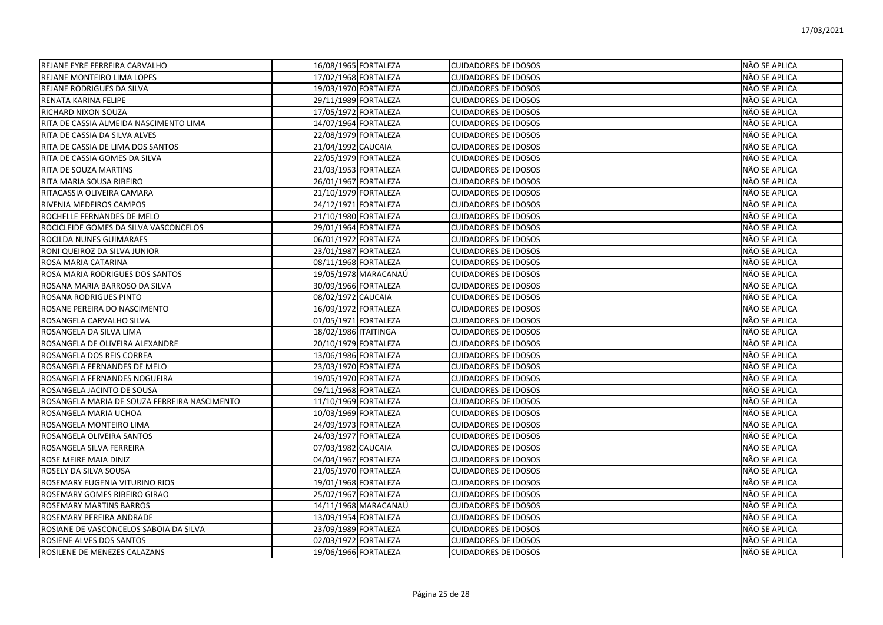| | | | | |
|---|---|---|---|---|
| REJANE EYRE FERREIRA CARVALHO | 16/08/1965 | FORTALEZA | CUIDADORES DE IDOSOS | NÃO SE APLICA |
| REJANE MONTEIRO LIMA LOPES | 17/02/1968 | FORTALEZA | CUIDADORES DE IDOSOS | NÃO SE APLICA |
| REJANE RODRIGUES DA SILVA | 19/03/1970 | FORTALEZA | CUIDADORES DE IDOSOS | NÃO SE APLICA |
| RENATA KARINA FELIPE | 29/11/1989 | FORTALEZA | CUIDADORES DE IDOSOS | NÃO SE APLICA |
| RICHARD NIXON SOUZA | 17/05/1972 | FORTALEZA | CUIDADORES DE IDOSOS | NÃO SE APLICA |
| RITA DE CASSIA ALMEIDA NASCIMENTO LIMA | 14/07/1964 | FORTALEZA | CUIDADORES DE IDOSOS | NÃO SE APLICA |
| RITA DE CASSIA DA SILVA ALVES | 22/08/1979 | FORTALEZA | CUIDADORES DE IDOSOS | NÃO SE APLICA |
| RITA DE CASSIA DE LIMA DOS SANTOS | 21/04/1992 | CAUCAIA | CUIDADORES DE IDOSOS | NÃO SE APLICA |
| RITA DE CASSIA GOMES DA SILVA | 22/05/1979 | FORTALEZA | CUIDADORES DE IDOSOS | NÃO SE APLICA |
| RITA DE SOUZA MARTINS | 21/03/1953 | FORTALEZA | CUIDADORES DE IDOSOS | NÃO SE APLICA |
| RITA MARIA SOUSA RIBEIRO | 26/01/1967 | FORTALEZA | CUIDADORES DE IDOSOS | NÃO SE APLICA |
| RITACASSIA OLIVEIRA CAMARA | 21/10/1979 | FORTALEZA | CUIDADORES DE IDOSOS | NÃO SE APLICA |
| RIVENIA MEDEIROS CAMPOS | 24/12/1971 | FORTALEZA | CUIDADORES DE IDOSOS | NÃO SE APLICA |
| ROCHELLE FERNANDES DE MELO | 21/10/1980 | FORTALEZA | CUIDADORES DE IDOSOS | NÃO SE APLICA |
| ROCICLEIDE GOMES DA SILVA VASCONCELOS | 29/01/1964 | FORTALEZA | CUIDADORES DE IDOSOS | NÃO SE APLICA |
| ROCILDA NUNES GUIMARAES | 06/01/1972 | FORTALEZA | CUIDADORES DE IDOSOS | NÃO SE APLICA |
| RONI QUEIROZ DA SILVA JUNIOR | 23/01/1987 | FORTALEZA | CUIDADORES DE IDOSOS | NÃO SE APLICA |
| ROSA MARIA CATARINA | 08/11/1968 | FORTALEZA | CUIDADORES DE IDOSOS | NÃO SE APLICA |
| ROSA MARIA RODRIGUES DOS SANTOS | 19/05/1978 | MARACANAÚ | CUIDADORES DE IDOSOS | NÃO SE APLICA |
| ROSANA MARIA BARROSO DA SILVA | 30/09/1966 | FORTALEZA | CUIDADORES DE IDOSOS | NÃO SE APLICA |
| ROSANA RODRIGUES PINTO | 08/02/1972 | CAUCAIA | CUIDADORES DE IDOSOS | NÃO SE APLICA |
| ROSANE PEREIRA DO NASCIMENTO | 16/09/1972 | FORTALEZA | CUIDADORES DE IDOSOS | NÃO SE APLICA |
| ROSANGELA CARVALHO SILVA | 01/05/1971 | FORTALEZA | CUIDADORES DE IDOSOS | NÃO SE APLICA |
| ROSANGELA DA SILVA LIMA | 18/02/1986 | ITAITINGA | CUIDADORES DE IDOSOS | NÃO SE APLICA |
| ROSANGELA DE OLIVEIRA ALEXANDRE | 20/10/1979 | FORTALEZA | CUIDADORES DE IDOSOS | NÃO SE APLICA |
| ROSANGELA DOS REIS CORREA | 13/06/1986 | FORTALEZA | CUIDADORES DE IDOSOS | NÃO SE APLICA |
| ROSANGELA FERNANDES DE MELO | 23/03/1970 | FORTALEZA | CUIDADORES DE IDOSOS | NÃO SE APLICA |
| ROSANGELA FERNANDES NOGUEIRA | 19/05/1970 | FORTALEZA | CUIDADORES DE IDOSOS | NÃO SE APLICA |
| ROSANGELA JACINTO DE SOUSA | 09/11/1968 | FORTALEZA | CUIDADORES DE IDOSOS | NÃO SE APLICA |
| ROSANGELA MARIA DE SOUZA FERREIRA NASCIMENTO | 11/10/1969 | FORTALEZA | CUIDADORES DE IDOSOS | NÃO SE APLICA |
| ROSANGELA MARIA UCHOA | 10/03/1969 | FORTALEZA | CUIDADORES DE IDOSOS | NÃO SE APLICA |
| ROSANGELA MONTEIRO LIMA | 24/09/1973 | FORTALEZA | CUIDADORES DE IDOSOS | NÃO SE APLICA |
| ROSANGELA OLIVEIRA SANTOS | 24/03/1977 | FORTALEZA | CUIDADORES DE IDOSOS | NÃO SE APLICA |
| ROSANGELA SILVA FERREIRA | 07/03/1982 | CAUCAIA | CUIDADORES DE IDOSOS | NÃO SE APLICA |
| ROSE MEIRE MAIA DINIZ | 04/04/1967 | FORTALEZA | CUIDADORES DE IDOSOS | NÃO SE APLICA |
| ROSELY DA SILVA SOUSA | 21/05/1970 | FORTALEZA | CUIDADORES DE IDOSOS | NÃO SE APLICA |
| ROSEMARY EUGENIA VITURINO RIOS | 19/01/1968 | FORTALEZA | CUIDADORES DE IDOSOS | NÃO SE APLICA |
| ROSEMARY GOMES RIBEIRO GIRAO | 25/07/1967 | FORTALEZA | CUIDADORES DE IDOSOS | NÃO SE APLICA |
| ROSEMARY MARTINS BARROS | 14/11/1968 | MARACANAÚ | CUIDADORES DE IDOSOS | NÃO SE APLICA |
| ROSEMARY PEREIRA ANDRADE | 13/09/1954 | FORTALEZA | CUIDADORES DE IDOSOS | NÃO SE APLICA |
| ROSIANE DE VASCONCELOS SABOIA DA SILVA | 23/09/1989 | FORTALEZA | CUIDADORES DE IDOSOS | NÃO SE APLICA |
| ROSIENE ALVES DOS SANTOS | 02/03/1972 | FORTALEZA | CUIDADORES DE IDOSOS | NÃO SE APLICA |
| ROSILENE DE MENEZES CALAZANS | 19/06/1966 | FORTALEZA | CUIDADORES DE IDOSOS | NÃO SE APLICA |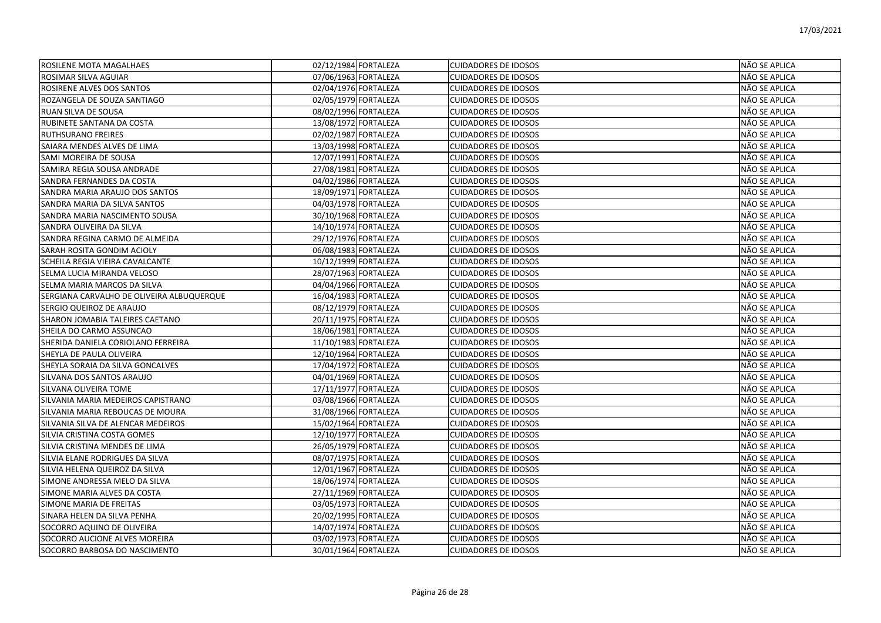| | | | | |
|---|---|---|---|---|
| ROSILENE MOTA MAGALHAES | 02/12/1984 | FORTALEZA | CUIDADORES DE IDOSOS | NÃO SE APLICA |
| ROSIMAR SILVA AGUIAR | 07/06/1963 | FORTALEZA | CUIDADORES DE IDOSOS | NÃO SE APLICA |
| ROSIRENE ALVES DOS SANTOS | 02/04/1976 | FORTALEZA | CUIDADORES DE IDOSOS | NÃO SE APLICA |
| ROZANGELA DE SOUZA SANTIAGO | 02/05/1979 | FORTALEZA | CUIDADORES DE IDOSOS | NÃO SE APLICA |
| RUAN SILVA DE SOUSA | 08/02/1996 | FORTALEZA | CUIDADORES DE IDOSOS | NÃO SE APLICA |
| RUBINETE SANTANA DA COSTA | 13/08/1972 | FORTALEZA | CUIDADORES DE IDOSOS | NÃO SE APLICA |
| RUTHSURANO FREIRES | 02/02/1987 | FORTALEZA | CUIDADORES DE IDOSOS | NÃO SE APLICA |
| SAIARA MENDES ALVES DE LIMA | 13/03/1998 | FORTALEZA | CUIDADORES DE IDOSOS | NÃO SE APLICA |
| SAMI MOREIRA DE SOUSA | 12/07/1991 | FORTALEZA | CUIDADORES DE IDOSOS | NÃO SE APLICA |
| SAMIRA REGIA SOUSA ANDRADE | 27/08/1981 | FORTALEZA | CUIDADORES DE IDOSOS | NÃO SE APLICA |
| SANDRA FERNANDES DA COSTA | 04/02/1986 | FORTALEZA | CUIDADORES DE IDOSOS | NÃO SE APLICA |
| SANDRA MARIA ARAUJO DOS SANTOS | 18/09/1971 | FORTALEZA | CUIDADORES DE IDOSOS | NÃO SE APLICA |
| SANDRA MARIA DA SILVA SANTOS | 04/03/1978 | FORTALEZA | CUIDADORES DE IDOSOS | NÃO SE APLICA |
| SANDRA MARIA NASCIMENTO SOUSA | 30/10/1968 | FORTALEZA | CUIDADORES DE IDOSOS | NÃO SE APLICA |
| SANDRA OLIVEIRA DA SILVA | 14/10/1974 | FORTALEZA | CUIDADORES DE IDOSOS | NÃO SE APLICA |
| SANDRA REGINA CARMO DE ALMEIDA | 29/12/1976 | FORTALEZA | CUIDADORES DE IDOSOS | NÃO SE APLICA |
| SARAH ROSITA GONDIM ACIOLY | 06/08/1983 | FORTALEZA | CUIDADORES DE IDOSOS | NÃO SE APLICA |
| SCHEILA REGIA VIEIRA CAVALCANTE | 10/12/1999 | FORTALEZA | CUIDADORES DE IDOSOS | NÃO SE APLICA |
| SELMA LUCIA MIRANDA VELOSO | 28/07/1963 | FORTALEZA | CUIDADORES DE IDOSOS | NÃO SE APLICA |
| SELMA MARIA MARCOS DA SILVA | 04/04/1966 | FORTALEZA | CUIDADORES DE IDOSOS | NÃO SE APLICA |
| SERGIANA CARVALHO DE OLIVEIRA ALBUQUERQUE | 16/04/1983 | FORTALEZA | CUIDADORES DE IDOSOS | NÃO SE APLICA |
| SERGIO QUEIROZ DE ARAUJO | 08/12/1979 | FORTALEZA | CUIDADORES DE IDOSOS | NÃO SE APLICA |
| SHARON JOMABIA TALEIRES CAETANO | 20/11/1975 | FORTALEZA | CUIDADORES DE IDOSOS | NÃO SE APLICA |
| SHEILA DO CARMO ASSUNCAO | 18/06/1981 | FORTALEZA | CUIDADORES DE IDOSOS | NÃO SE APLICA |
| SHERIDA DANIELA CORIOLANO FERREIRA | 11/10/1983 | FORTALEZA | CUIDADORES DE IDOSOS | NÃO SE APLICA |
| SHEYLA DE PAULA OLIVEIRA | 12/10/1964 | FORTALEZA | CUIDADORES DE IDOSOS | NÃO SE APLICA |
| SHEYLA SORAIA DA SILVA GONCALVES | 17/04/1972 | FORTALEZA | CUIDADORES DE IDOSOS | NÃO SE APLICA |
| SILVANA DOS SANTOS ARAUJO | 04/01/1969 | FORTALEZA | CUIDADORES DE IDOSOS | NÃO SE APLICA |
| SILVANA OLIVEIRA TOME | 17/11/1977 | FORTALEZA | CUIDADORES DE IDOSOS | NÃO SE APLICA |
| SILVANIA MARIA MEDEIROS CAPISTRANO | 03/08/1966 | FORTALEZA | CUIDADORES DE IDOSOS | NÃO SE APLICA |
| SILVANIA MARIA REBOUCAS DE MOURA | 31/08/1966 | FORTALEZA | CUIDADORES DE IDOSOS | NÃO SE APLICA |
| SILVANIA SILVA DE ALENCAR MEDEIROS | 15/02/1964 | FORTALEZA | CUIDADORES DE IDOSOS | NÃO SE APLICA |
| SILVIA CRISTINA COSTA GOMES | 12/10/1977 | FORTALEZA | CUIDADORES DE IDOSOS | NÃO SE APLICA |
| SILVIA CRISTINA MENDES DE LIMA | 26/05/1979 | FORTALEZA | CUIDADORES DE IDOSOS | NÃO SE APLICA |
| SILVIA ELANE RODRIGUES DA SILVA | 08/07/1975 | FORTALEZA | CUIDADORES DE IDOSOS | NÃO SE APLICA |
| SILVIA HELENA QUEIROZ DA SILVA | 12/01/1967 | FORTALEZA | CUIDADORES DE IDOSOS | NÃO SE APLICA |
| SIMONE ANDRESSA MELO DA SILVA | 18/06/1974 | FORTALEZA | CUIDADORES DE IDOSOS | NÃO SE APLICA |
| SIMONE MARIA ALVES DA COSTA | 27/11/1969 | FORTALEZA | CUIDADORES DE IDOSOS | NÃO SE APLICA |
| SIMONE MARIA DE FREITAS | 03/05/1973 | FORTALEZA | CUIDADORES DE IDOSOS | NÃO SE APLICA |
| SINARA HELEN DA SILVA PENHA | 20/02/1995 | FORTALEZA | CUIDADORES DE IDOSOS | NÃO SE APLICA |
| SOCORRO AQUINO DE OLIVEIRA | 14/07/1974 | FORTALEZA | CUIDADORES DE IDOSOS | NÃO SE APLICA |
| SOCORRO AUCIONE ALVES MOREIRA | 03/02/1973 | FORTALEZA | CUIDADORES DE IDOSOS | NÃO SE APLICA |
| SOCORRO BARBOSA DO NASCIMENTO | 30/01/1964 | FORTALEZA | CUIDADORES DE IDOSOS | NÃO SE APLICA |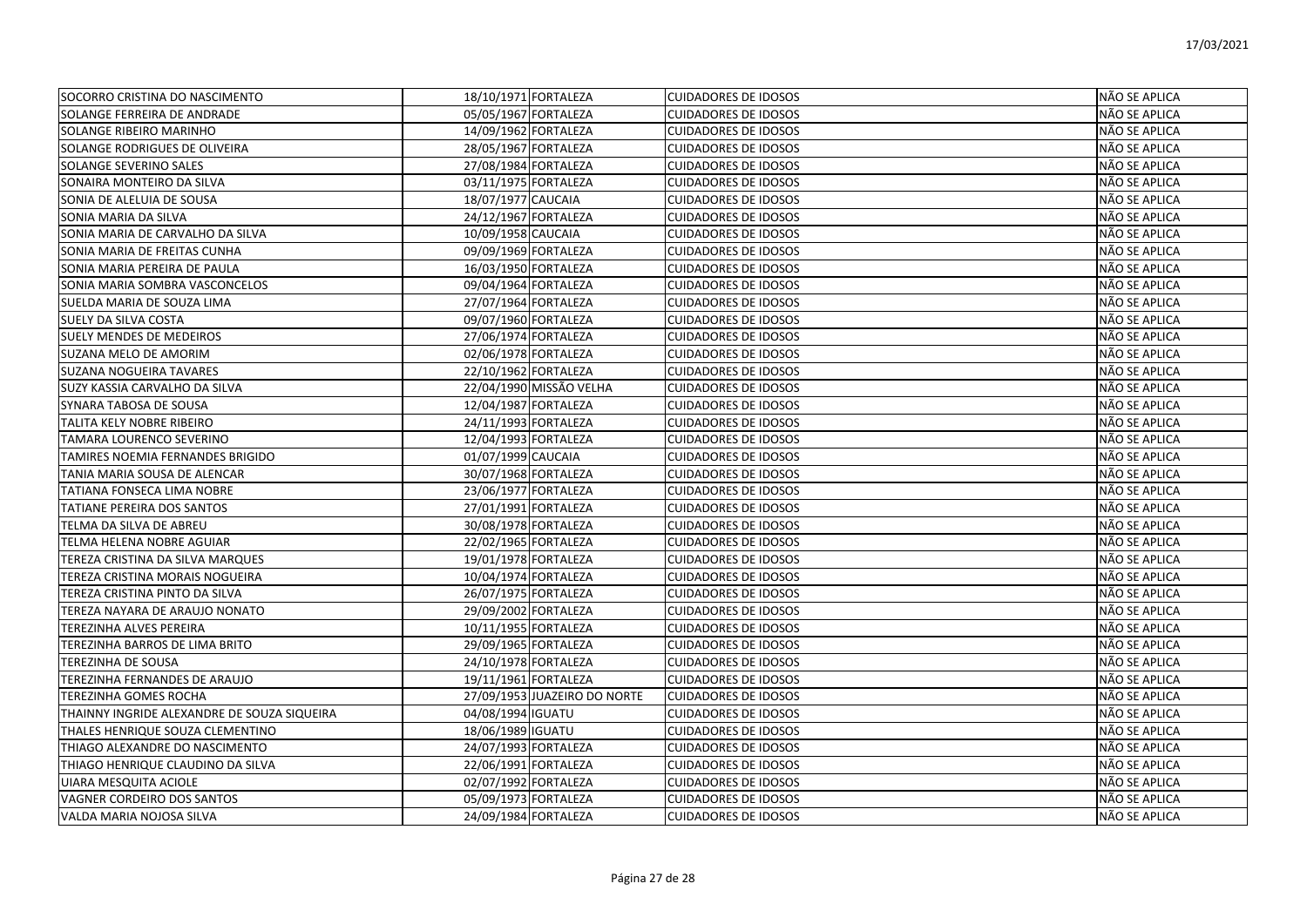| | | | | |
|---|---|---|---|---|
| SOCORRO CRISTINA DO NASCIMENTO | 18/10/1971 | FORTALEZA | CUIDADORES DE IDOSOS | NÃO SE APLICA |
| SOLANGE FERREIRA DE ANDRADE | 05/05/1967 | FORTALEZA | CUIDADORES DE IDOSOS | NÃO SE APLICA |
| SOLANGE RIBEIRO MARINHO | 14/09/1962 | FORTALEZA | CUIDADORES DE IDOSOS | NÃO SE APLICA |
| SOLANGE RODRIGUES DE OLIVEIRA | 28/05/1967 | FORTALEZA | CUIDADORES DE IDOSOS | NÃO SE APLICA |
| SOLANGE SEVERINO SALES | 27/08/1984 | FORTALEZA | CUIDADORES DE IDOSOS | NÃO SE APLICA |
| SONAIRA MONTEIRO DA SILVA | 03/11/1975 | FORTALEZA | CUIDADORES DE IDOSOS | NÃO SE APLICA |
| SONIA DE ALELUIA DE SOUSA | 18/07/1977 | CAUCAIA | CUIDADORES DE IDOSOS | NÃO SE APLICA |
| SONIA MARIA DA SILVA | 24/12/1967 | FORTALEZA | CUIDADORES DE IDOSOS | NÃO SE APLICA |
| SONIA MARIA DE CARVALHO DA SILVA | 10/09/1958 | CAUCAIA | CUIDADORES DE IDOSOS | NÃO SE APLICA |
| SONIA MARIA DE FREITAS CUNHA | 09/09/1969 | FORTALEZA | CUIDADORES DE IDOSOS | NÃO SE APLICA |
| SONIA MARIA PEREIRA DE PAULA | 16/03/1950 | FORTALEZA | CUIDADORES DE IDOSOS | NÃO SE APLICA |
| SONIA MARIA SOMBRA VASCONCELOS | 09/04/1964 | FORTALEZA | CUIDADORES DE IDOSOS | NÃO SE APLICA |
| SUELDA MARIA DE SOUZA LIMA | 27/07/1964 | FORTALEZA | CUIDADORES DE IDOSOS | NÃO SE APLICA |
| SUELY DA SILVA COSTA | 09/07/1960 | FORTALEZA | CUIDADORES DE IDOSOS | NÃO SE APLICA |
| SUELY MENDES DE MEDEIROS | 27/06/1974 | FORTALEZA | CUIDADORES DE IDOSOS | NÃO SE APLICA |
| SUZANA MELO DE AMORIM | 02/06/1978 | FORTALEZA | CUIDADORES DE IDOSOS | NÃO SE APLICA |
| SUZANA NOGUEIRA TAVARES | 22/10/1962 | FORTALEZA | CUIDADORES DE IDOSOS | NÃO SE APLICA |
| SUZY KASSIA CARVALHO DA SILVA | 22/04/1990 | MISSÃO VELHA | CUIDADORES DE IDOSOS | NÃO SE APLICA |
| SYNARA TABOSA DE SOUSA | 12/04/1987 | FORTALEZA | CUIDADORES DE IDOSOS | NÃO SE APLICA |
| TALITA KELY NOBRE RIBEIRO | 24/11/1993 | FORTALEZA | CUIDADORES DE IDOSOS | NÃO SE APLICA |
| TAMARA LOURENCO SEVERINO | 12/04/1993 | FORTALEZA | CUIDADORES DE IDOSOS | NÃO SE APLICA |
| TAMIRES NOEMIA FERNANDES BRIGIDO | 01/07/1999 | CAUCAIA | CUIDADORES DE IDOSOS | NÃO SE APLICA |
| TANIA MARIA SOUSA DE ALENCAR | 30/07/1968 | FORTALEZA | CUIDADORES DE IDOSOS | NÃO SE APLICA |
| TATIANA FONSECA LIMA NOBRE | 23/06/1977 | FORTALEZA | CUIDADORES DE IDOSOS | NÃO SE APLICA |
| TATIANE PEREIRA DOS SANTOS | 27/01/1991 | FORTALEZA | CUIDADORES DE IDOSOS | NÃO SE APLICA |
| TELMA DA SILVA DE ABREU | 30/08/1978 | FORTALEZA | CUIDADORES DE IDOSOS | NÃO SE APLICA |
| TELMA HELENA NOBRE AGUIAR | 22/02/1965 | FORTALEZA | CUIDADORES DE IDOSOS | NÃO SE APLICA |
| TEREZA CRISTINA DA SILVA MARQUES | 19/01/1978 | FORTALEZA | CUIDADORES DE IDOSOS | NÃO SE APLICA |
| TEREZA CRISTINA MORAIS NOGUEIRA | 10/04/1974 | FORTALEZA | CUIDADORES DE IDOSOS | NÃO SE APLICA |
| TEREZA CRISTINA PINTO DA SILVA | 26/07/1975 | FORTALEZA | CUIDADORES DE IDOSOS | NÃO SE APLICA |
| TEREZA NAYARA DE ARAUJO NONATO | 29/09/2002 | FORTALEZA | CUIDADORES DE IDOSOS | NÃO SE APLICA |
| TEREZINHA ALVES PEREIRA | 10/11/1955 | FORTALEZA | CUIDADORES DE IDOSOS | NÃO SE APLICA |
| TEREZINHA BARROS DE LIMA BRITO | 29/09/1965 | FORTALEZA | CUIDADORES DE IDOSOS | NÃO SE APLICA |
| TEREZINHA DE SOUSA | 24/10/1978 | FORTALEZA | CUIDADORES DE IDOSOS | NÃO SE APLICA |
| TEREZINHA FERNANDES DE ARAUJO | 19/11/1961 | FORTALEZA | CUIDADORES DE IDOSOS | NÃO SE APLICA |
| TEREZINHA GOMES ROCHA | 27/09/1953 | JUAZEIRO DO NORTE | CUIDADORES DE IDOSOS | NÃO SE APLICA |
| THAINNY INGRIDE ALEXANDRE DE SOUZA SIQUEIRA | 04/08/1994 | IGUATU | CUIDADORES DE IDOSOS | NÃO SE APLICA |
| THALES HENRIQUE SOUZA CLEMENTINO | 18/06/1989 | IGUATU | CUIDADORES DE IDOSOS | NÃO SE APLICA |
| THIAGO ALEXANDRE DO NASCIMENTO | 24/07/1993 | FORTALEZA | CUIDADORES DE IDOSOS | NÃO SE APLICA |
| THIAGO HENRIQUE CLAUDINO DA SILVA | 22/06/1991 | FORTALEZA | CUIDADORES DE IDOSOS | NÃO SE APLICA |
| UIARA MESQUITA ACIOLE | 02/07/1992 | FORTALEZA | CUIDADORES DE IDOSOS | NÃO SE APLICA |
| VAGNER CORDEIRO DOS SANTOS | 05/09/1973 | FORTALEZA | CUIDADORES DE IDOSOS | NÃO SE APLICA |
| VALDA MARIA NOJOSA SILVA | 24/09/1984 | FORTALEZA | CUIDADORES DE IDOSOS | NÃO SE APLICA |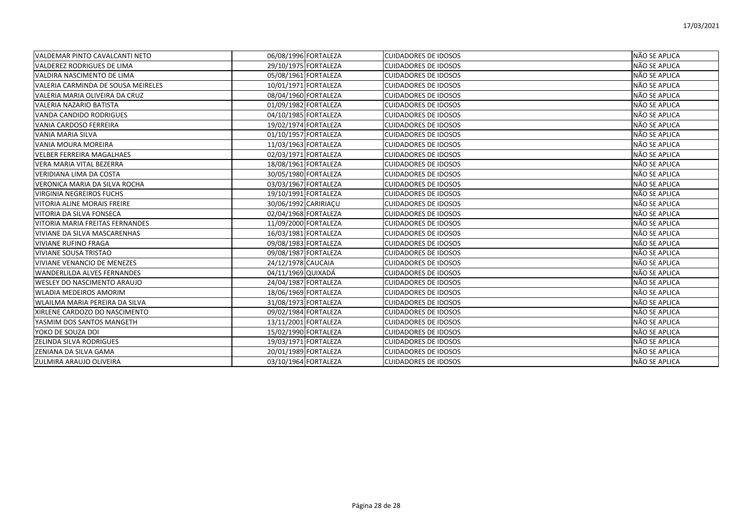| | | | | |
|---|---|---|---|---|
| VALDEMAR PINTO CAVALCANTI NETO | 06/08/1996 | FORTALEZA | CUIDADORES DE IDOSOS | NÃO SE APLICA |
| VALDEREZ RODRIGUES DE LIMA | 29/10/1975 | FORTALEZA | CUIDADORES DE IDOSOS | NÃO SE APLICA |
| VALDIRA NASCIMENTO DE LIMA | 05/08/1961 | FORTALEZA | CUIDADORES DE IDOSOS | NÃO SE APLICA |
| VALERIA CARMINDA DE SOUSA MEIRELES | 10/01/1971 | FORTALEZA | CUIDADORES DE IDOSOS | NÃO SE APLICA |
| VALERIA MARIA OLIVEIRA DA CRUZ | 08/04/1960 | FORTALEZA | CUIDADORES DE IDOSOS | NÃO SE APLICA |
| VALERIA NAZARIO BATISTA | 01/09/1982 | FORTALEZA | CUIDADORES DE IDOSOS | NÃO SE APLICA |
| VANDA CANDIDO RODRIGUES | 04/10/1985 | FORTALEZA | CUIDADORES DE IDOSOS | NÃO SE APLICA |
| VANIA CARDOSO FERREIRA | 19/02/1974 | FORTALEZA | CUIDADORES DE IDOSOS | NÃO SE APLICA |
| VANIA MARIA SILVA | 01/10/1957 | FORTALEZA | CUIDADORES DE IDOSOS | NÃO SE APLICA |
| VANIA MOURA MOREIRA | 11/03/1963 | FORTALEZA | CUIDADORES DE IDOSOS | NÃO SE APLICA |
| VELBER FERREIRA MAGALHAES | 02/03/1971 | FORTALEZA | CUIDADORES DE IDOSOS | NÃO SE APLICA |
| VERA MARIA VITAL BEZERRA | 18/08/1961 | FORTALEZA | CUIDADORES DE IDOSOS | NÃO SE APLICA |
| VERIDIANA LIMA DA COSTA | 30/05/1980 | FORTALEZA | CUIDADORES DE IDOSOS | NÃO SE APLICA |
| VERONICA MARIA DA SILVA ROCHA | 03/03/1967 | FORTALEZA | CUIDADORES DE IDOSOS | NÃO SE APLICA |
| VIRGINIA NEGREIROS FUCHS | 19/10/1991 | FORTALEZA | CUIDADORES DE IDOSOS | NÃO SE APLICA |
| VITORIA ALINE MORAIS FREIRE | 30/06/1992 | CARIRIAÇU | CUIDADORES DE IDOSOS | NÃO SE APLICA |
| VITORIA DA SILVA FONSECA | 02/04/1968 | FORTALEZA | CUIDADORES DE IDOSOS | NÃO SE APLICA |
| VITORIA MARIA FREITAS FERNANDES | 11/09/2000 | FORTALEZA | CUIDADORES DE IDOSOS | NÃO SE APLICA |
| VIVIANE DA SILVA MASCARENHAS | 16/03/1981 | FORTALEZA | CUIDADORES DE IDOSOS | NÃO SE APLICA |
| VIVIANE RUFINO FRAGA | 09/08/1983 | FORTALEZA | CUIDADORES DE IDOSOS | NÃO SE APLICA |
| VIVIANE SOUSA TRISTAO | 09/08/1987 | FORTALEZA | CUIDADORES DE IDOSOS | NÃO SE APLICA |
| VIVIANE VENANCIO DE MENEZES | 24/12/1978 | CAUCAIA | CUIDADORES DE IDOSOS | NÃO SE APLICA |
| WANDERLILDA ALVES FERNANDES | 04/11/1969 | QUIXADÁ | CUIDADORES DE IDOSOS | NÃO SE APLICA |
| WESLEY DO NASCIMENTO ARAUJO | 24/04/1987 | FORTALEZA | CUIDADORES DE IDOSOS | NÃO SE APLICA |
| WLADIA MEDEIROS AMORIM | 18/06/1969 | FORTALEZA | CUIDADORES DE IDOSOS | NÃO SE APLICA |
| WLAILMA MARIA PEREIRA DA SILVA | 31/08/1973 | FORTALEZA | CUIDADORES DE IDOSOS | NÃO SE APLICA |
| XIRLENE CARDOZO DO NASCIMENTO | 09/02/1984 | FORTALEZA | CUIDADORES DE IDOSOS | NÃO SE APLICA |
| YASMIM DOS SANTOS MANGETH | 13/11/2001 | FORTALEZA | CUIDADORES DE IDOSOS | NÃO SE APLICA |
| YOKO DE SOUZA DOI | 15/02/1990 | FORTALEZA | CUIDADORES DE IDOSOS | NÃO SE APLICA |
| ZELINDA SILVA RODRIGUES | 19/03/1971 | FORTALEZA | CUIDADORES DE IDOSOS | NÃO SE APLICA |
| ZENIANA DA SILVA GAMA | 20/01/1989 | FORTALEZA | CUIDADORES DE IDOSOS | NÃO SE APLICA |
| ZULMIRA ARAUJO OLIVEIRA | 03/10/1964 | FORTALEZA | CUIDADORES DE IDOSOS | NÃO SE APLICA |